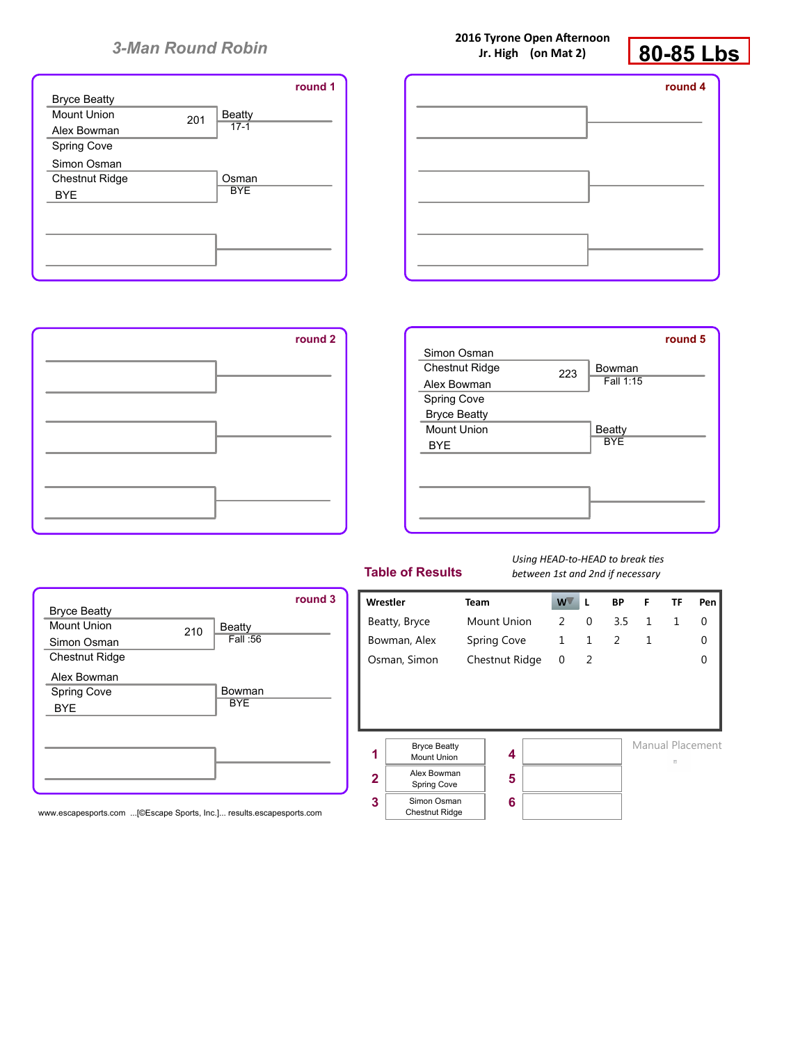## 3-Man Round Robin

**2016 Tyrone Open Afternoon**
**Jr. High (on Mat 2)**

# 80-85 Lbs

### round 1

| Wrestler | Team | Bout | Winner | Result |
|---|---|---|---|---|
| Bryce Beatty | Mount Union | 201 | Beatty | 17-1 |
| Alex Bowman | Spring Cove | | | |
| Simon Osman | Chestnut Ridge | | Osman | BYE |
| BYE | | | | |

### round 4

### round 2

### round 5

| Wrestler | Team | Bout | Winner | Result |
|---|---|---|---|---|
| Simon Osman | Chestnut Ridge | 223 | Bowman | Fall 1:15 |
| Alex Bowman | Spring Cove | | | |
| Bryce Beatty | Mount Union | | Beatty | BYE |
| BYE | | | | |

### round 3

| Wrestler | Team | Bout | Winner | Result |
|---|---|---|---|---|
| Bryce Beatty | Mount Union | 210 | Beatty | Fall :56 |
| Simon Osman | Chestnut Ridge | | | |
| Alex Bowman | Spring Cove | | Bowman | BYE |
| BYE | | | | |

## Table of Results

*Using HEAD-to-HEAD to break ties between 1st and 2nd if necessary*

| Wrestler | Team | W | L | BP | F | TF | Pen |
|---|---|---|---|---|---|---|---|
| Beatty, Bryce | Mount Union | 2 | 0 | 3.5 | 1 | 1 | 0 |
| Bowman, Alex | Spring Cove | 1 | 1 | 2 | 1 | | 0 |
| Osman, Simon | Chestnut Ridge | 0 | 2 | | | | 0 |

| Place | Wrestler | Place | Wrestler |
|---|---|---|---|
| 1 | Bryce Beatty, Mount Union | 4 | |
| 2 | Alex Bowman, Spring Cove | 5 | |
| 3 | Simon Osman, Chestnut Ridge | 6 | |

Manual Placement

www.escapesports.com ...[©Escape Sports, Inc.]... results.escapesports.com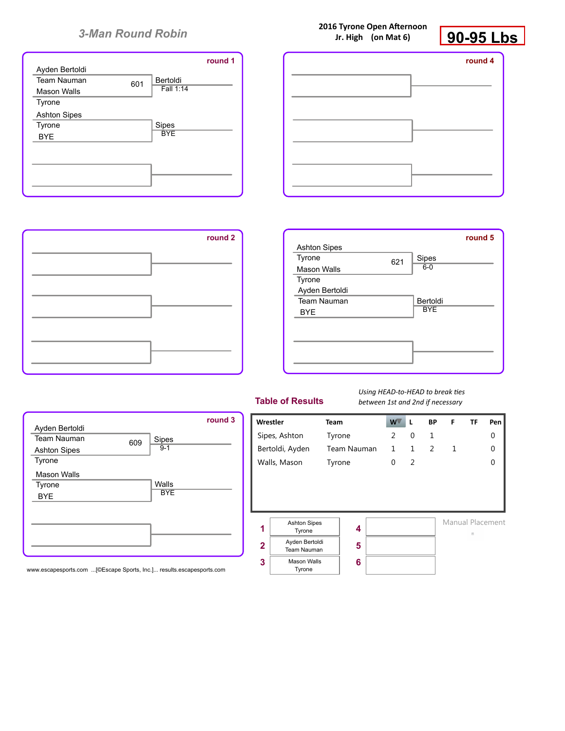# 3-Man Round Robin

**2016 Tyrone Open Afternoon**
**Jr. High (on Mat 6)**

**90-95 Lbs**

### round 1

| Wrestler | Team | Bout | Winner | Result |
|---|---|---|---|---|
| Ayden Bertoldi | Team Nauman | 601 | Bertoldi | Fall 1:14 |
| Mason Walls | Tyrone | | | |
| Ashton Sipes | Tyrone | | Sipes | BYE |
| BYE | | | | |

### round 2

### round 3

| Wrestler | Team | Bout | Winner | Result |
|---|---|---|---|---|
| Ayden Bertoldi | Team Nauman | 609 | Sipes | 9-1 |
| Ashton Sipes | Tyrone | | | |
| Mason Walls | Tyrone | | Walls | BYE |
| BYE | | | | |

### round 4

### round 5

| Wrestler | Team | Bout | Winner | Result |
|---|---|---|---|---|
| Ashton Sipes | Tyrone | 621 | Sipes | 6-0 |
| Mason Walls | Tyrone | | | |
| Ayden Bertoldi | Team Nauman | | Bertoldi | BYE |
| BYE | | | | |

## Table of Results

*Using HEAD-to-HEAD to break ties between 1st and 2nd if necessary*

| Wrestler | Team | W | L | BP | F | TF | Pen |
|---|---|---|---|---|---|---|---|
| Sipes, Ashton | Tyrone | 2 | 0 | 1 | | | 0 |
| Bertoldi, Ayden | Team Nauman | 1 | 1 | 2 | 1 | | 0 |
| Walls, Mason | Tyrone | 0 | 2 | | | | 0 |

| Place | Wrestler | Place | Wrestler |
|---|---|---|---|
| 1 | Ashton Sipes, Tyrone | 4 | |
| 2 | Ayden Bertoldi, Team Nauman | 5 | |
| 3 | Mason Walls, Tyrone | 6 | |

Manual Placement

www.escapesports.com ...[©Escape Sports, Inc.]... results.escapesports.com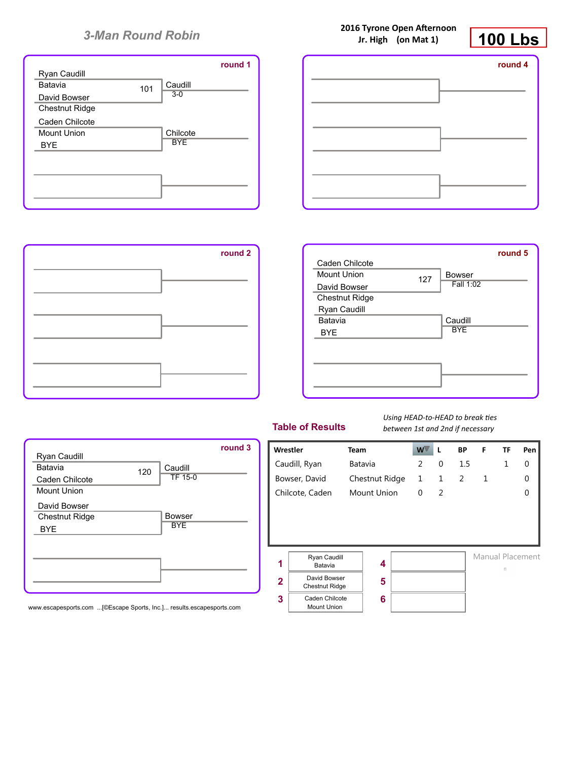# 3-Man Round Robin

**2016 Tyrone Open Afternoon**
**Jr. High (on Mat 1)**

**100 Lbs**

### round 1

Ryan Caudill
Batavia — 101 — Caudill 3-0
David Bowser
Chestnut Ridge

Caden Chilcote
Mount Union — Chilcote BYE
BYE

### round 4

### round 2

### round 5

Caden Chilcote
Mount Union — 127 — Bowser Fall 1:02
David Bowser
Chestnut Ridge

Ryan Caudill
Batavia — Caudill BYE
BYE

### round 3

Ryan Caudill
Batavia — 120 — Caudill TF 15-0
Caden Chilcote
Mount Union

David Bowser
Chestnut Ridge — Bowser BYE
BYE

## Table of Results

*Using HEAD-to-HEAD to break ties between 1st and 2nd if necessary*

| Wrestler | Team | W | L | BP | F | TF | Pen |
|---|---|---|---|---|---|---|---|
| Caudill, Ryan | Batavia | 2 | 0 | 1.5 | | 1 | 0 |
| Bowser, David | Chestnut Ridge | 1 | 1 | 2 | 1 | | 0 |
| Chilcote, Caden | Mount Union | 0 | 2 | | | | 0 |

| Place | Wrestler | Place | Wrestler |
|---|---|---|---|
| 1 | Ryan Caudill, Batavia | 4 | |
| 2 | David Bowser, Chestnut Ridge | 5 | |
| 3 | Caden Chilcote, Mount Union | 6 | |

Manual Placement

www.escapesports.com ...[©Escape Sports, Inc.]... results.escapesports.com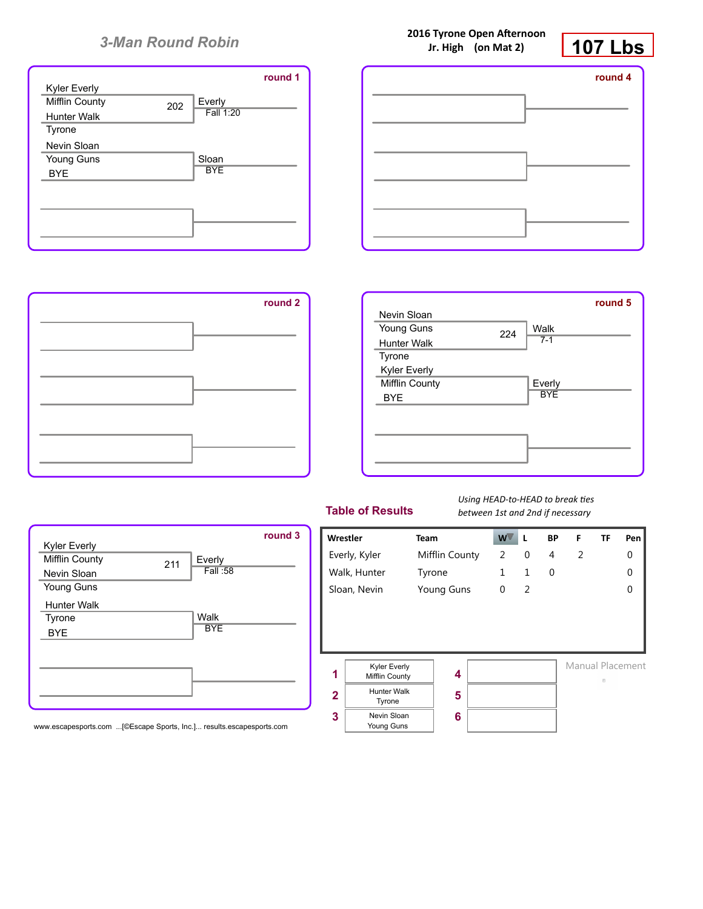# 3-Man Round Robin

**2016 Tyrone Open Afternoon**
**Jr. High (on Mat 2)**

**107 Lbs**

## round 1

Kyler Everly
Mifflin County
Hunter Walk
Tyrone

202 — Everly, Fall 1:20

Nevin Sloan
Young Guns
BYE

Sloan, BYE

## round 4

## round 2

## round 5

Nevin Sloan
Young Guns
Hunter Walk
Tyrone

224 — Walk, 7-1

Kyler Everly
Mifflin County
BYE

Everly, BYE

## round 3

Kyler Everly
Mifflin County
Nevin Sloan
Young Guns

211 — Everly, Fall :58

Hunter Walk
Tyrone
BYE

Walk, BYE

## Table of Results

*Using HEAD-to-HEAD to break ties between 1st and 2nd if necessary*

| Wrestler | Team | W | L | BP | F | TF | Pen |
|---|---|---|---|---|---|---|---|
| Everly, Kyler | Mifflin County | 2 | 0 | 4 | 2 | | 0 |
| Walk, Hunter | Tyrone | 1 | 1 | 0 | | | 0 |
| Sloan, Nevin | Young Guns | 0 | 2 | | | | 0 |

| Place | Wrestler | Place | Wrestler |
|---|---|---|---|
| 1 | Kyler Everly, Mifflin County | 4 | |
| 2 | Hunter Walk, Tyrone | 5 | |
| 3 | Nevin Sloan, Young Guns | 6 | |

Manual Placement

www.escapesports.com ...[©Escape Sports, Inc.]... results.escapesports.com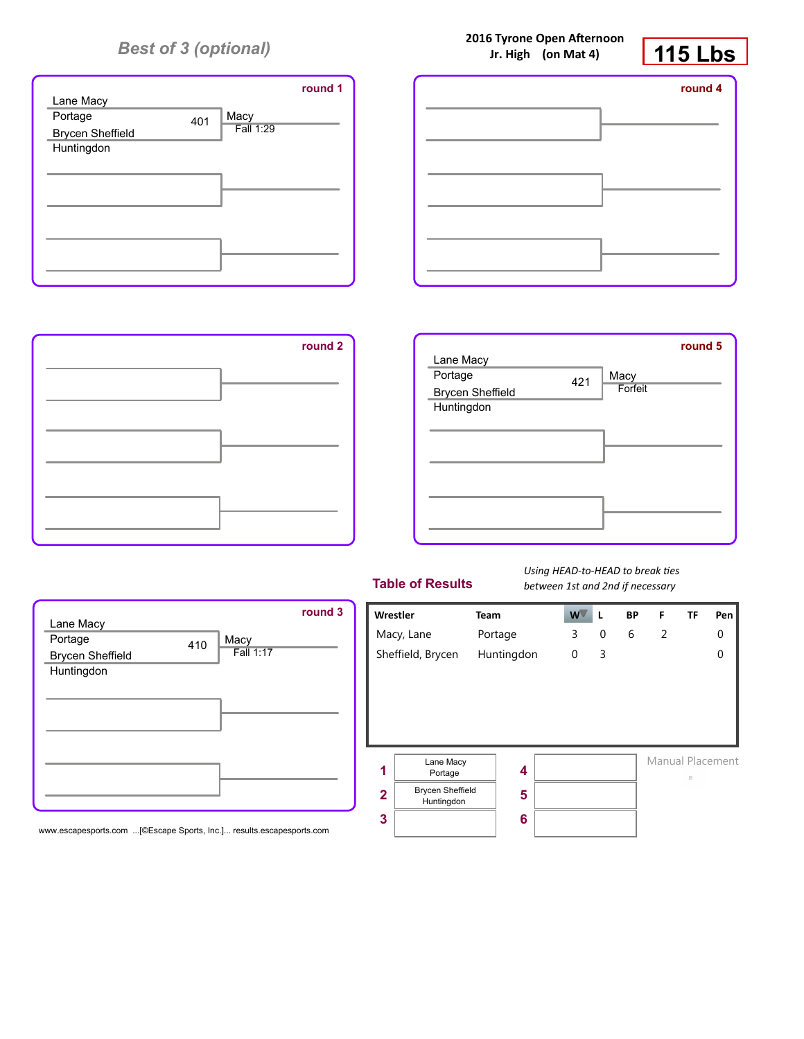*Best of 3 (optional)*

**2016 Tyrone Open Afternoon**
**Jr. High (on Mat 4)**

# 115 Lbs

**round 1**

Lane Macy
Portage — 401 — Macy, Fall 1:29
Brycen Sheffield
Huntingdon

**round 4**

**round 2**

**round 5**

Lane Macy
Portage — 421 — Macy, Forfeit
Brycen Sheffield
Huntingdon

**round 3**

Lane Macy
Portage — 410 — Macy, Fall 1:17
Brycen Sheffield
Huntingdon

## Table of Results

*Using HEAD-to-HEAD to break ties between 1st and 2nd if necessary*

| Wrestler | Team | W | L | BP | F | TF | Pen |
|---|---|---|---|---|---|---|---|
| Macy, Lane | Portage | 3 | 0 | 6 | 2 | | 0 |
| Sheffield, Brycen | Huntingdon | 0 | 3 | | | | 0 |

| Place | Wrestler | Place | Wrestler |
|---|---|---|---|
| 1 | Lane Macy, Portage | 4 | |
| 2 | Brycen Sheffield, Huntingdon | 5 | |
| 3 | | 6 | |

Manual Placement

www.escapesports.com ...[©Escape Sports, Inc.]... results.escapesports.com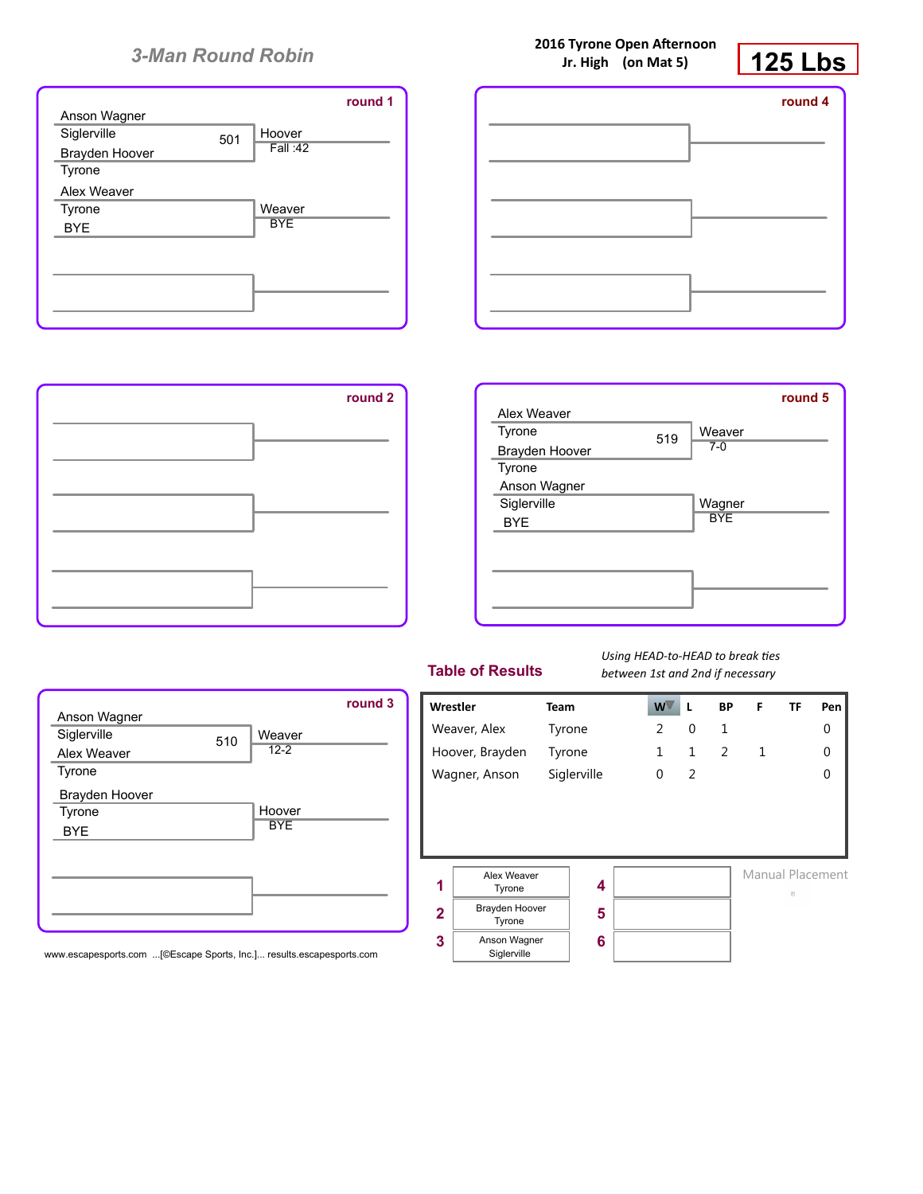## 3-Man Round Robin

**2016 Tyrone Open Afternoon**
**Jr. High (on Mat 5)**

# 125 Lbs

### round 1

Anson Wagner
Siglerville
501
Brayden Hoover
Tyrone

Hoover
Fall :42

Alex Weaver
Tyrone
BYE

Weaver
BYE

### round 4

### round 2

### round 5

Alex Weaver
Tyrone
519
Brayden Hoover
Tyrone

Weaver
7-0

Anson Wagner
Siglerville
BYE

Wagner
BYE

### round 3

Anson Wagner
Siglerville
510
Alex Weaver
Tyrone

Weaver
12-2

Brayden Hoover
Tyrone
BYE

Hoover
BYE

## Table of Results

*Using HEAD-to-HEAD to break ties between 1st and 2nd if necessary*

| Wrestler | Team | W | L | BP | F | TF | Pen |
|---|---|---|---|---|---|---|---|
| Weaver, Alex | Tyrone | 2 | 0 | 1 | | | 0 |
| Hoover, Brayden | Tyrone | 1 | 1 | 2 | 1 | | 0 |
| Wagner, Anson | Siglerville | 0 | 2 | | | | 0 |

| Place | Wrestler | Place | Wrestler |
|---|---|---|---|
| 1 | Alex Weaver, Tyrone | 4 | |
| 2 | Brayden Hoover, Tyrone | 5 | |
| 3 | Anson Wagner, Siglerville | 6 | |

Manual Placement

www.escapesports.com ...[©Escape Sports, Inc.]... results.escapesports.com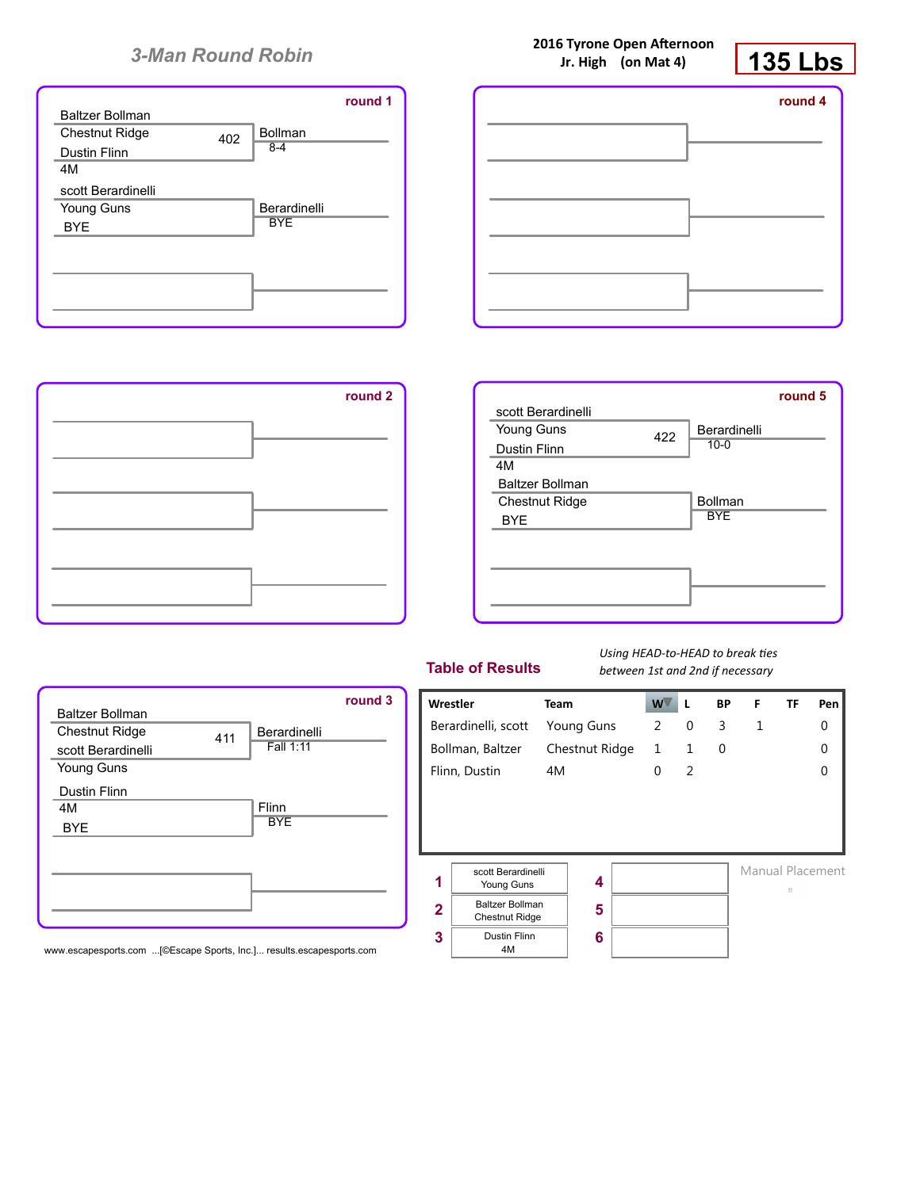## 3-Man Round Robin

**2016 Tyrone Open Afternoon**
**Jr. High (on Mat 4)**

# 135 Lbs

### round 1

| Wrestler | Team | Bout | Winner | Result |
|---|---|---|---|---|
| Baltzer Bollman | Chestnut Ridge | 402 | Bollman | 8-4 |
| Dustin Flinn | 4M | | | |
| scott Berardinelli | Young Guns | | Berardinelli | BYE |
| BYE | | | | |

### round 4

### round 2

### round 5

| Wrestler | Team | Bout | Winner | Result |
|---|---|---|---|---|
| scott Berardinelli | Young Guns | 422 | Berardinelli | 10-0 |
| Dustin Flinn | 4M | | | |
| Baltzer Bollman | Chestnut Ridge | | Bollman | BYE |
| BYE | | | | |

### round 3

| Wrestler | Team | Bout | Winner | Result |
|---|---|---|---|---|
| Baltzer Bollman | Chestnut Ridge | 411 | Berardinelli | Fall 1:11 |
| scott Berardinelli | Young Guns | | | |
| Dustin Flinn | 4M | | Flinn | BYE |
| BYE | | | | |

## Table of Results

*Using HEAD-to-HEAD to break ties between 1st and 2nd if necessary*

| Wrestler | Team | W | L | BP | F | TF | Pen |
|---|---|---|---|---|---|---|---|
| Berardinelli, scott | Young Guns | 2 | 0 | 3 | 1 | | 0 |
| Bollman, Baltzer | Chestnut Ridge | 1 | 1 | 0 | | | 0 |
| Flinn, Dustin | 4M | 0 | 2 | | | | 0 |

| Place | Wrestler | Place | Wrestler |
|---|---|---|---|
| 1 | scott Berardinelli, Young Guns | 4 | |
| 2 | Baltzer Bollman, Chestnut Ridge | 5 | |
| 3 | Dustin Flinn, 4M | 6 | |

Manual Placement

www.escapesports.com ...[©Escape Sports, Inc.]... results.escapesports.com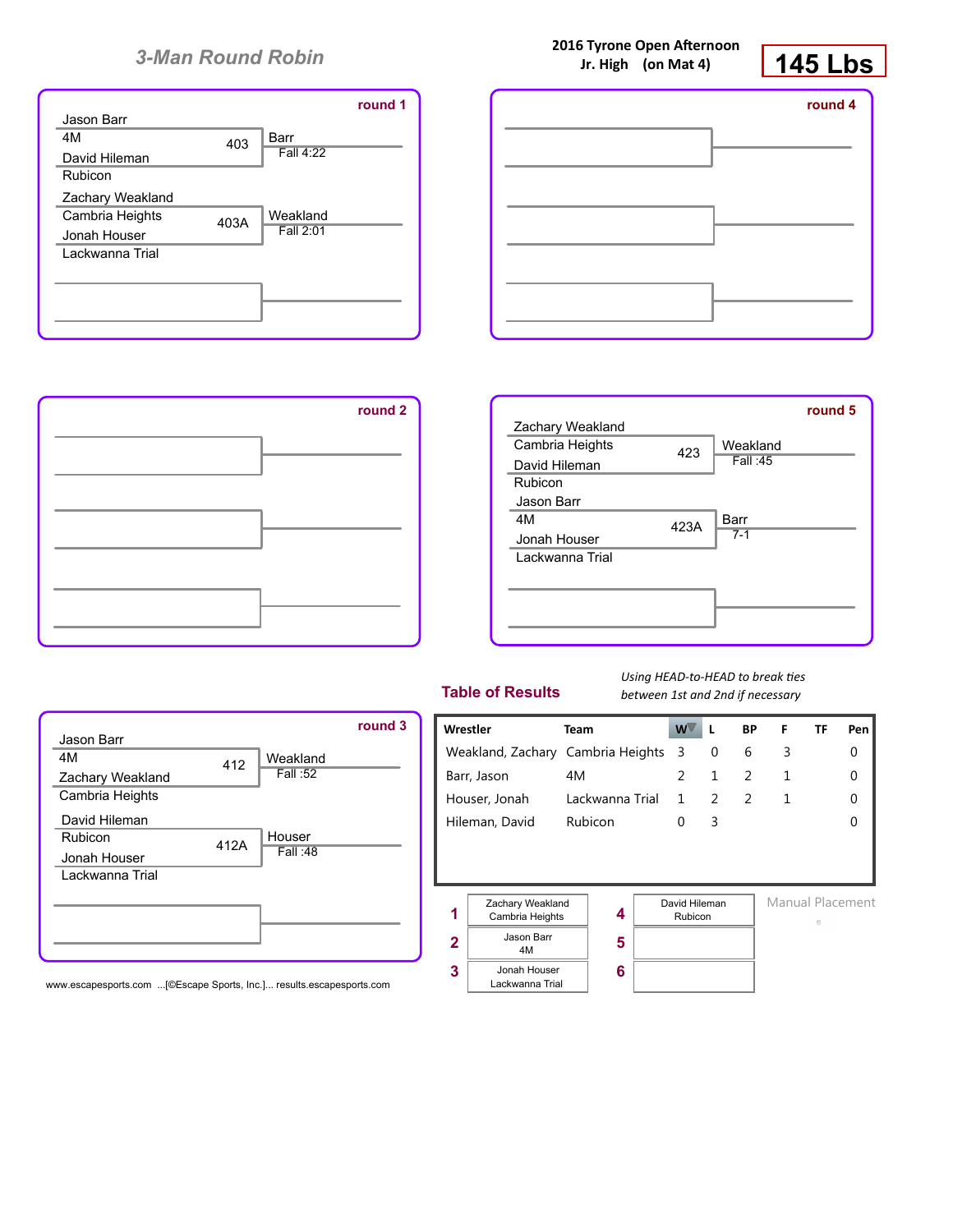## 3-Man Round Robin

**2016 Tyrone Open Afternoon**
**Jr. High (on Mat 4)**

# 145 Lbs

### round 1

Jason Barr
4M
David Hileman
Rubicon
403 — Barr, Fall 4:22

Zachary Weakland
Cambria Heights
Jonah Houser
Lackwanna Trial
403A — Weakland, Fall 2:01

### round 4

### round 2

### round 5

Zachary Weakland
Cambria Heights
David Hileman
Rubicon
423 — Weakland, Fall :45

Jason Barr
4M
Jonah Houser
Lackwanna Trial
423A — Barr, 7-1

### round 3

Jason Barr
4M
Zachary Weakland
Cambria Heights
412 — Weakland, Fall :52

David Hileman
Rubicon
Jonah Houser
Lackwanna Trial
412A — Houser, Fall :48

## Table of Results

*Using HEAD-to-HEAD to break ties between 1st and 2nd if necessary*

| Wrestler | Team | W | L | BP | F | TF | Pen |
|---|---|---|---|---|---|---|---|
| Weakland, Zachary | Cambria Heights | 3 | 0 | 6 | 3 | | 0 |
| Barr, Jason | 4M | 2 | 1 | 2 | 1 | | 0 |
| Houser, Jonah | Lackwanna Trial | 1 | 2 | 2 | 1 | | 0 |
| Hileman, David | Rubicon | 0 | 3 | | | | 0 |

| Place | Wrestler | Place | Wrestler |
|---|---|---|---|
| 1 | Zachary Weakland, Cambria Heights | 4 | David Hileman, Rubicon |
| 2 | Jason Barr, 4M | 5 | |
| 3 | Jonah Houser, Lackwanna Trial | 6 | |

Manual Placement

www.escapesports.com ...[©Escape Sports, Inc.]... results.escapesports.com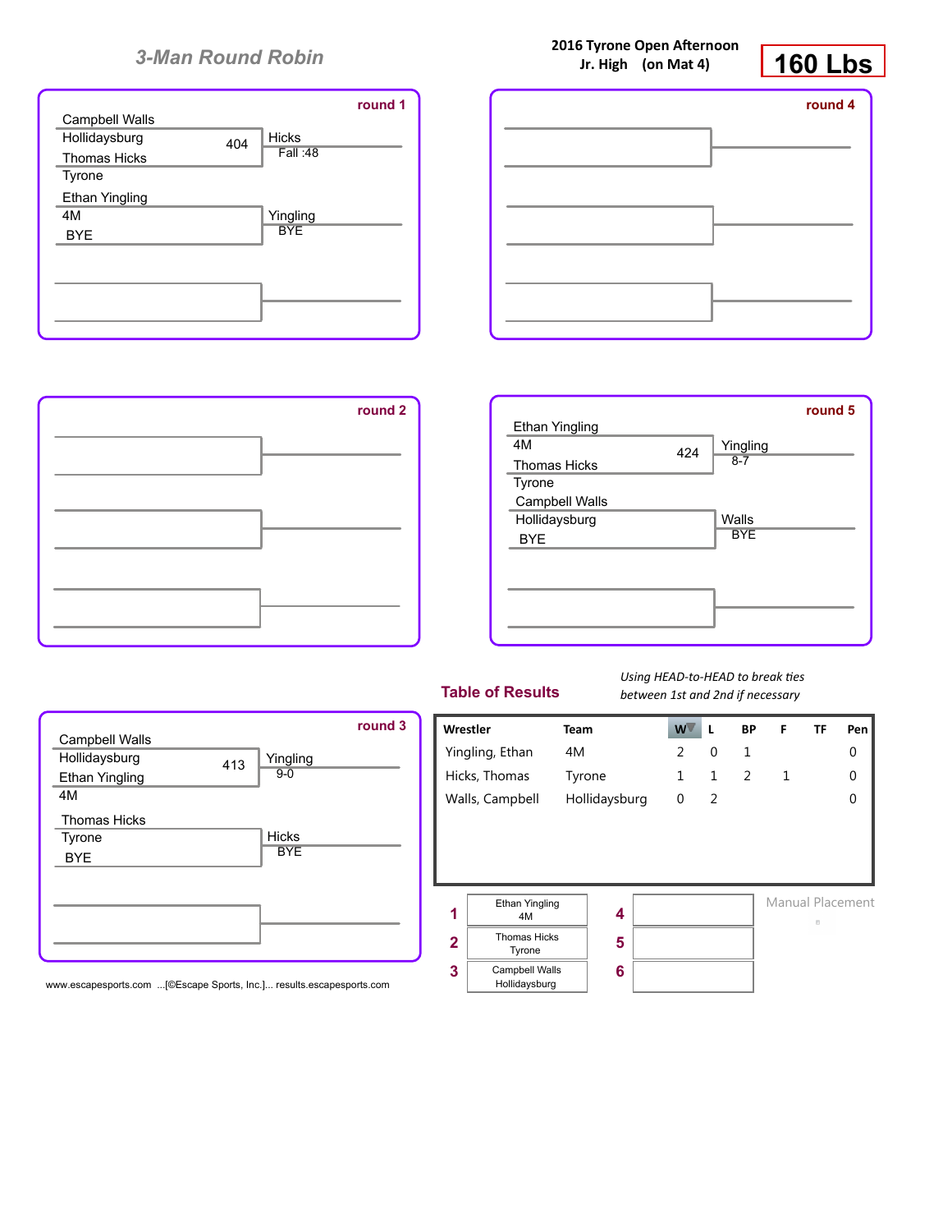# 3-Man Round Robin

**2016 Tyrone Open Afternoon**
**Jr. High (on Mat 4)**

**160 Lbs**

### round 1

Campbell Walls
Hollidaysburg — 404 — Hicks, Fall :48
Thomas Hicks
Tyrone

Ethan Yingling
4M — Yingling, BYE
BYE

### round 4

### round 2

### round 5

Ethan Yingling
4M — 424 — Yingling, 8-7
Thomas Hicks
Tyrone

Campbell Walls
Hollidaysburg — Walls, BYE
BYE

### round 3

Campbell Walls
Hollidaysburg — 413 — Yingling, 9-0
Ethan Yingling
4M

Thomas Hicks
Tyrone — Hicks, BYE
BYE

## Table of Results

*Using HEAD-to-HEAD to break ties between 1st and 2nd if necessary*

| Wrestler | Team | W | L | BP | F | TF | Pen |
|---|---|---|---|---|---|---|---|
| Yingling, Ethan | 4M | 2 | 0 | 1 | | | 0 |
| Hicks, Thomas | Tyrone | 1 | 1 | 2 | 1 | | 0 |
| Walls, Campbell | Hollidaysburg | 0 | 2 | | | | 0 |

| Place | Wrestler | Place | Wrestler |
|---|---|---|---|
| 1 | Ethan Yingling, 4M | 4 | |
| 2 | Thomas Hicks, Tyrone | 5 | |
| 3 | Campbell Walls, Hollidaysburg | 6 | |

Manual Placement

www.escapesports.com ...[©Escape Sports, Inc.]... results.escapesports.com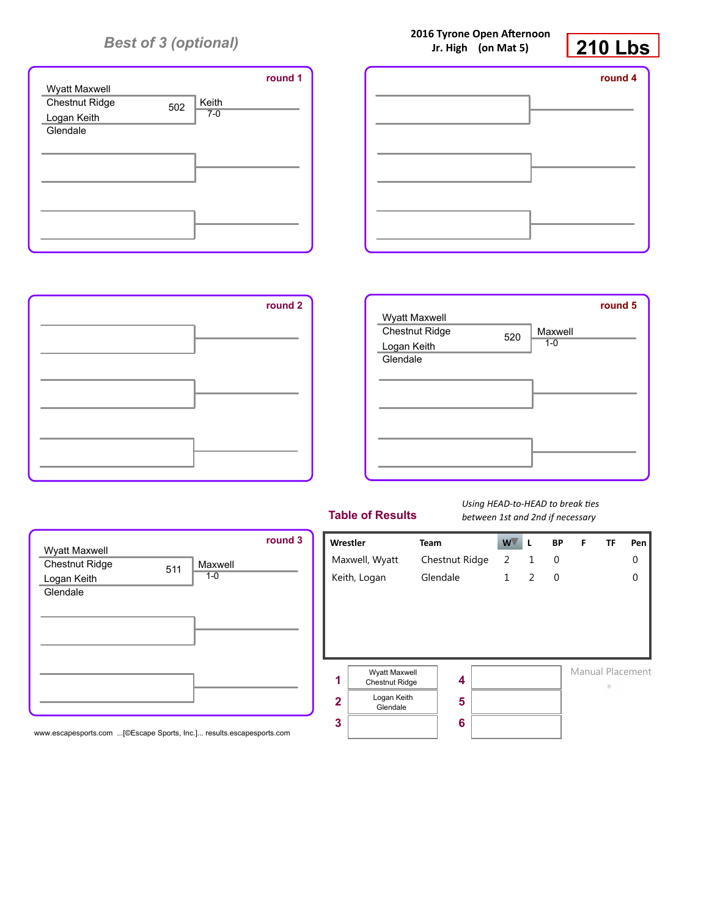*Best of 3 (optional)*

**2016 Tyrone Open Afternoon**
**Jr. High (on Mat 5)**

# 210 Lbs

**round 1**

Wyatt Maxwell
Chestnut Ridge — 502 — Keith 7-0
Logan Keith
Glendale

**round 4**

**round 2**

**round 5**

Wyatt Maxwell
Chestnut Ridge — 520 — Maxwell 1-0
Logan Keith
Glendale

**round 3**

Wyatt Maxwell
Chestnut Ridge — 511 — Maxwell 1-0
Logan Keith
Glendale

## Table of Results

*Using HEAD-to-HEAD to break ties between 1st and 2nd if necessary*

| Wrestler | Team | W | L | BP | F | TF | Pen |
|---|---|---|---|---|---|---|---|
| Maxwell, Wyatt | Chestnut Ridge | 2 | 1 | 0 | | | 0 |
| Keith, Logan | Glendale | 1 | 2 | 0 | | | 0 |

| Place | Wrestler | Place | Wrestler |
|---|---|---|---|
| 1 | Wyatt Maxwell, Chestnut Ridge | 4 | |
| 2 | Logan Keith, Glendale | 5 | |
| 3 | | 6 | |

Manual Placement

www.escapesports.com ...[©Escape Sports, Inc.]... results.escapesports.com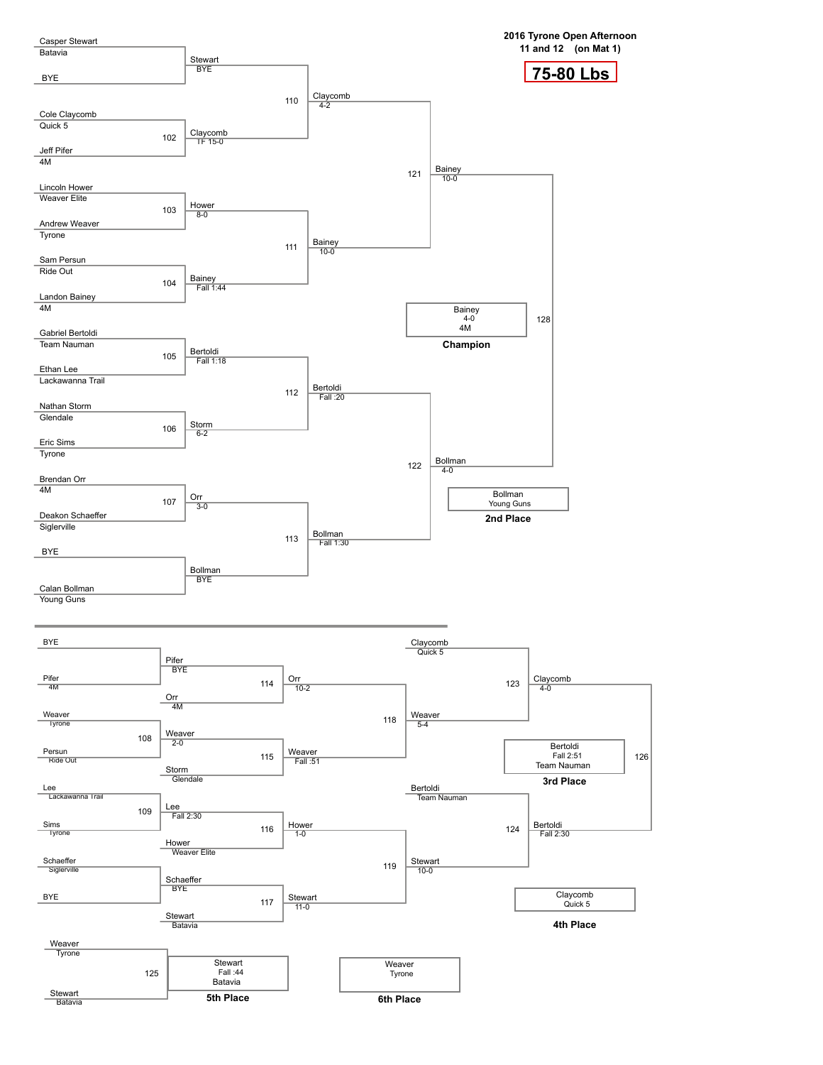# 2016 Tyrone Open Afternoon
## 11 and 12 (on Mat 1)

## 75-80 Lbs

### Championship Bracket

| Bout | Wrestler 1 | Wrestler 2 | Winner | Result |
|---|---|---|---|---|
| | Casper Stewart (Batavia) | BYE | Stewart | BYE |
| 102 | Cole Claycomb (Quick 5) | Jeff Pifer (4M) | Claycomb | TF 15-0 |
| 103 | Lincoln Hower (Weaver Elite) | Andrew Weaver (Tyrone) | Hower | 8-0 |
| 104 | Sam Persun (Ride Out) | Landon Bainey (4M) | Bainey | Fall 1:44 |
| 105 | Gabriel Bertoldi (Team Nauman) | Ethan Lee (Lackawanna Trail) | Bertoldi | Fall 1:18 |
| 106 | Nathan Storm (Glendale) | Eric Sims (Tyrone) | Storm | 6-2 |
| 107 | Brendan Orr (4M) | Deakon Schaeffer (Siglerville) | Orr | 3-0 |
| | BYE | Calan Bollman (Young Guns) | Bollman | BYE |
| 110 | Stewart | Claycomb | Claycomb | 4-2 |
| 111 | Hower | Bainey | Bainey | 10-0 |
| 112 | Bertoldi | Storm | Bertoldi | Fall :20 |
| 113 | Orr | Bollman | Bollman | Fall 1:30 |
| 121 | Claycomb | Bainey | Bainey | 10-0 |
| 122 | Bertoldi | Bollman | Bollman | 4-0 |
| 128 | Bainey | Bollman | Bainey | 4-0 |

**Champion:** Bainey, 4-0, 4M

**2nd Place:** Bollman, Young Guns

### Consolation Bracket

| Bout | Wrestler 1 | Wrestler 2 | Winner | Result |
|---|---|---|---|---|
| | BYE | Pifer (4M) | Pifer | BYE |
| 108 | Weaver (Tyrone) | Persun (Ride Out) | Weaver | 2-0 |
| 109 | Lee (Lackawanna Trail) | Sims (Tyrone) | Lee | Fall 2:30 |
| | Schaeffer (Siglerville) | BYE | Schaeffer | BYE |
| 114 | Pifer | Orr (4M) | Orr | 10-2 |
| 115 | Weaver | Storm (Glendale) | Weaver | Fall :51 |
| 116 | Lee | Hower (Weaver Elite) | Hower | 1-0 |
| 117 | Schaeffer | Stewart (Batavia) | Stewart | 11-0 |
| 118 | Orr | Weaver | Weaver | 5-4 |
| 119 | Hower | Stewart | Stewart | 10-0 |
| 123 | Claycomb (Quick 5) | Weaver | Claycomb | 4-0 |
| 124 | Bertoldi (Team Nauman) | Stewart | Bertoldi | Fall 2:30 |
| 126 | Claycomb | Bertoldi | Bertoldi | Fall 2:51 |
| 125 | Weaver (Tyrone) | Stewart (Batavia) | Stewart | Fall :44 |

**3rd Place:** Bertoldi, Fall 2:51, Team Nauman

**4th Place:** Claycomb, Quick 5

**5th Place:** Stewart, Fall :44, Batavia

**6th Place:** Weaver, Tyrone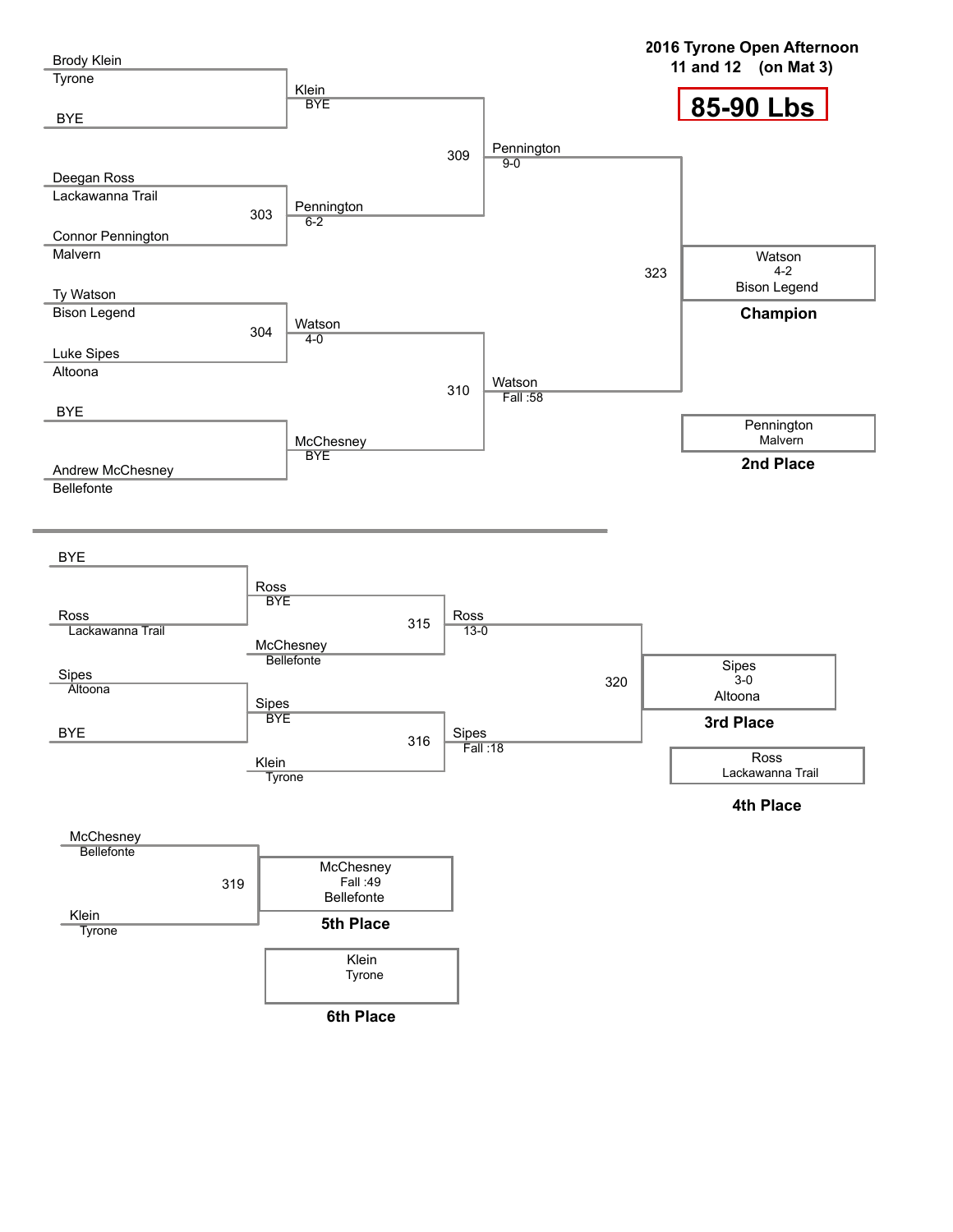# 2016 Tyrone Open Afternoon

**11 and 12 (on Mat 3)**

## 85-90 Lbs

### Championship Bracket

| Round 1 | Bout | Quarterfinal Winner | Bout | Semifinal Winner | Bout | Result |
|---|---|---|---|---|---|---|
| Brody Klein (Tyrone) vs BYE | | Klein (BYE) | 309 | Pennington (9-0) | 323 | Watson (4-2), Bison Legend — Champion |
| Deegan Ross (Lackawanna Trail) vs Connor Pennington (Malvern) | 303 | Pennington (6-2) | | | | |
| Ty Watson (Bison Legend) vs Luke Sipes (Altoona) | 304 | Watson (4-0) | 310 | Watson (Fall :58) | | Pennington, Malvern — 2nd Place |
| BYE vs Andrew McChesney (Bellefonte) | | McChesney (BYE) | | | | |

### Consolation Bracket

| Round 1 | Winner | Opponent | Bout | Winner | Bout | Result |
|---|---|---|---|---|---|---|
| BYE vs Ross (Lackawanna Trail) | Ross (BYE) | McChesney (Bellefonte) | 315 | Ross (13-0) | 320 | Sipes (3-0), Altoona — 3rd Place |
| Sipes (Altoona) vs BYE | Sipes (BYE) | Klein (Tyrone) | 316 | Sipes (Fall :18) | | Ross, Lackawanna Trail — 4th Place |

### 5th Place Match

| Wrestlers | Bout | Result |
|---|---|---|
| McChesney (Bellefonte) vs Klein (Tyrone) | 319 | McChesney (Fall :49), Bellefonte — 5th Place |
| | | Klein, Tyrone — 6th Place |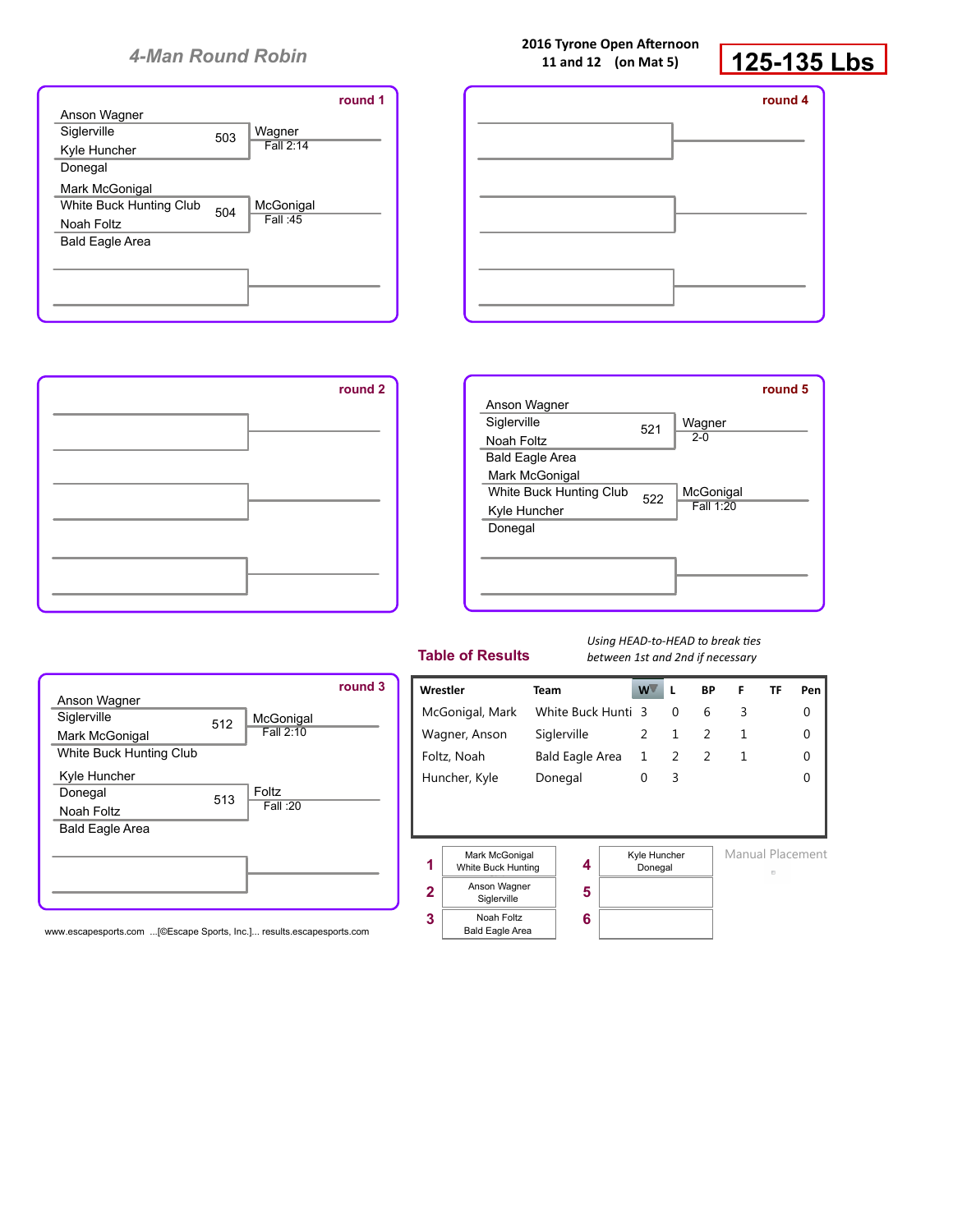## 4-Man Round Robin

**2016 Tyrone Open Afternoon**
**11 and 12 (on Mat 5)**

# 125-135 Lbs

### round 1

| Wrestler | Team | Bout | Winner | Result |
|---|---|---|---|---|
| Anson Wagner | Siglerville | 503 | Wagner | Fall 2:14 |
| Kyle Huncher | Donegal | | | |
| Mark McGonigal | White Buck Hunting Club | 504 | McGonigal | Fall :45 |
| Noah Foltz | Bald Eagle Area | | | |

### round 4

### round 2

### round 5

| Wrestler | Team | Bout | Winner | Result |
|---|---|---|---|---|
| Anson Wagner | Siglerville | 521 | Wagner | 2-0 |
| Noah Foltz | Bald Eagle Area | | | |
| Mark McGonigal | White Buck Hunting Club | 522 | McGonigal | Fall 1:20 |
| Kyle Huncher | Donegal | | | |

### round 3

| Wrestler | Team | Bout | Winner | Result |
|---|---|---|---|---|
| Anson Wagner | Siglerville | 512 | McGonigal | Fall 2:10 |
| Mark McGonigal | White Buck Hunting Club | | | |
| Kyle Huncher | Donegal | 513 | Foltz | Fall :20 |
| Noah Foltz | Bald Eagle Area | | | |

### Table of Results

*Using HEAD-to-HEAD to break ties between 1st and 2nd if necessary*

| Wrestler | Team | W | L | BP | F | TF | Pen |
|---|---|---|---|---|---|---|---|
| McGonigal, Mark | White Buck Hunti | 3 | 0 | 6 | 3 | | 0 |
| Wagner, Anson | Siglerville | 2 | 1 | 2 | 1 | | 0 |
| Foltz, Noah | Bald Eagle Area | 1 | 2 | 2 | 1 | | 0 |
| Huncher, Kyle | Donegal | 0 | 3 | | | | 0 |

| Place | Wrestler | Place | Wrestler |
|---|---|---|---|
| 1 | Mark McGonigal, White Buck Hunting | 4 | Kyle Huncher, Donegal |
| 2 | Anson Wagner, Siglerville | 5 | |
| 3 | Noah Foltz, Bald Eagle Area | 6 | |

Manual Placement

www.escapesports.com ...[©Escape Sports, Inc.]... results.escapesports.com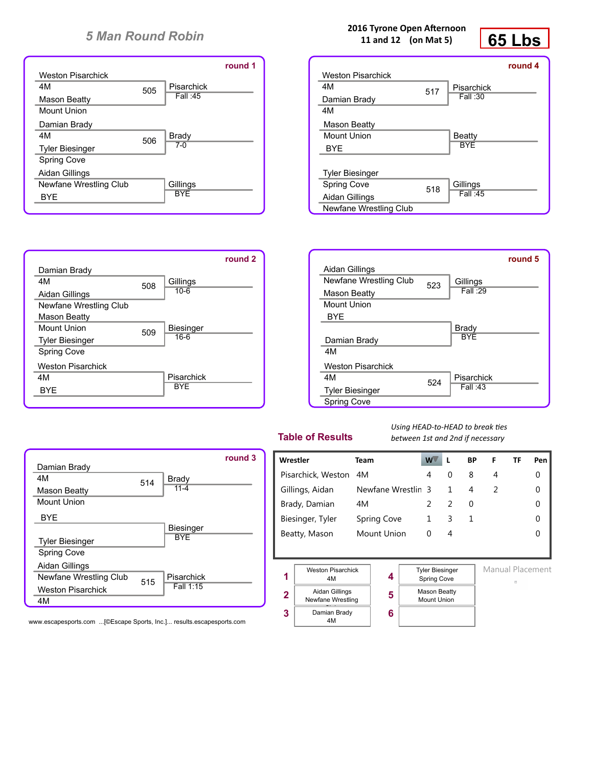# 5 Man Round Robin

**2016 Tyrone Open Afternoon**
**11 and 12 (on Mat 5)**

# 65 Lbs

## round 1

| Bout | Wrestler 1 | Team | Wrestler 2 | Team | Winner | Result |
|---|---|---|---|---|---|---|
| 505 | Weston Pisarchick | 4M | Mason Beatty | Mount Union | Pisarchick | Fall :45 |
| 506 | Damian Brady | 4M | Tyler Biesinger | Spring Cove | Brady | 7-0 |
| | Aidan Gillings | Newfane Wrestling Club | BYE | | Gillings | BYE |

## round 2

| Bout | Wrestler 1 | Team | Wrestler 2 | Team | Winner | Result |
|---|---|---|---|---|---|---|
| 508 | Damian Brady | 4M | Aidan Gillings | Newfane Wrestling Club | Gillings | 10-6 |
| 509 | Mason Beatty | Mount Union | Tyler Biesinger | Spring Cove | Biesinger | 16-6 |
| | Weston Pisarchick | 4M | BYE | | Pisarchick | BYE |

## round 3

| Bout | Wrestler 1 | Team | Wrestler 2 | Team | Winner | Result |
|---|---|---|---|---|---|---|
| 514 | Damian Brady | 4M | Mason Beatty | Mount Union | Brady | 11-4 |
| | BYE | | Tyler Biesinger | Spring Cove | Biesinger | BYE |
| 515 | Aidan Gillings | Newfane Wrestling Club | Weston Pisarchick | 4M | Pisarchick | Fall 1:15 |

## round 4

| Bout | Wrestler 1 | Team | Wrestler 2 | Team | Winner | Result |
|---|---|---|---|---|---|---|
| 517 | Weston Pisarchick | 4M | Damian Brady | 4M | Pisarchick | Fall :30 |
| | Mason Beatty | Mount Union | BYE | | Beatty | BYE |
| 518 | Tyler Biesinger | Spring Cove | Aidan Gillings | Newfane Wrestling Club | Gillings | Fall :45 |

## round 5

| Bout | Wrestler 1 | Team | Wrestler 2 | Team | Winner | Result |
|---|---|---|---|---|---|---|
| 523 | Aidan Gillings | Newfane Wrestling Club | Mason Beatty | Mount Union | Gillings | Fall :29 |
| | BYE | | Damian Brady | 4M | Brady | BYE |
| 524 | Weston Pisarchick | 4M | Tyler Biesinger | Spring Cove | Pisarchick | Fall :43 |

## Table of Results

*Using HEAD-to-HEAD to break ties between 1st and 2nd if necessary*

| Wrestler | Team | W | L | BP | F | TF | Pen |
|---|---|---|---|---|---|---|---|
| Pisarchick, Weston | 4M | 4 | 0 | 8 | 4 | | 0 |
| Gillings, Aidan | Newfane Wrestlin | 3 | 1 | 4 | 2 | | 0 |
| Brady, Damian | 4M | 2 | 2 | 0 | | | 0 |
| Biesinger, Tyler | Spring Cove | 1 | 3 | 1 | | | 0 |
| Beatty, Mason | Mount Union | 0 | 4 | | | | 0 |

| Place | Wrestler | Place | Wrestler |
|---|---|---|---|
| 1 | Weston Pisarchick, 4M | 4 | Tyler Biesinger, Spring Cove |
| 2 | Aidan Gillings, Newfane Wrestling | 5 | Mason Beatty, Mount Union |
| 3 | Damian Brady, 4M | 6 | |

Manual Placement

www.escapesports.com ...[©Escape Sports, Inc.]... results.escapesports.com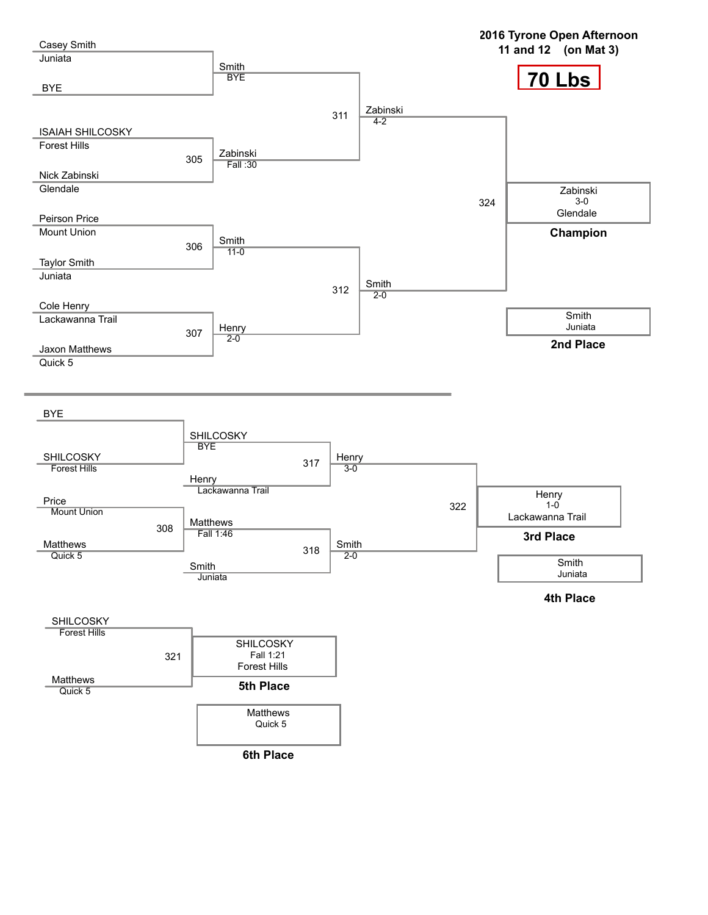## 2016 Tyrone Open Afternoon
### 11 and 12 (on Mat 3)

**70 Lbs**

### Championship Bracket

| Wrestler | Team | Bout | Result |
|---|---|---|---|
| Casey Smith | Juniata | | Smith — BYE |
| BYE | | | |
| ISAIAH SHILCOSKY | Forest Hills | 305 | Zabinski — Fall :30 |
| Nick Zabinski | Glendale | | |
| Peirson Price | Mount Union | 306 | Smith — 11-0 |
| Taylor Smith | Juniata | | |
| Cole Henry | Lackawanna Trail | 307 | Henry — 2-0 |
| Jaxon Matthews | Quick 5 | | |

- 311: Zabinski 4-2
- 312: Smith 2-0
- 324: Zabinski 3-0, Glendale — **Champion**
- Smith, Juniata — **2nd Place**

### Consolation Bracket

| Wrestler | Team | Bout | Result |
|---|---|---|---|
| BYE | | | SHILCOSKY — BYE |
| SHILCOSKY | Forest Hills | | |
| Price | Mount Union | 308 | Matthews — Fall 1:46 |
| Matthews | Quick 5 | | |

- 317: Henry (Lackawanna Trail) vs SHILCOSKY — Henry 3-0
- 318: Smith (Juniata) vs Matthews — Smith 2-0
- 322: Henry 1-0, Lackawanna Trail — **3rd Place**
- Smith, Juniata — **4th Place**

### 5th Place Match

| Wrestler | Team | Bout | Result |
|---|---|---|---|
| SHILCOSKY | Forest Hills | 321 | SHILCOSKY — Fall 1:21, Forest Hills |
| Matthews | Quick 5 | | |

- SHILCOSKY, Forest Hills — **5th Place**
- Matthews, Quick 5 — **6th Place**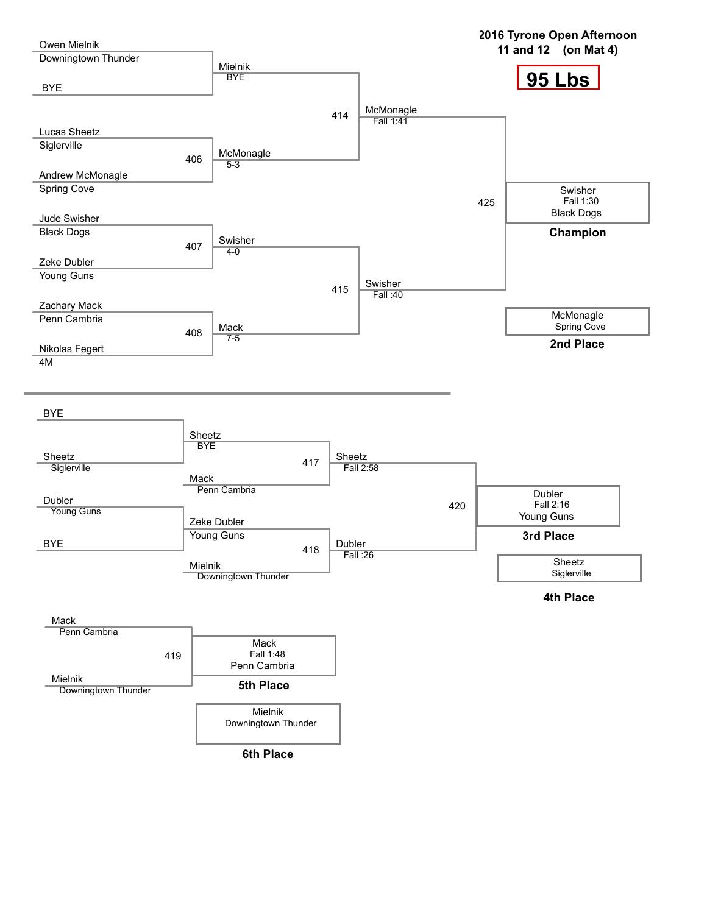# 2016 Tyrone Open Afternoon
## 11 and 12 (on Mat 4)

## 95 Lbs

### Championship Bracket

| Wrestler | Team |
|---|---|
| Owen Mielnik | Downingtown Thunder |
| BYE | |
| Lucas Sheetz | Siglerville |
| Andrew McMonagle | Spring Cove |
| Jude Swisher | Black Dogs |
| Zeke Dubler | Young Guns |
| Zachary Mack | Penn Cambria |
| Nikolas Fegert | 4M |

**Round 1**

- Mielnik — BYE
- 406: McMonagle — 5-3
- 407: Swisher — 4-0
- 408: Mack — 7-5

**Semifinals**

- 414: McMonagle — Fall 1:41
- 415: Swisher — Fall :40

**Final**

- 425: Swisher — Fall 1:30 — Black Dogs — **Champion**
- McMonagle — Spring Cove — **2nd Place**

### Consolation Bracket

- BYE vs. Sheetz (Siglerville): Sheetz — BYE
- Dubler (Young Guns) vs. BYE: Zeke Dubler — Young Guns
- 417: Sheetz vs. Mack (Penn Cambria): Sheetz — Fall 2:58
- 418: Zeke Dubler (Young Guns) vs. Mielnik (Downingtown Thunder): Dubler — Fall :26
- 420: Dubler — Fall 2:16 — Young Guns — **3rd Place**
- Sheetz — Siglerville — **4th Place**

### 5th Place Match

- 419: Mack (Penn Cambria) vs. Mielnik (Downingtown Thunder)
- Mack — Fall 1:48 — Penn Cambria — **5th Place**
- Mielnik — Downingtown Thunder — **6th Place**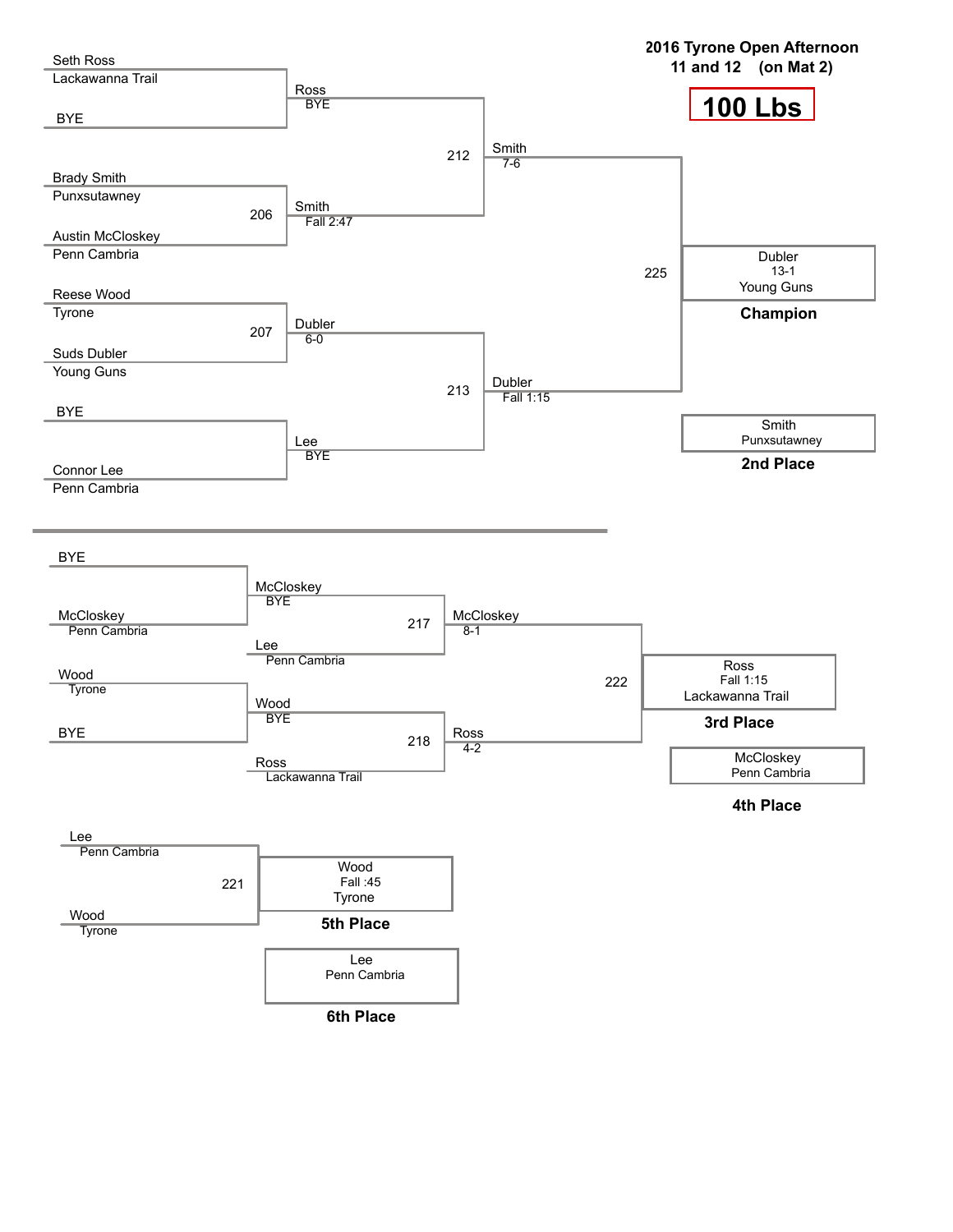# 2016 Tyrone Open Afternoon

## 11 and 12 (on Mat 2)

## 100 Lbs

### Championship Bracket

**Round 1**

- Seth Ross (Lackawanna Trail) vs BYE → Ross, BYE
- Match 206: Brady Smith (Punxsutawney) vs Austin McCloskey (Penn Cambria) → Smith, Fall 2:47
- Match 207: Reese Wood (Tyrone) vs Suds Dubler (Young Guns) → Dubler, 6-0
- BYE vs Connor Lee (Penn Cambria) → Lee, BYE

**Semifinals**

- Match 212: Ross vs Smith → Smith, 7-6
- Match 213: Dubler vs Lee → Dubler, Fall 1:15

**Final**

- Match 225: Smith vs Dubler → Dubler, 13-1, Young Guns

**Champion:** Dubler, 13-1, Young Guns

**2nd Place:** Smith, Punxsutawney

### Consolation Bracket

**Round 1**

- BYE vs McCloskey (Penn Cambria) → McCloskey, BYE
- Wood (Tyrone) vs BYE → Wood, BYE

**Consolation Semifinals**

- Match 217: McCloskey vs Lee (Penn Cambria) → McCloskey, 8-1
- Match 218: Wood vs Ross (Lackawanna Trail) → Ross, 4-2

**3rd Place Match**

- Match 222: McCloskey vs Ross → Ross, Fall 1:15, Lackawanna Trail

**3rd Place:** Ross, Fall 1:15, Lackawanna Trail

**4th Place:** McCloskey, Penn Cambria

**5th Place Match**

- Match 221: Lee (Penn Cambria) vs Wood (Tyrone) → Wood, Fall :45, Tyrone

**5th Place:** Wood, Fall :45, Tyrone

**6th Place:** Lee, Penn Cambria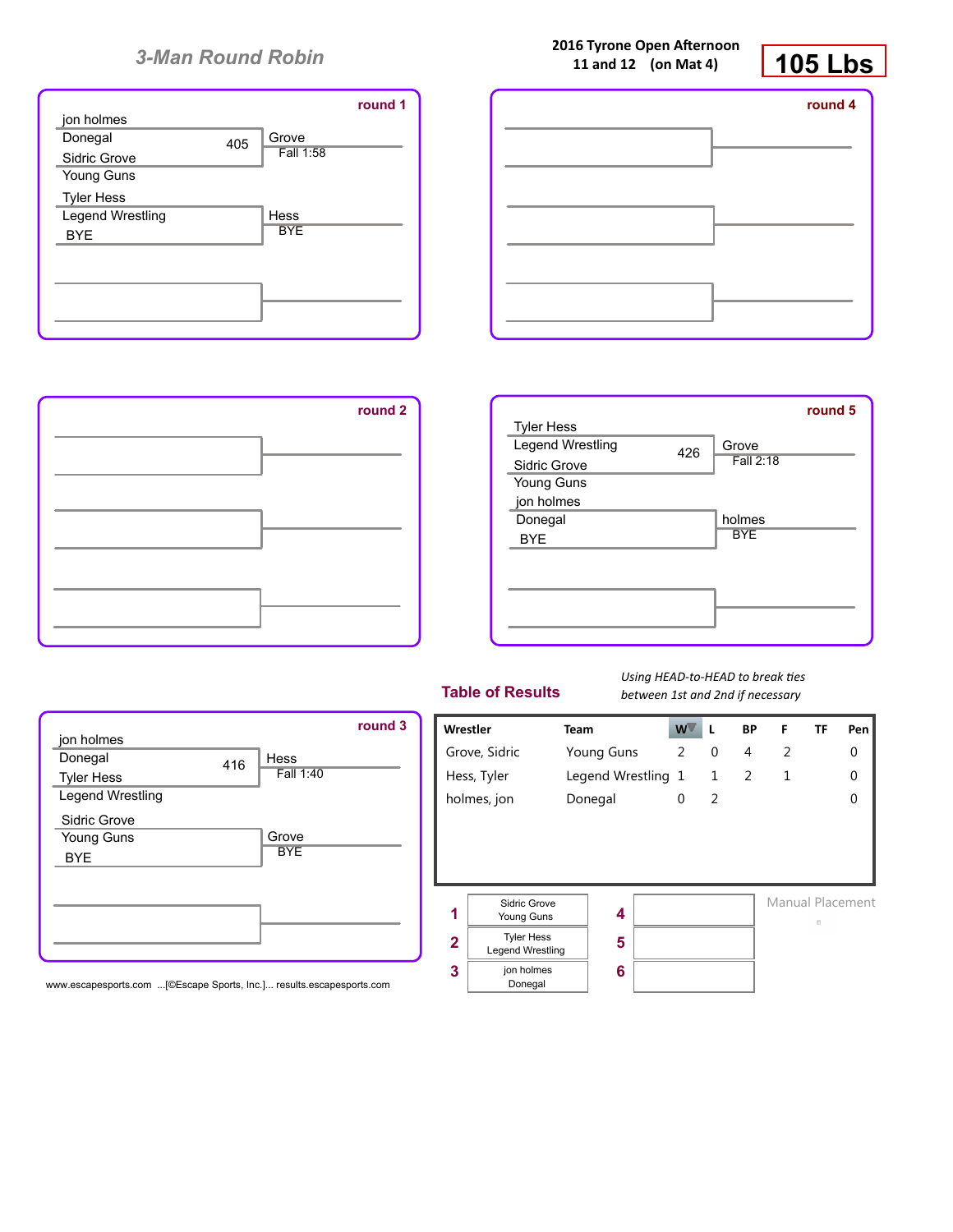## 3-Man Round Robin

**2016 Tyrone Open Afternoon**
**11 and 12 (on Mat 4)**

# 105 Lbs

### round 1

jon holmes
Donegal — 405 — Grove, Fall 1:58
Sidric Grove
Young Guns

Tyler Hess
Legend Wrestling — Hess, BYE
BYE

### round 4

### round 2

### round 5

Tyler Hess
Legend Wrestling — 426 — Grove, Fall 2:18
Sidric Grove
Young Guns

jon holmes
Donegal — holmes, BYE
BYE

### round 3

jon holmes
Donegal — 416 — Hess, Fall 1:40
Tyler Hess
Legend Wrestling

Sidric Grove
Young Guns — Grove, BYE
BYE

### Table of Results

*Using HEAD-to-HEAD to break ties between 1st and 2nd if necessary*

| Wrestler | Team | W | L | BP | F | TF | Pen |
|---|---|---|---|---|---|---|---|
| Grove, Sidric | Young Guns | 2 | 0 | 4 | 2 | | 0 |
| Hess, Tyler | Legend Wrestling | 1 | 1 | 2 | 1 | | 0 |
| holmes, jon | Donegal | 0 | 2 | | | | 0 |

| Place | Wrestler | Place | Wrestler |
|---|---|---|---|
| 1 | Sidric Grove, Young Guns | 4 | |
| 2 | Tyler Hess, Legend Wrestling | 5 | |
| 3 | jon holmes, Donegal | 6 | |

Manual Placement

www.escapesports.com ...[©Escape Sports, Inc.]... results.escapesports.com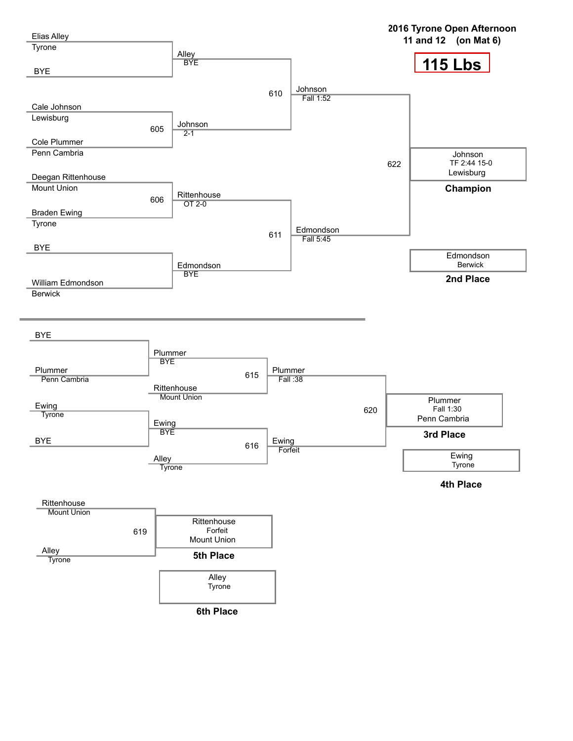# 2016 Tyrone Open Afternoon

## 11 and 12 (on Mat 6)

## 115 Lbs

### Championship Bracket

| Round 1 | Quarterfinals | Semifinals | Final |
| --- | --- | --- | --- |
| Elias Alley (Tyrone) vs BYE | Alley (BYE) | | |
| Cale Johnson (Lewisburg) vs Cole Plummer (Penn Cambria) — 605 | Johnson (2-1) | 610: Johnson (Fall 1:52) | |
| Deegan Rittenhouse (Mount Union) vs Braden Ewing (Tyrone) — 606 | Rittenhouse (OT 2-0) | | |
| BYE vs William Edmondson (Berwick) | Edmondson (BYE) | 611: Edmondson (Fall 5:45) | |
| | | | 622: Johnson, TF 2:44 15-0, Lewisburg |

**Champion:** Johnson, TF 2:44 15-0, Lewisburg

**2nd Place:** Edmondson, Berwick

### Consolation Bracket

| Round 1 | Round 2 | Consolation Semifinals | 3rd Place Match |
| --- | --- | --- | --- |
| BYE vs Plummer (Penn Cambria) | Plummer (BYE) vs Rittenhouse (Mount Union) | 615: Plummer (Fall :38) | |
| Ewing (Tyrone) vs BYE | Ewing (BYE) vs Alley (Tyrone) | 616: Ewing (Forfeit) | |
| | | | 620: Plummer, Fall 1:30, Penn Cambria |

**3rd Place:** Plummer, Fall 1:30, Penn Cambria

**4th Place:** Ewing, Tyrone

### 5th Place Match

619: Rittenhouse (Mount Union) vs Alley (Tyrone)

**5th Place:** Rittenhouse, Forfeit, Mount Union

**6th Place:** Alley, Tyrone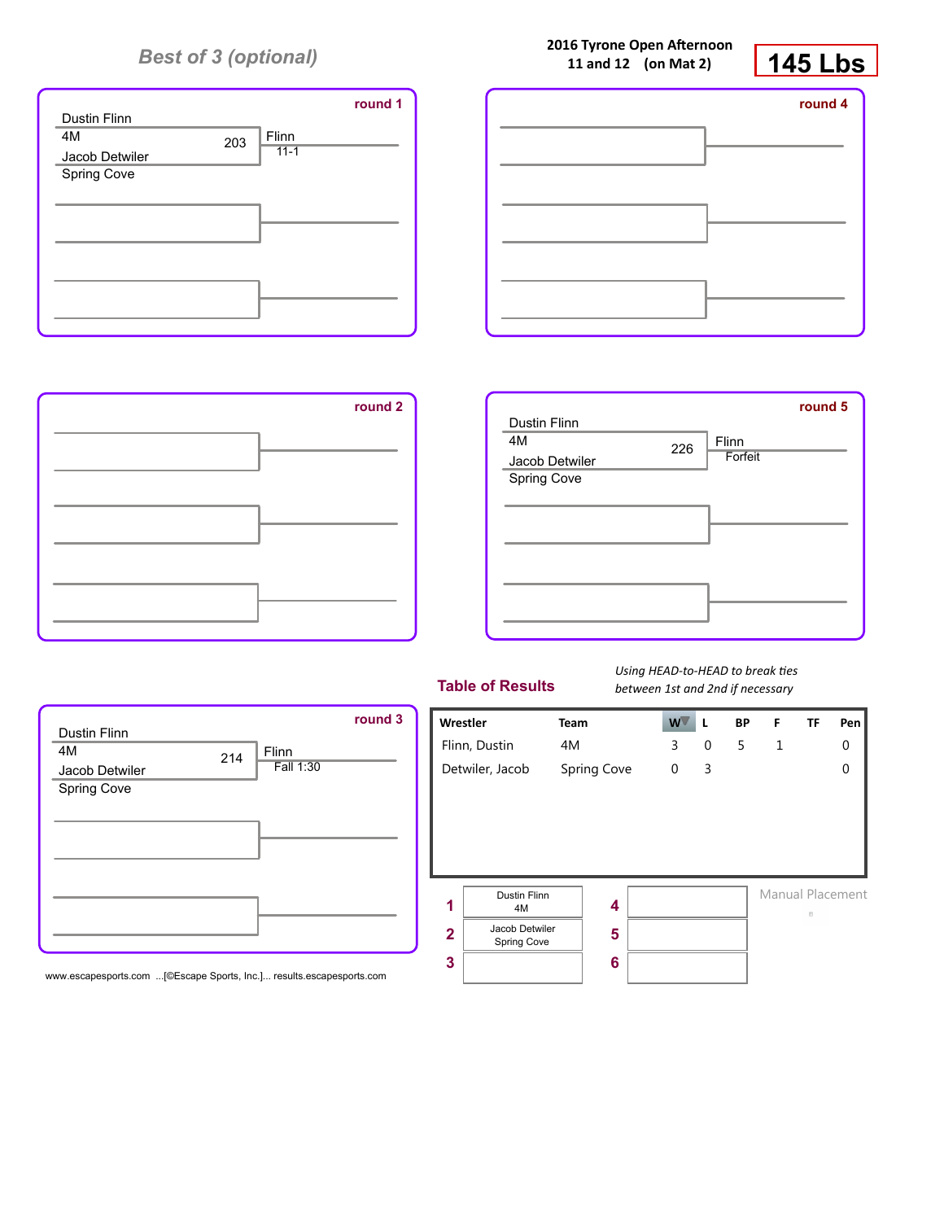*Best of 3 (optional)*

**2016 Tyrone Open Afternoon**
**11 and 12 (on Mat 2)**

# 145 Lbs

### round 1

Dustin Flinn
4M
203
Jacob Detwiler
Spring Cove

Flinn
11-1

### round 4

### round 2

### round 5

Dustin Flinn
4M
226
Jacob Detwiler
Spring Cove

Flinn
Forfeit

### round 3

Dustin Flinn
4M
214
Jacob Detwiler
Spring Cove

Flinn
Fall 1:30

## Table of Results

*Using HEAD-to-HEAD to break ties between 1st and 2nd if necessary*

| Wrestler | Team | W | L | BP | F | TF | Pen |
|---|---|---|---|---|---|---|---|
| Flinn, Dustin | 4M | 3 | 0 | 5 | 1 | | 0 |
| Detwiler, Jacob | Spring Cove | 0 | 3 | | | | 0 |

| Place | Wrestler | Place | Wrestler |
|---|---|---|---|
| 1 | Dustin Flinn 4M | 4 | |
| 2 | Jacob Detwiler Spring Cove | 5 | |
| 3 | | 6 | |

Manual Placement

www.escapesports.com ...[©Escape Sports, Inc.]... results.escapesports.com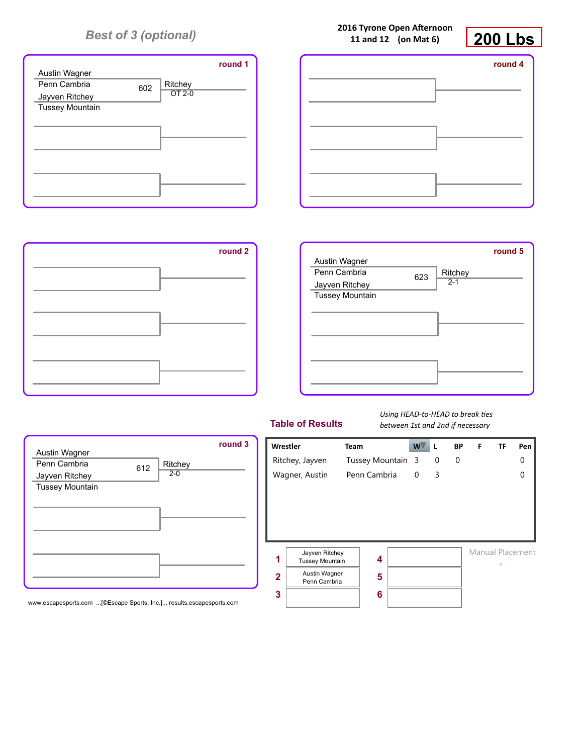*Best of 3 (optional)*

**2016 Tyrone Open Afternoon**
**11 and 12 (on Mat 6)**

# 200 Lbs

**round 1**

Austin Wagner
Penn Cambria
602
Jayven Ritchey
Tussey Mountain

Ritchey
OT 2-0

**round 4**

**round 2**

**round 5**

Austin Wagner
Penn Cambria
623
Jayven Ritchey
Tussey Mountain

Ritchey
2-1

**round 3**

Austin Wagner
Penn Cambria
612
Jayven Ritchey
Tussey Mountain

Ritchey
2-0

## Table of Results

*Using HEAD-to-HEAD to break ties between 1st and 2nd if necessary*

| Wrestler | Team | W | L | BP | F | TF | Pen |
|---|---|---|---|---|---|---|---|
| Ritchey, Jayven | Tussey Mountain | 3 | 0 | 0 | | | 0 |
| Wagner, Austin | Penn Cambria | 0 | 3 | | | | 0 |

| Place | Wrestler | Place | Wrestler |
|---|---|---|---|
| 1 | Jayven Ritchey, Tussey Mountain | 4 | |
| 2 | Austin Wagner, Penn Cambria | 5 | |
| 3 | | 6 | |

Manual Placement

www.escapesports.com ...[©Escape Sports, Inc.]... results.escapesports.com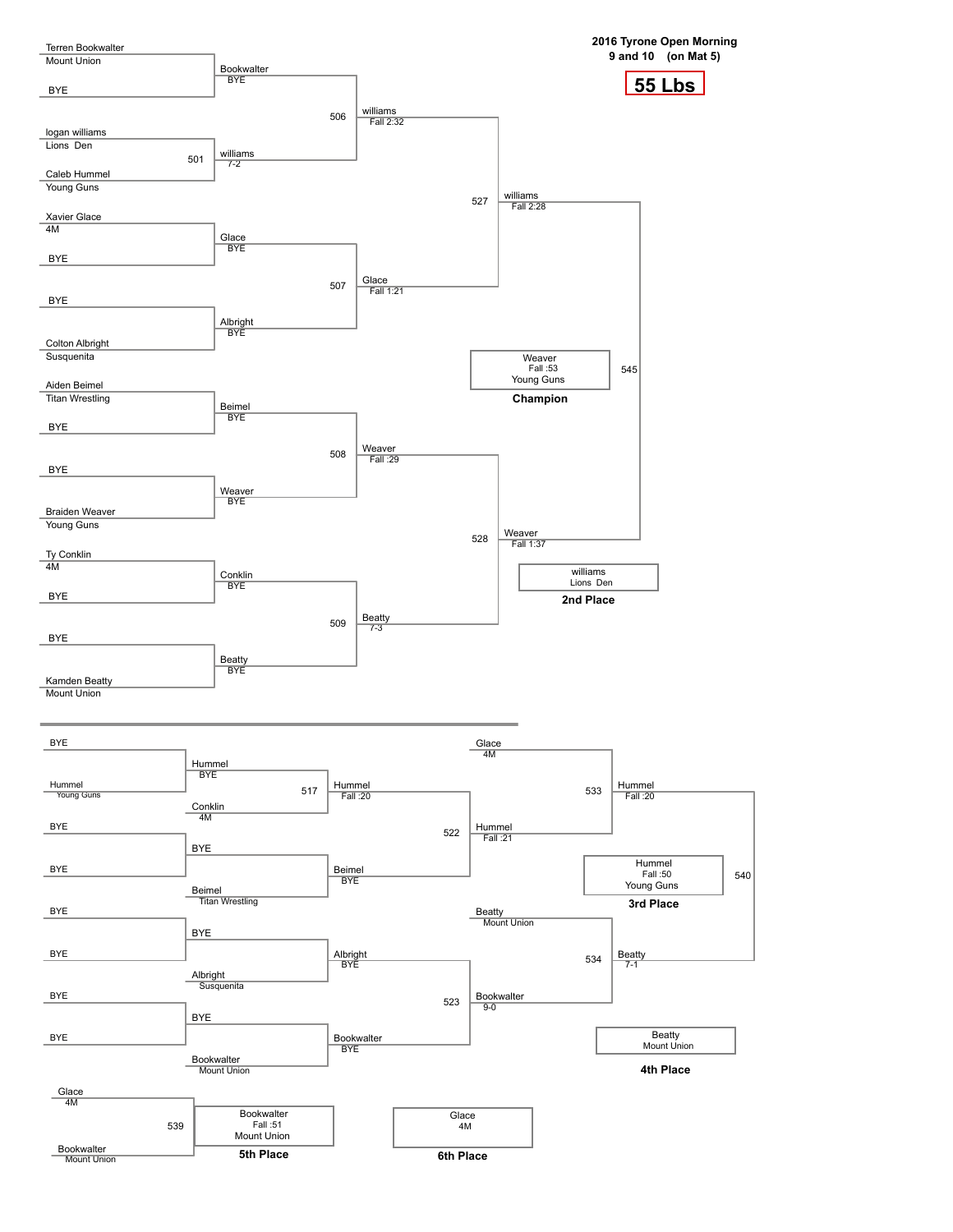# 2016 Tyrone Open Morning

**9 and 10 (on Mat 5)**

**55 Lbs**

## Championship Bracket

### First Round

| Wrestler | Team | Result |
| --- | --- | --- |
| Terren Bookwalter | Mount Union | Bookwalter — BYE |
| BYE | | |
| logan williams | Lions Den | Bout 501: williams 7-2 |
| Caleb Hummel | Young Guns | |
| Xavier Glace | 4M | Glace — BYE |
| BYE | | |
| BYE | | Albright — BYE |
| Colton Albright | Susquenita | |
| Aiden Beimel | Titan Wrestling | Beimel — BYE |
| BYE | | |
| BYE | | Weaver — BYE |
| Braiden Weaver | Young Guns | |
| Ty Conklin | 4M | Conklin — BYE |
| BYE | | |
| BYE | | Beatty — BYE |
| Kamden Beatty | Mount Union | |

### Quarterfinals

- Bout 506: williams — Fall 2:32 (Bookwalter vs. williams)
- Bout 507: Glace — Fall 1:21 (Glace vs. Albright)
- Bout 508: Weaver — Fall :29 (Beimel vs. Weaver)
- Bout 509: Beatty — 7-3 (Conklin vs. Beatty)

### Semifinals

- Bout 527: williams — Fall 2:28
- Bout 528: Weaver — Fall 1:37

### Final

- Bout 545: Weaver — Fall :53 — Young Guns

**Champion:** Weaver, Young Guns (Fall :53)

**2nd Place:** williams, Lions Den

## Consolation Bracket

- BYE vs. Hummel (Young Guns): Hummel — BYE
- Bout 517: Hummel vs. Conklin (4M): Hummel — Fall :20
- BYE vs. BYE: BYE
- BYE vs. Beimel (Titan Wrestling): Beimel — BYE
- Bout 522: Hummel vs. Beimel: Hummel — Fall :21
- BYE vs. BYE: BYE
- BYE vs. Albright (Susquenita): Albright — BYE
- BYE vs. BYE: BYE
- BYE vs. Bookwalter (Mount Union): Bookwalter — BYE
- Bout 523: Albright vs. Bookwalter: Bookwalter — 9-0
- Bout 533: Glace (4M) vs. Hummel: Hummel — Fall :20
- Bout 534: Beatty (Mount Union) vs. Bookwalter: Beatty — 7-1
- Bout 540: Hummel vs. Beatty: Hummel — Fall :50 — Young Guns

**3rd Place:** Hummel, Young Guns (Fall :50)

**4th Place:** Beatty, Mount Union

### 5th Place Match

- Bout 539: Glace (4M) vs. Bookwalter (Mount Union): Bookwalter — Fall :51 — Mount Union

**5th Place:** Bookwalter, Mount Union (Fall :51)

**6th Place:** Glace, 4M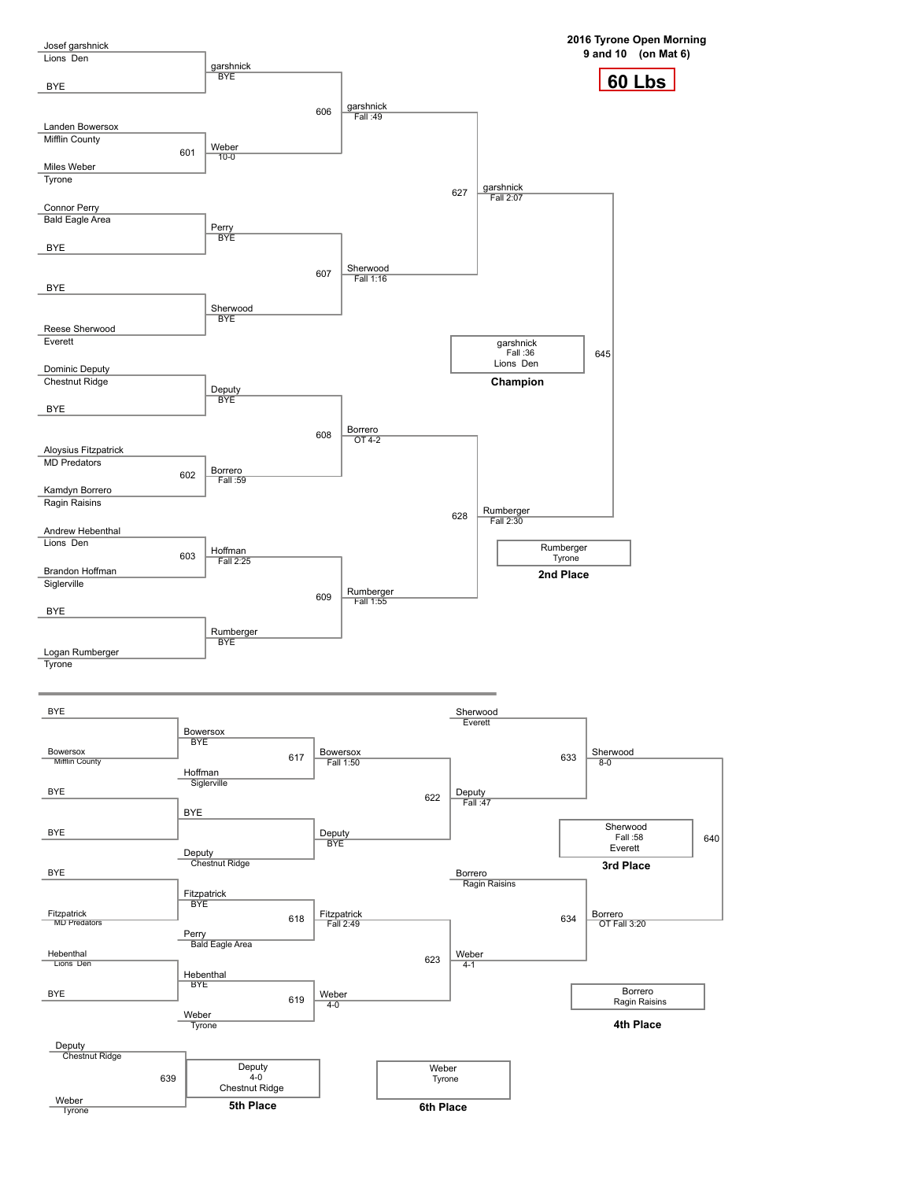**2016 Tyrone Open Morning**
**9 and 10 (on Mat 6)**

## 60 Lbs

### Championship Bracket

**First Round**

- Josef garshnick (Lions Den) vs. BYE — garshnick, BYE
- Landen Bowersox (Mifflin County) vs. Miles Weber (Tyrone) — Bout 601: Weber, 10-0
- Connor Perry (Bald Eagle Area) vs. BYE — Perry, BYE
- BYE vs. Reese Sherwood (Everett) — Sherwood, BYE
- Dominic Deputy (Chestnut Ridge) vs. BYE — Deputy, BYE
- Aloysius Fitzpatrick (MD Predators) vs. Kamdyn Borrero (Ragin Raisins) — Bout 602: Borrero, Fall :59
- Andrew Hebenthal (Lions Den) vs. Brandon Hoffman (Siglerville) — Bout 603: Hoffman, Fall 2:25
- BYE vs. Logan Rumberger (Tyrone) — Rumberger, BYE

**Quarterfinals**

- Bout 606: garshnick, Fall :49
- Bout 607: Sherwood, Fall 1:16
- Bout 608: Borrero, OT 4-2
- Bout 609: Rumberger, Fall 1:55

**Semifinals**

- Bout 627: garshnick, Fall 2:07
- Bout 628: Rumberger, Fall 2:30

**Final**

- Bout 645: Champion — garshnick, Fall :36, Lions Den
- 2nd Place — Rumberger, Tyrone

### Consolation Bracket

- BYE vs. Bowersox (Mifflin County) — Bowersox, BYE
- BYE vs. BYE — BYE
- BYE vs. Fitzpatrick (MD Predators) — Fitzpatrick, BYE
- Hebenthal (Lions Den) vs. BYE — Hebenthal, BYE

- Bout 617: Bowersox vs. Hoffman (Siglerville) — Bowersox, Fall 1:50
- BYE vs. Deputy (Chestnut Ridge) — Deputy, BYE
- Bout 618: Fitzpatrick vs. Perry (Bald Eagle Area) — Fitzpatrick, Fall 2:49
- Bout 619: Hebenthal vs. Weber (Tyrone) — Weber, 4-0

- Bout 622: Bowersox vs. Deputy — Deputy, Fall :47
- Bout 623: Fitzpatrick vs. Weber — Weber, 4-1

- Bout 633: Sherwood (Everett) vs. Deputy — Sherwood, 8-0
- Bout 634: Borrero (Ragin Raisins) vs. Weber — Borrero, OT Fall 3:20

- Bout 640: 3rd Place — Sherwood, Fall :58, Everett
- 4th Place — Borrero, Ragin Raisins

- Bout 639: Deputy (Chestnut Ridge) vs. Weber (Tyrone)
  - 5th Place — Deputy, 4-0, Chestnut Ridge
  - 6th Place — Weber, Tyrone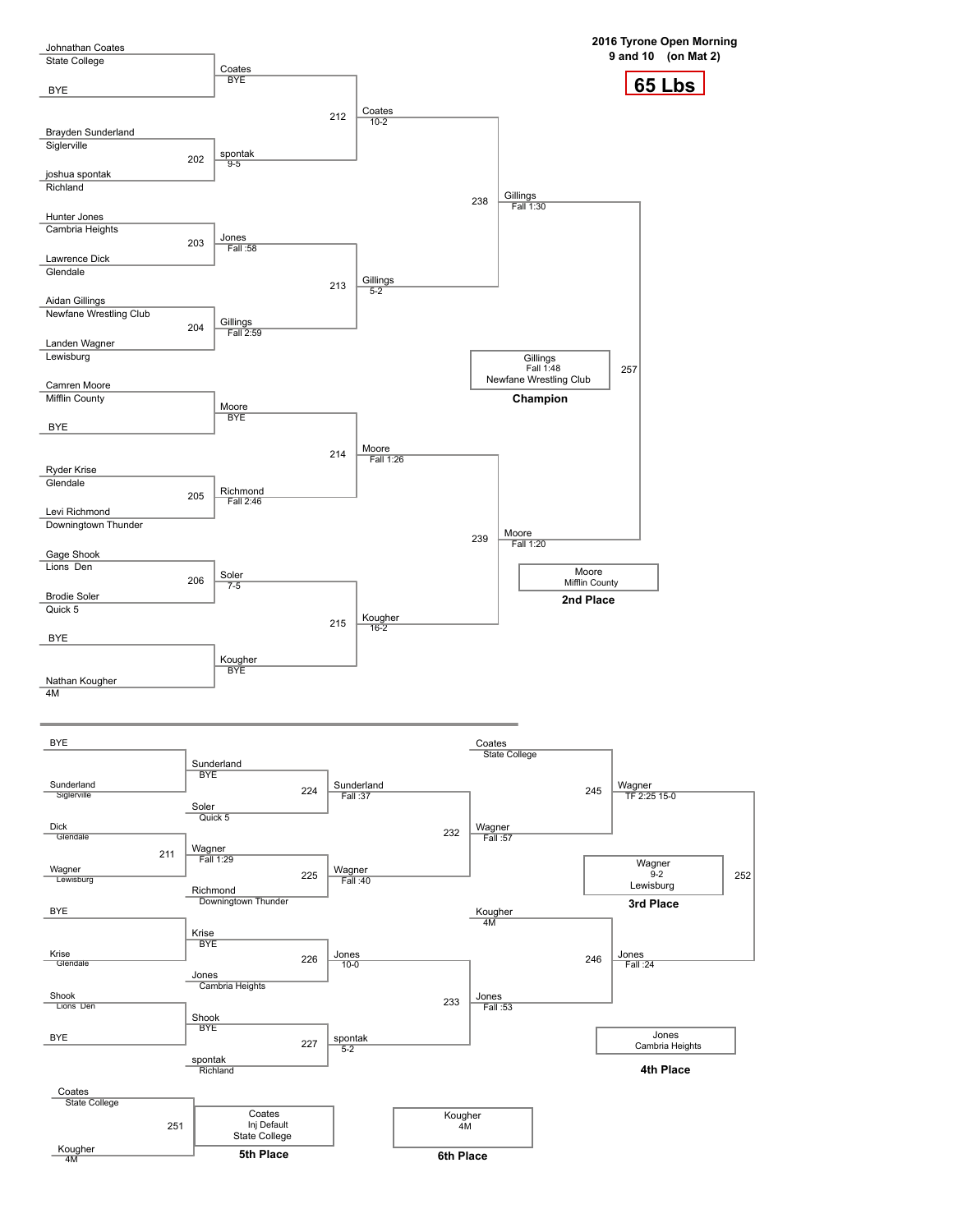## 2016 Tyrone Open Morning
### 9 and 10 (on Mat 2)

**65 Lbs**

### Championship Bracket

**First Round**

- Johnathan Coates (State College) vs BYE — Coates (BYE)
- 202: Brayden Sunderland (Siglerville) vs joshua spontak (Richland) — spontak 9-5
- 203: Hunter Jones (Cambria Heights) vs Lawrence Dick (Glendale) — Jones Fall :58
- 204: Aidan Gillings (Newfane Wrestling Club) vs Landen Wagner (Lewisburg) — Gillings Fall 2:59
- Camren Moore (Mifflin County) vs BYE — Moore (BYE)
- 205: Ryder Krise (Glendale) vs Levi Richmond (Downingtown Thunder) — Richmond Fall 2:46
- 206: Gage Shook (Lions Den) vs Brodie Soler (Quick 5) — Soler 7-5
- BYE vs Nathan Kougher (4M) — Kougher (BYE)

**Quarterfinals**

- 212: Coates vs spontak — Coates 10-2
- 213: Jones vs Gillings — Gillings 5-2
- 214: Moore vs Richmond — Moore Fall 1:26
- 215: Soler vs Kougher — Kougher 16-2

**Semifinals**

- 238: Coates vs Gillings — Gillings Fall 1:30
- 239: Moore vs Kougher — Moore Fall 1:20

**Final**

- 257: Gillings vs Moore — Gillings Fall 1:48 (Newfane Wrestling Club)

**Champion:** Gillings, Fall 1:48, Newfane Wrestling Club

**2nd Place:** Moore, Mifflin County

### Consolation Bracket

**First Round**

- BYE vs Sunderland (Siglerville) — Sunderland (BYE)
- 211: Dick (Glendale) vs Wagner (Lewisburg) — Wagner Fall 1:29
- BYE vs Krise (Glendale) — Krise (BYE)
- Shook (Lions Den) vs BYE — Shook (BYE)

**Second Round**

- 224: Sunderland vs Soler (Quick 5) — Sunderland Fall :37
- 225: Wagner vs Richmond (Downingtown Thunder) — Wagner Fall :40
- 226: Krise vs Jones (Cambria Heights) — Jones 10-0
- 227: Shook vs spontak (Richland) — spontak 5-2

**Third Round**

- 232: Sunderland vs Wagner — Wagner Fall :57
- 233: Jones vs spontak — Jones Fall :53

**Fourth Round**

- 245: Coates (State College) vs Wagner — Wagner TF 2:25 15-0
- 246: Kougher (4M) vs Jones — Jones Fall :24

**3rd Place Match**

- 252: Wagner vs Jones — Wagner 9-2 (Lewisburg)

**3rd Place:** Wagner, 9-2, Lewisburg

**4th Place:** Jones, Cambria Heights

**5th Place Match**

- 251: Coates (State College) vs Kougher (4M) — Coates Inj Default (State College)

**5th Place:** Coates, Inj Default, State College

**6th Place:** Kougher, 4M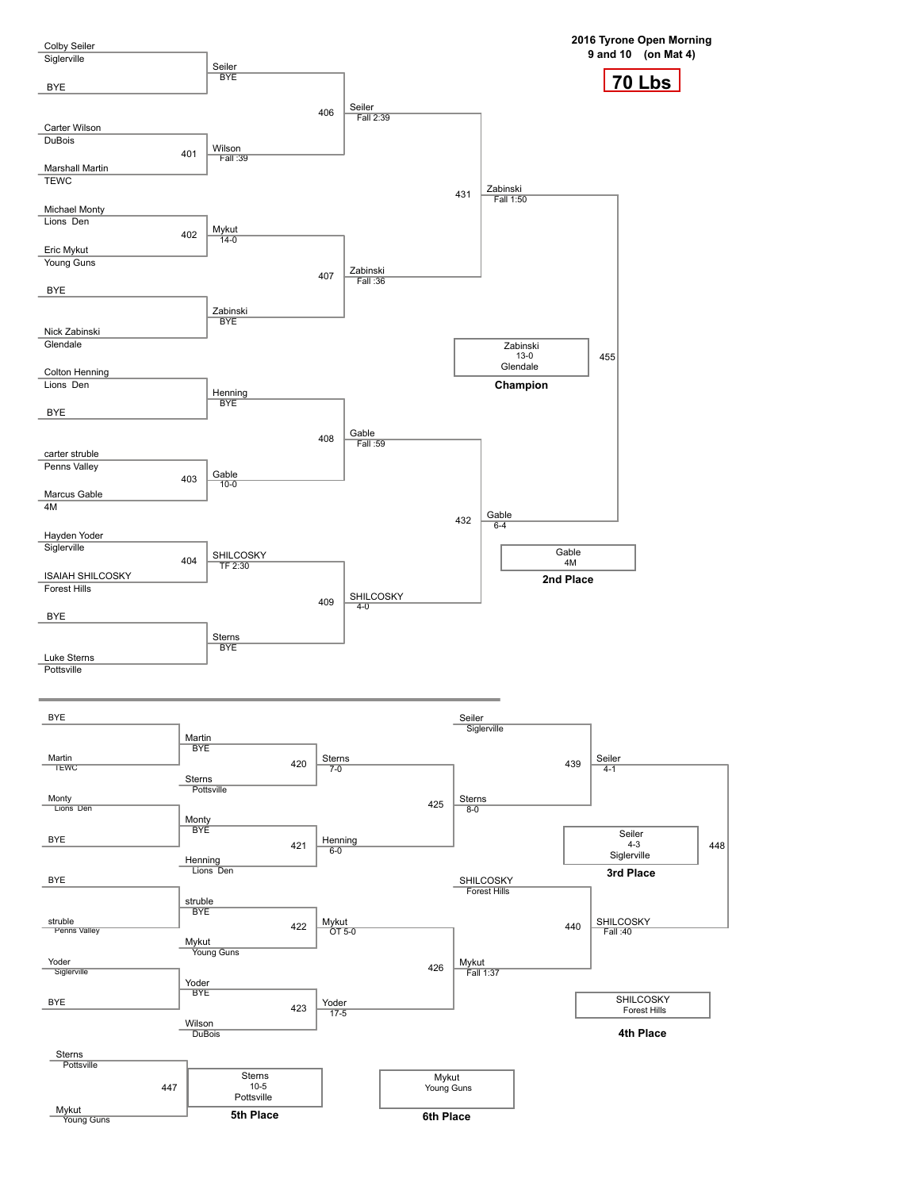**2016 Tyrone Open Morning**
**9 and 10 (on Mat 4)**

## 70 Lbs

### Championship Bracket

**First Round**

| Bout | Wrestler 1 | Wrestler 2 | Winner | Result |
|---|---|---|---|---|
| | Colby Seiler (Siglerville) | BYE | Seiler | BYE |
| 401 | Carter Wilson (DuBois) | Marshall Martin (TEWC) | Wilson | Fall :39 |
| 402 | Michael Monty (Lions Den) | Eric Mykut (Young Guns) | Mykut | 14-0 |
| | BYE | Nick Zabinski (Glendale) | Zabinski | BYE |
| | Colton Henning (Lions Den) | BYE | Henning | BYE |
| 403 | carter struble (Penns Valley) | Marcus Gable (4M) | Gable | 10-0 |
| 404 | Hayden Yoder (Siglerville) | ISAIAH SHILCOSKY (Forest Hills) | SHILCOSKY | TF 2:30 |
| | BYE | Luke Sterns (Pottsville) | Sterns | BYE |

**Quarterfinals**

| Bout | Winner | Result |
|---|---|---|
| 406 | Seiler | Fall 2:39 |
| 407 | Zabinski | Fall :36 |
| 408 | Gable | Fall :59 |
| 409 | SHILCOSKY | 4-0 |

**Semifinals**

| Bout | Winner | Result |
|---|---|---|
| 431 | Zabinski | Fall 1:50 |
| 432 | Gable | 6-4 |

**Final**

| Bout | Winner | Result |
|---|---|---|
| 455 | Zabinski (Glendale) | 13-0 |

**Champion:** Zabinski, Glendale (13-0)

**2nd Place:** Gable, 4M

### Consolation Bracket

| Bout | Wrestler 1 | Wrestler 2 | Winner | Result |
|---|---|---|---|---|
| | BYE | Martin (TEWC) | Martin | BYE |
| | Monty (Lions Den) | BYE | Monty | BYE |
| | BYE | struble (Penns Valley) | struble | BYE |
| | Yoder (Siglerville) | BYE | Yoder | BYE |
| 420 | Martin | Sterns (Pottsville) | Sterns | 7-0 |
| 421 | Monty | Henning (Lions Den) | Henning | 6-0 |
| 422 | struble | Mykut (Young Guns) | Mykut | OT 5-0 |
| 423 | Yoder | Wilson (DuBois) | Yoder | 17-5 |
| 425 | Sterns | Henning | Sterns | 8-0 |
| 426 | Mykut | Yoder | Mykut | Fall 1:37 |
| 439 | Seiler (Siglerville) | Sterns | Seiler | 4-1 |
| 440 | SHILCOSKY (Forest Hills) | Mykut | SHILCOSKY | Fall :40 |
| 448 | Seiler | SHILCOSKY | Seiler | 4-3 |
| 447 | Sterns (Pottsville) | Mykut (Young Guns) | Sterns | 10-5 |

**3rd Place:** Seiler, Siglerville (4-3)

**4th Place:** SHILCOSKY, Forest Hills

**5th Place:** Sterns, Pottsville (10-5)

**6th Place:** Mykut, Young Guns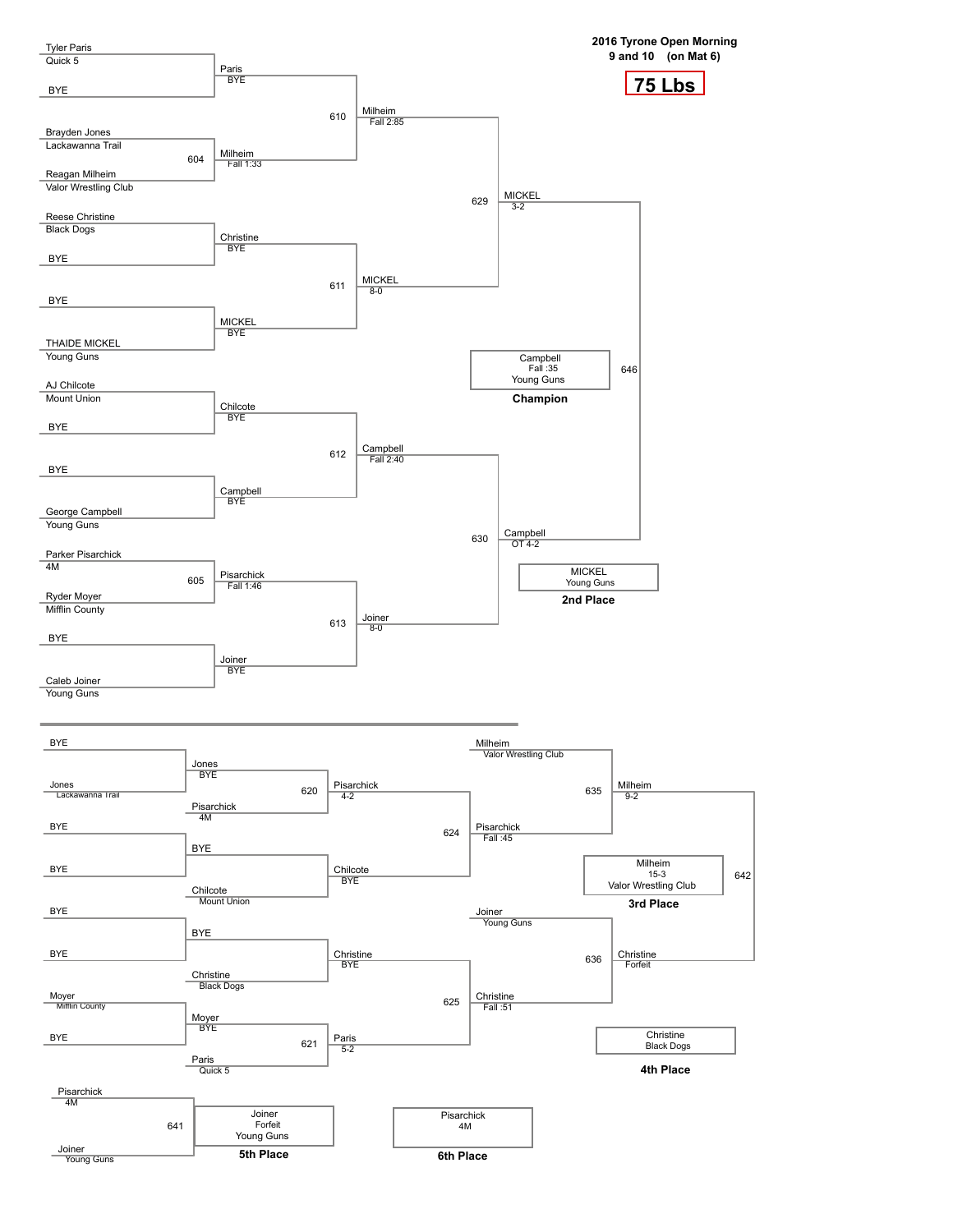**2016 Tyrone Open Morning**
**9 and 10 (on Mat 6)**

## 75 Lbs

### Championship Bracket

**First Round**

- Tyler Paris (Quick 5) vs BYE — Paris, BYE
- Match 604: Brayden Jones (Lackawanna Trail) vs Reagan Milheim (Valor Wrestling Club) — Milheim, Fall 1:33
- Reese Christine (Black Dogs) vs BYE — Christine, BYE
- BYE vs THAIDE MICKEL (Young Guns) — MICKEL, BYE
- AJ Chilcote (Mount Union) vs BYE — Chilcote, BYE
- BYE vs George Campbell (Young Guns) — Campbell, BYE
- Match 605: Parker Pisarchick (4M) vs Ryder Moyer (Mifflin County) — Pisarchick, Fall 1:46
- BYE vs Caleb Joiner (Young Guns) — Joiner, BYE

**Quarterfinals**

- Match 610: Paris vs Milheim — Milheim, Fall 2:85
- Match 611: Christine vs MICKEL — MICKEL, 8-0
- Match 612: Chilcote vs Campbell — Campbell, Fall 2:40
- Match 613: Pisarchick vs Joiner — Joiner, 8-0

**Semifinals**

- Match 629: Milheim vs MICKEL — MICKEL, 3-2
- Match 630: Campbell vs Joiner — Campbell, OT 4-2

**Final**

- Match 646: MICKEL vs Campbell — Campbell, Fall :35

| Place | Wrestler | Team |
|---|---|---|
| Champion | Campbell (Fall :35) | Young Guns |
| 2nd Place | MICKEL | Young Guns |

### Consolation Bracket

**First Round**

- BYE vs Jones (Lackawanna Trail) — Jones, BYE
- BYE vs BYE — BYE
- BYE vs BYE — BYE
- Moyer (Mifflin County) vs BYE — Moyer, BYE

**Second Round**

- Match 620: Jones vs Pisarchick (4M) — Pisarchick, 4-2
- BYE vs Chilcote (Mount Union) — Chilcote, BYE
- BYE vs Christine (Black Dogs) — Christine, BYE
- Match 621: Moyer vs Paris (Quick 5) — Paris, 5-2

**Third Round**

- Match 624: Pisarchick vs Chilcote — Pisarchick, Fall :45
- Match 625: Christine vs Paris — Christine, Fall :51

**Fourth Round**

- Match 635: Milheim (Valor Wrestling Club) vs Pisarchick — Milheim, 9-2
- Match 636: Joiner (Young Guns) vs Christine — Christine, Forfeit

**3rd Place Match**

- Match 642: Milheim vs Christine — Milheim, 15-3

**5th Place Match**

- Match 641: Pisarchick (4M) vs Joiner (Young Guns) — Joiner, Forfeit

| Place | Wrestler | Team |
|---|---|---|
| 3rd Place | Milheim (15-3) | Valor Wrestling Club |
| 4th Place | Christine | Black Dogs |
| 5th Place | Joiner (Forfeit) | Young Guns |
| 6th Place | Pisarchick | 4M |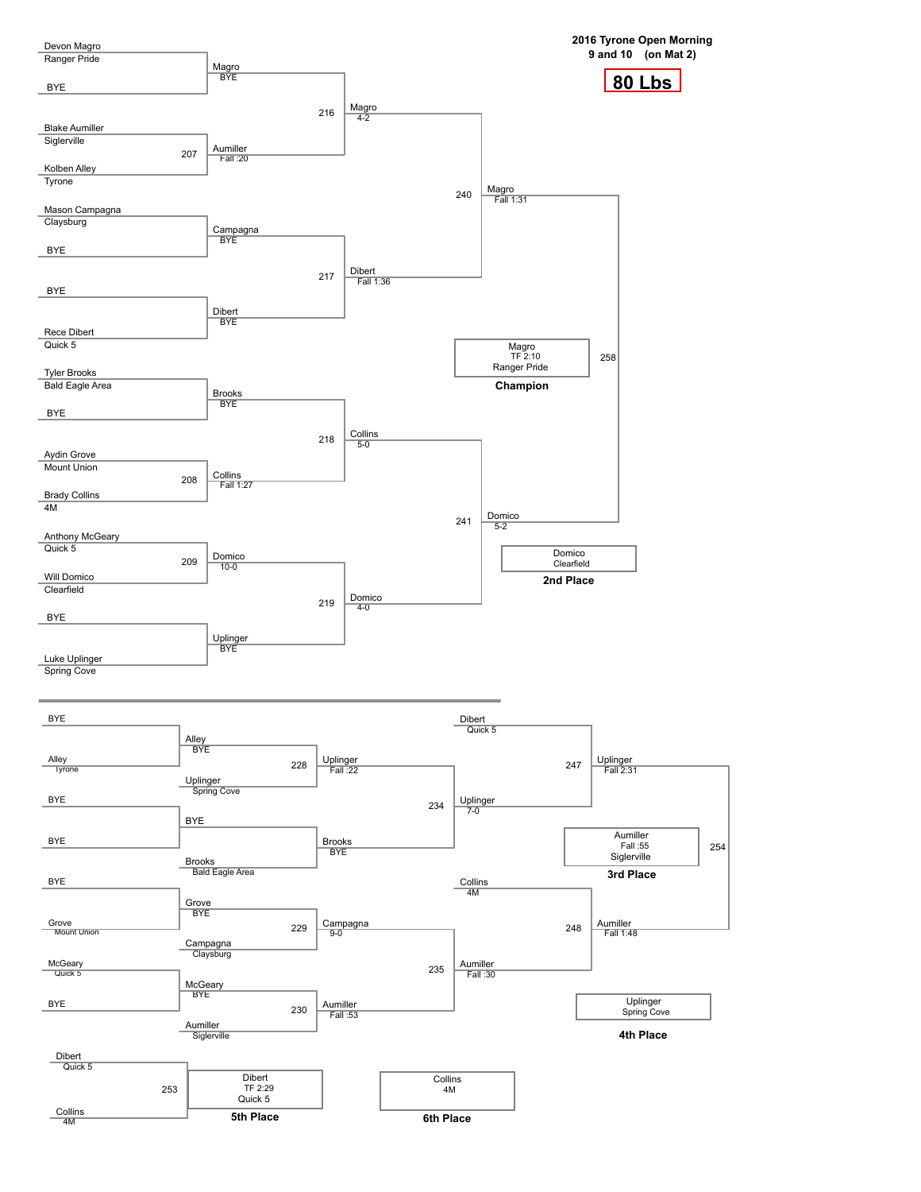**2016 Tyrone Open Morning**
**9 and 10 (on Mat 2)**

# 80 Lbs

## Championship Bracket

### First Round

| Bout | Wrestler 1 | Wrestler 2 | Winner | Result |
|---|---|---|---|---|
| | Devon Magro (Ranger Pride) | BYE | Magro | BYE |
| 207 | Blake Aumiller (Siglerville) | Kolben Alley (Tyrone) | Aumiller | Fall :20 |
| | Mason Campagna (Claysburg) | BYE | Campagna | BYE |
| | BYE | Rece Dibert (Quick 5) | Dibert | BYE |
| | Tyler Brooks (Bald Eagle Area) | BYE | Brooks | BYE |
| 208 | Aydin Grove (Mount Union) | Brady Collins (4M) | Collins | Fall 1:27 |
| 209 | Anthony McGeary (Quick 5) | Will Domico (Clearfield) | Domico | 10-0 |
| | BYE | Luke Uplinger (Spring Cove) | Uplinger | BYE |

### Quarterfinals

| Bout | Winner | Result |
|---|---|---|
| 216 | Magro | 4-2 |
| 217 | Dibert | Fall 1:36 |
| 218 | Collins | 5-0 |
| 219 | Domico | 4-0 |

### Semifinals

| Bout | Winner | Result |
|---|---|---|
| 240 | Magro | Fall 1:31 |
| 241 | Domico | 5-2 |

### Final

| Bout | Winner | Result |
|---|---|---|
| 258 | Magro | TF 2:10 |

**Champion:** Magro, TF 2:10, Ranger Pride

**2nd Place:** Domico, Clearfield

## Consolation Bracket

| Bout | Wrestler 1 | Wrestler 2 | Winner | Result |
|---|---|---|---|---|
| | BYE | Alley (Tyrone) | Alley | BYE |
| | BYE | BYE | BYE | |
| | BYE | Grove (Mount Union) | Grove | BYE |
| | McGeary (Quick 5) | BYE | McGeary | BYE |
| 228 | Alley | Uplinger (Spring Cove) | Uplinger | Fall :22 |
| | BYE | Brooks (Bald Eagle Area) | Brooks | BYE |
| 229 | Grove | Campagna (Claysburg) | Campagna | 9-0 |
| 230 | McGeary | Aumiller (Siglerville) | Aumiller | Fall :53 |
| 234 | Uplinger | Brooks | Uplinger | 7-0 |
| 235 | Campagna | Aumiller | Aumiller | Fall :30 |
| 247 | Dibert (Quick 5) | Uplinger | Uplinger | Fall 2:31 |
| 248 | Collins (4M) | Aumiller | Aumiller | Fall 1:48 |
| 254 | Uplinger | Aumiller | Aumiller | Fall :55 |
| 253 | Dibert (Quick 5) | Collins (4M) | Dibert | TF 2:29 |

**3rd Place:** Aumiller, Fall :55, Siglerville

**4th Place:** Uplinger, Spring Cove

**5th Place:** Dibert, TF 2:29, Quick 5

**6th Place:** Collins, 4M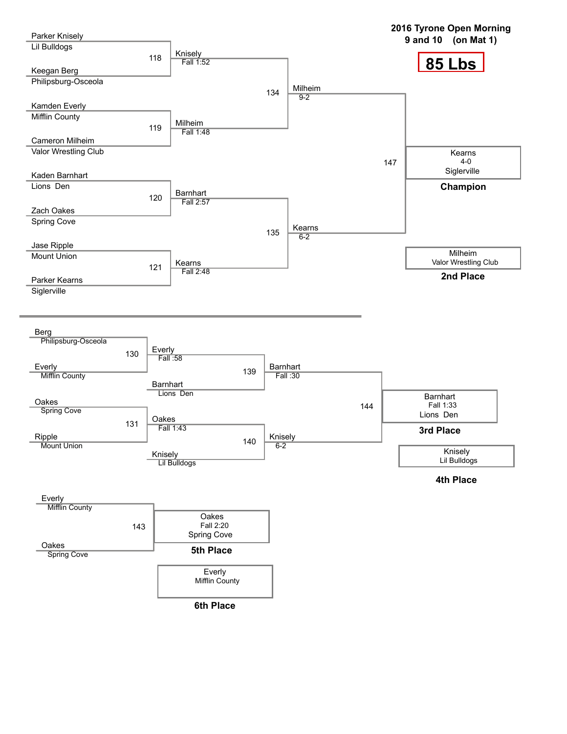# 2016 Tyrone Open Morning
## 9 and 10 (on Mat 1)

## 85 Lbs

### Championship Bracket

| Bout | Wrestler 1 | Wrestler 2 | Winner | Result |
|---|---|---|---|---|
| 118 | Parker Knisely (Lil Bulldogs) | Keegan Berg (Philipsburg-Osceola) | Knisely | Fall 1:52 |
| 119 | Kamden Everly (Mifflin County) | Cameron Milheim (Valor Wrestling Club) | Milheim | Fall 1:48 |
| 120 | Kaden Barnhart (Lions Den) | Zach Oakes (Spring Cove) | Barnhart | Fall 2:57 |
| 121 | Jase Ripple (Mount Union) | Parker Kearns (Siglerville) | Kearns | Fall 2:48 |
| 134 | Knisely | Milheim | Milheim | 9-2 |
| 135 | Barnhart | Kearns | Kearns | 6-2 |
| 147 | Milheim | Kearns | Kearns | 4-0 |

**Champion:** Kearns, Siglerville (4-0)

**2nd Place:** Milheim, Valor Wrestling Club

### Consolation Bracket

| Bout | Wrestler 1 | Wrestler 2 | Winner | Result |
|---|---|---|---|---|
| 130 | Berg (Philipsburg-Osceola) | Everly (Mifflin County) | Everly | Fall :58 |
| 131 | Oakes (Spring Cove) | Ripple (Mount Union) | Oakes | Fall 1:43 |
| 139 | Everly | Barnhart (Lions Den) | Barnhart | Fall :30 |
| 140 | Oakes | Knisely (Lil Bulldogs) | Knisely | 6-2 |
| 144 | Barnhart | Knisely | Barnhart | Fall 1:33 |
| 143 | Everly (Mifflin County) | Oakes (Spring Cove) | Oakes | Fall 2:20 |

**3rd Place:** Barnhart, Lions Den (Fall 1:33)

**4th Place:** Knisely, Lil Bulldogs

**5th Place:** Oakes, Spring Cove (Fall 2:20)

**6th Place:** Everly, Mifflin County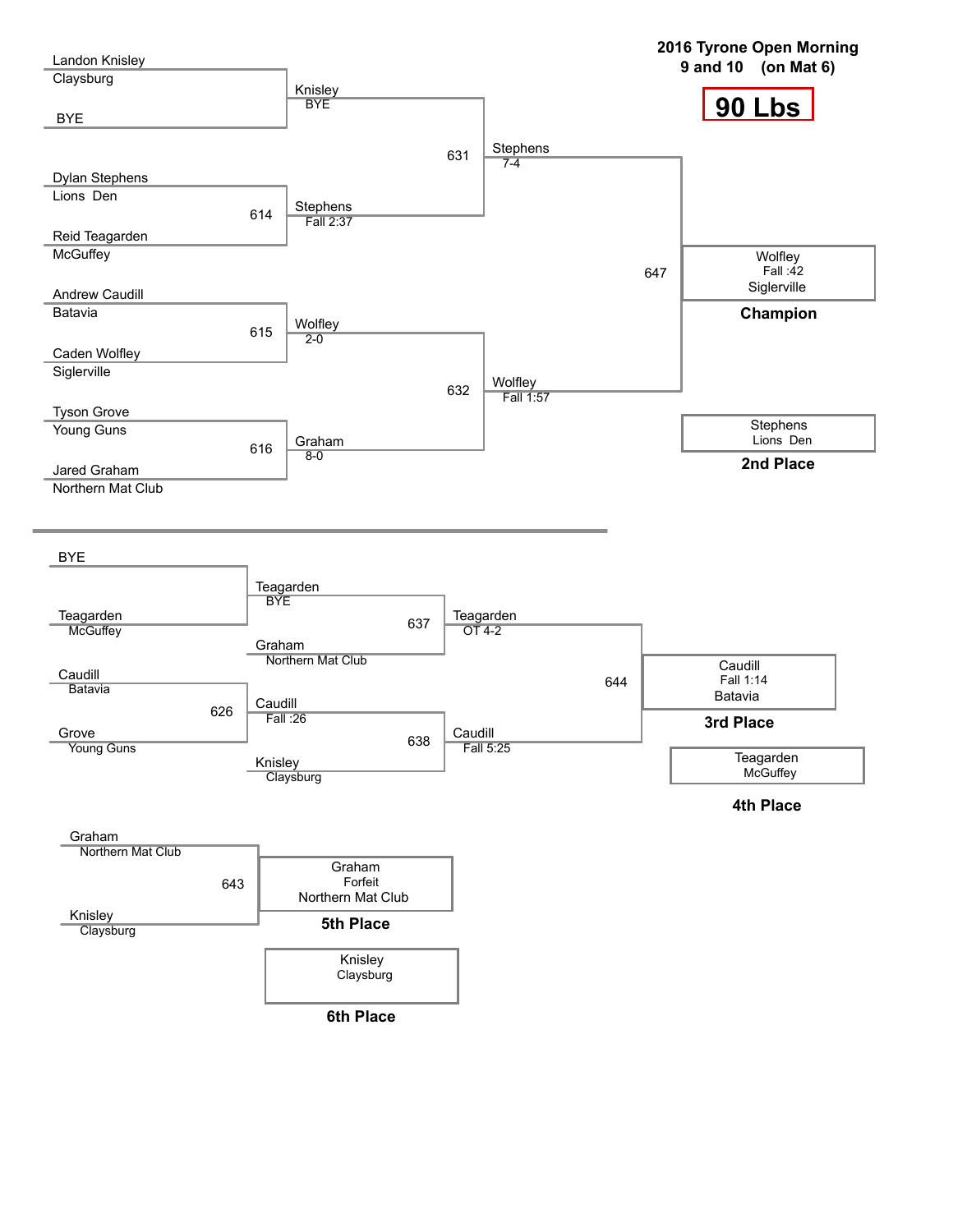# 2016 Tyrone Open Morning

## 9 and 10 (on Mat 6)

## 90 Lbs

### Championship Bracket

**Round 1**

- Landon Knisley (Claysburg) vs. BYE → Knisley (BYE)
- Match 614: Dylan Stephens (Lions Den) vs. Reid Teagarden (McGuffey) → Stephens (Fall 2:37)
- Match 615: Andrew Caudill (Batavia) vs. Caden Wolfley (Siglerville) → Wolfley (2-0)
- Match 616: Tyson Grove (Young Guns) vs. Jared Graham (Northern Mat Club) → Graham (8-0)

**Semifinals**

- Match 631: Knisley vs. Stephens → Stephens (7-4)
- Match 632: Wolfley vs. Graham → Wolfley (Fall 1:57)

**Final**

- Match 647: Stephens vs. Wolfley → Wolfley (Fall :42), Siglerville

**Champion:** Wolfley, Siglerville

**2nd Place:** Stephens, Lions Den

### Consolation Bracket

- BYE vs. Teagarden (McGuffey) → Teagarden (BYE)
- Match 626: Caudill (Batavia) vs. Grove (Young Guns) → Caudill (Fall :26)
- Match 637: Teagarden vs. Graham (Northern Mat Club) → Teagarden (OT 4-2)
- Match 638: Caudill vs. Knisley (Claysburg) → Caudill (Fall 5:25)
- Match 644: Teagarden vs. Caudill → Caudill (Fall 1:14), Batavia

**3rd Place:** Caudill, Batavia

**4th Place:** Teagarden, McGuffey

### 5th Place Match

- Match 643: Graham (Northern Mat Club) vs. Knisley (Claysburg) → Graham (Forfeit), Northern Mat Club

**5th Place:** Graham, Northern Mat Club

**6th Place:** Knisley, Claysburg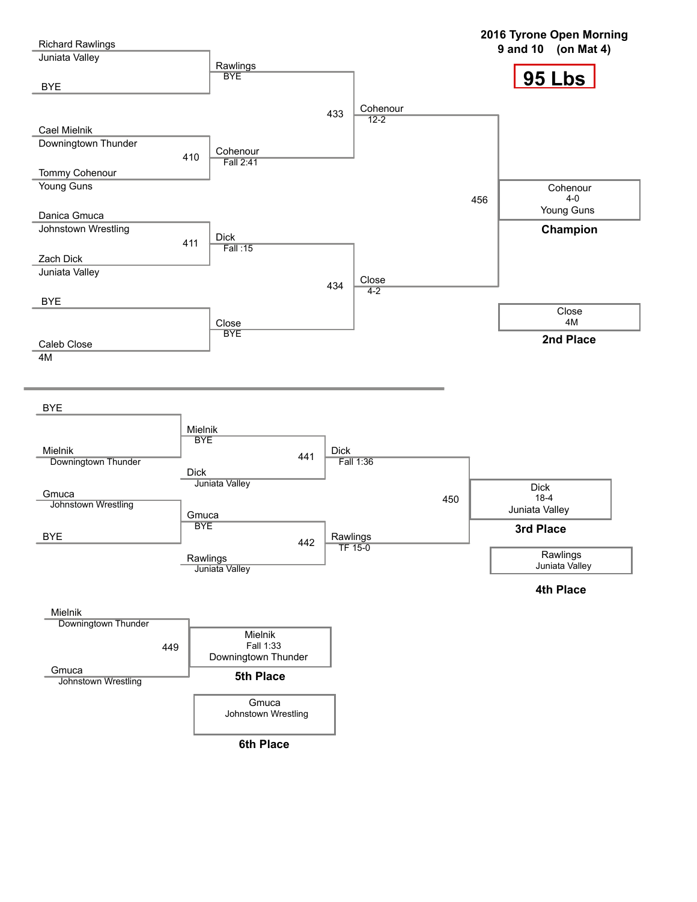## 2016 Tyrone Open Morning
## 9 and 10 (on Mat 4)

# 95 Lbs

### Championship Bracket

**First Round**

- Richard Rawlings (Juniata Valley) vs. BYE → Rawlings, BYE
- Bout 410: Cael Mielnik (Downingtown Thunder) vs. Tommy Cohenour (Young Guns) → Cohenour, Fall 2:41
- Bout 411: Danica Gmuca (Johnstown Wrestling) vs. Zach Dick (Juniata Valley) → Dick, Fall :15
- BYE vs. Caleb Close (4M) → Close, BYE

**Semifinals**

- Bout 433: Rawlings vs. Cohenour → Cohenour, 12-2
- Bout 434: Dick vs. Close → Close, 4-2

**Final**

- Bout 456: Cohenour vs. Close → Cohenour, 4-0, Young Guns

**Champion:** Cohenour, 4-0, Young Guns

**2nd Place:** Close, 4M

### Consolation Bracket

**First Round**

- BYE vs. Mielnik (Downingtown Thunder) → Mielnik, BYE
- Gmuca (Johnstown Wrestling) vs. BYE → Gmuca, BYE

**Consolation Semifinals**

- Bout 441: Mielnik vs. Dick (Juniata Valley) → Dick, Fall 1:36
- Bout 442: Gmuca vs. Rawlings (Juniata Valley) → Rawlings, TF 15-0

**3rd Place Match**

- Bout 450: Dick vs. Rawlings → Dick, 18-4, Juniata Valley

**3rd Place:** Dick, 18-4, Juniata Valley

**4th Place:** Rawlings, Juniata Valley

**5th Place Match**

- Bout 449: Mielnik (Downingtown Thunder) vs. Gmuca (Johnstown Wrestling) → Mielnik, Fall 1:33, Downingtown Thunder

**5th Place:** Mielnik, Fall 1:33, Downingtown Thunder

**6th Place:** Gmuca, Johnstown Wrestling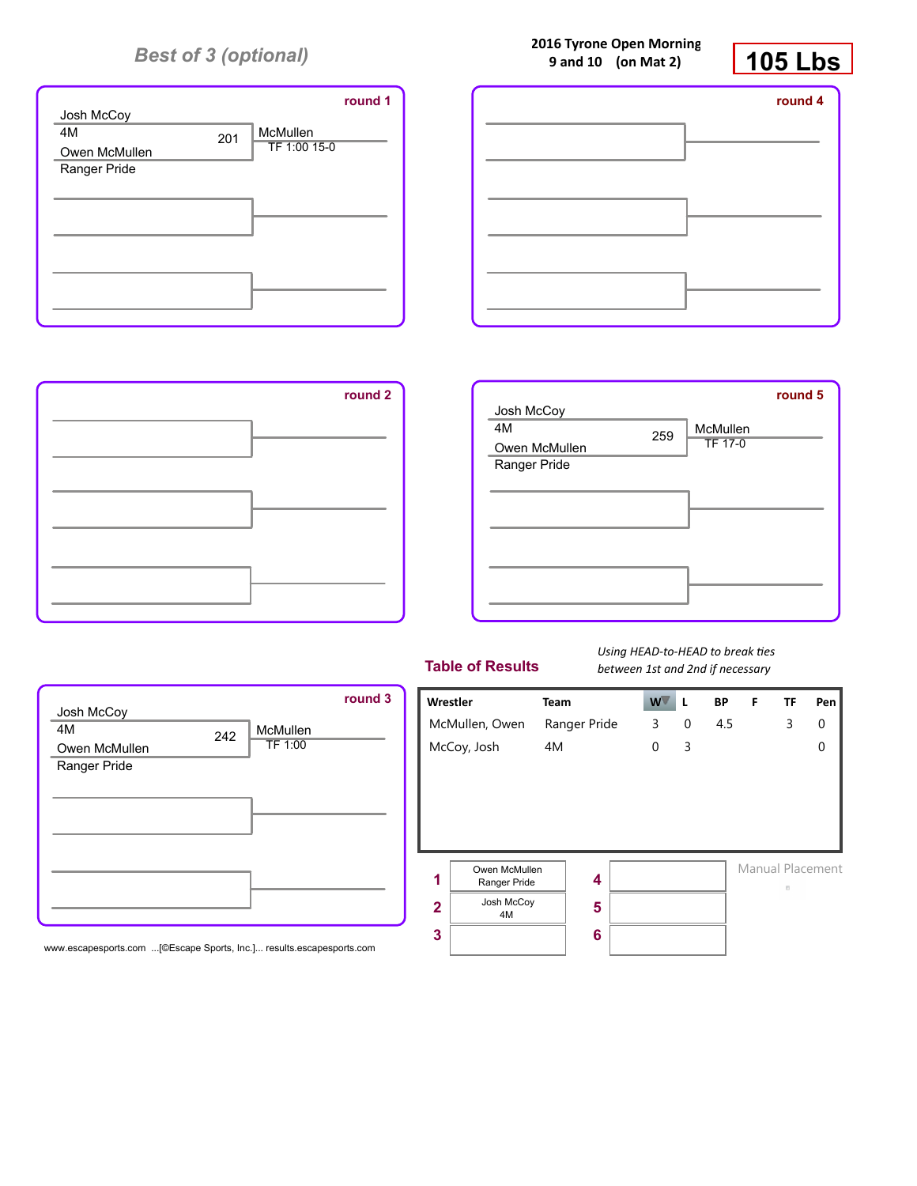*Best of 3 (optional)*

**2016 Tyrone Open Morning**
**9 and 10 (on Mat 2)**

# 105 Lbs

**round 1**

Josh McCoy
4M
201
Owen McMullen
Ranger Pride

McMullen
TF 1:00 15-0

**round 4**

**round 2**

**round 5**

Josh McCoy
4M
259
Owen McMullen
Ranger Pride

McMullen
TF 17-0

**round 3**

Josh McCoy
4M
242
Owen McMullen
Ranger Pride

McMullen
TF 1:00

## Table of Results

*Using HEAD-to-HEAD to break ties between 1st and 2nd if necessary*

| Wrestler | Team | W | L | BP | F | TF | Pen |
|---|---|---|---|---|---|---|---|
| McMullen, Owen | Ranger Pride | 3 | 0 | 4.5 | | 3 | 0 |
| McCoy, Josh | 4M | 0 | 3 | | | | 0 |

| Place | Wrestler | Place | Wrestler |
|---|---|---|---|
| 1 | Owen McMullen<br>Ranger Pride | 4 | |
| 2 | Josh McCoy<br>4M | 5 | |
| 3 | | 6 | |

Manual Placement

www.escapesports.com ...[©Escape Sports, Inc.]... results.escapesports.com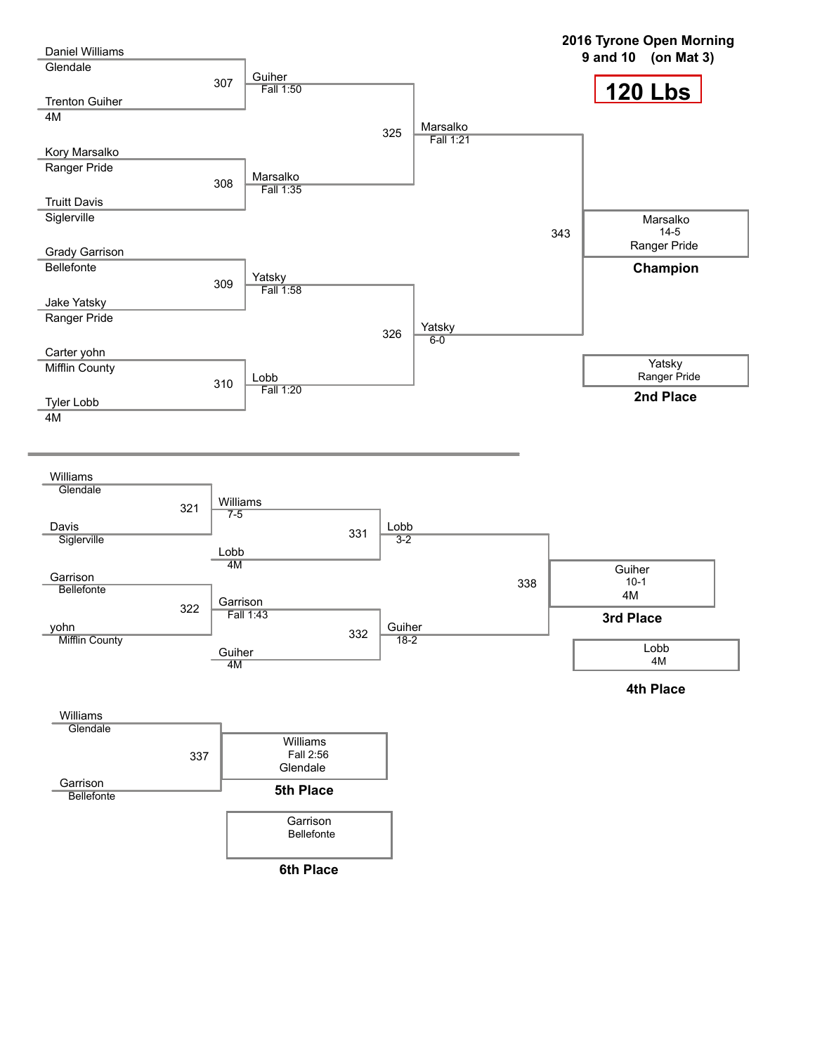## 2016 Tyrone Open Morning
## 9 and 10 (on Mat 3)

# 120 Lbs

### Championship Bracket

**Bout 307**
- Daniel Williams (Glendale)
- Trenton Guiher (4M)
- Winner: Guiher — Fall 1:50

**Bout 308**
- Kory Marsalko (Ranger Pride)
- Truitt Davis (Siglerville)
- Winner: Marsalko — Fall 1:35

**Bout 309**
- Grady Garrison (Bellefonte)
- Jake Yatsky (Ranger Pride)
- Winner: Yatsky — Fall 1:58

**Bout 310**
- Carter yohn (Mifflin County)
- Tyler Lobb (4M)
- Winner: Lobb — Fall 1:20

**Bout 325**
- Guiher vs. Marsalko
- Winner: Marsalko — Fall 1:21

**Bout 326**
- Yatsky vs. Lobb
- Winner: Yatsky — 6-0

**Bout 343**
- Marsalko vs. Yatsky
- Winner: Marsalko — 14-5

**Champion:** Marsalko, Ranger Pride (14-5)

**2nd Place:** Yatsky, Ranger Pride

### Consolation Bracket

**Bout 321**
- Williams (Glendale)
- Davis (Siglerville)
- Winner: Williams — 7-5

**Bout 322**
- Garrison (Bellefonte)
- yohn (Mifflin County)
- Winner: Garrison — Fall 1:43

**Bout 331**
- Williams vs. Lobb (4M)
- Winner: Lobb — 3-2

**Bout 332**
- Garrison vs. Guiher (4M)
- Winner: Guiher — 18-2

**Bout 338**
- Lobb vs. Guiher
- Winner: Guiher — 10-1

**3rd Place:** Guiher, 4M (10-1)

**4th Place:** Lobb, 4M

### 5th Place Match

**Bout 337**
- Williams (Glendale)
- Garrison (Bellefonte)
- Winner: Williams — Fall 2:56

**5th Place:** Williams, Glendale (Fall 2:56)

**6th Place:** Garrison, Bellefonte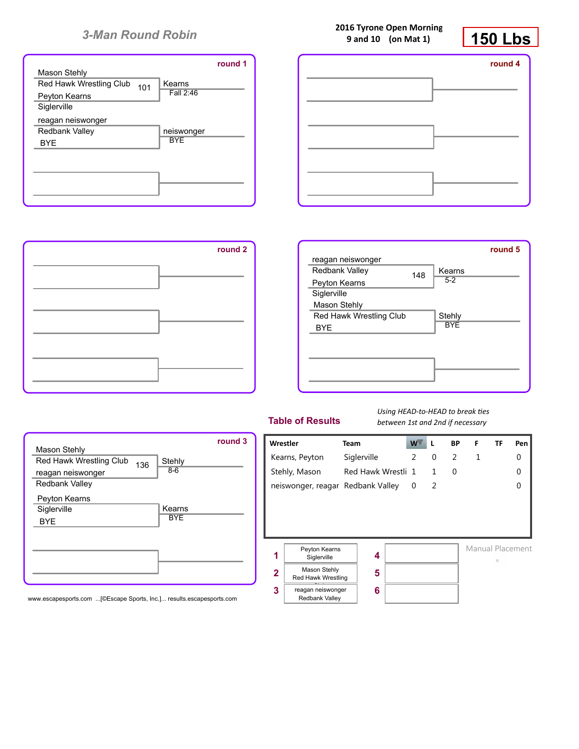## 3-Man Round Robin

**2016 Tyrone Open Morning**
**9 and 10 (on Mat 1)**

# 150 Lbs

### round 1

Mason Stehly
Red Hawk Wrestling Club — 101
Peyton Kearns
Siglerville

Winner: Kearns — Fall 2:46

reagan neiswonger
Redbank Valley
BYE

Winner: neiswonger — BYE

### round 4

### round 2

### round 5

reagan neiswonger
Redbank Valley — 148
Peyton Kearns
Siglerville

Winner: Kearns — 5-2

Mason Stehly
Red Hawk Wrestling Club
BYE

Winner: Stehly — BYE

### round 3

Mason Stehly
Red Hawk Wrestling Club — 136
reagan neiswonger
Redbank Valley

Winner: Stehly — 8-6

Peyton Kearns
Siglerville
BYE

Winner: Kearns — BYE

### Table of Results

*Using HEAD-to-HEAD to break ties between 1st and 2nd if necessary*

| Wrestler | Team | W | L | BP | F | TF | Pen |
|---|---|---|---|---|---|---|---|
| Kearns, Peyton | Siglerville | 2 | 0 | 2 | 1 | | 0 |
| Stehly, Mason | Red Hawk Wrestli | 1 | 1 | 0 | | | 0 |
| neiswonger, reagar | Redbank Valley | 0 | 2 | | | | 0 |

| Place | Wrestler | Place | Wrestler |
|---|---|---|---|
| 1 | Peyton Kearns, Siglerville | 4 | |
| 2 | Mason Stehly, Red Hawk Wrestling | 5 | |
| 3 | reagan neiswonger, Redbank Valley | 6 | |

Manual Placement

www.escapesports.com ...[©Escape Sports, Inc.]... results.escapesports.com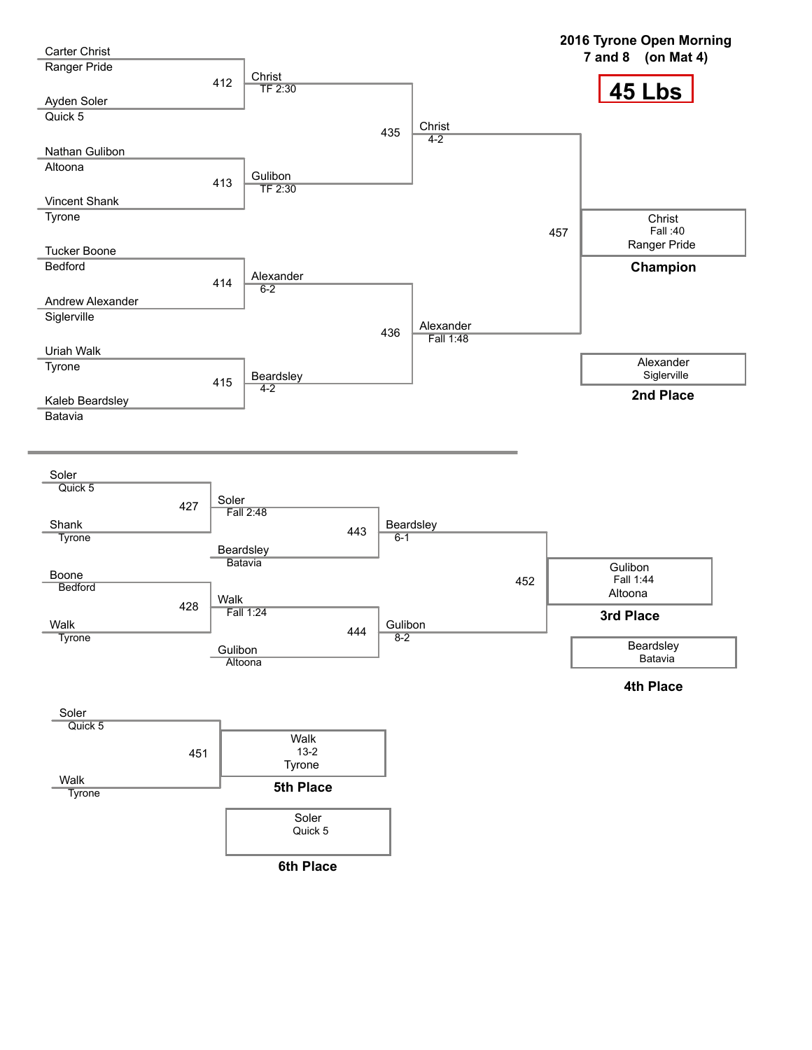# 2016 Tyrone Open Morning

**7 and 8 (on Mat 4)**

## 45 Lbs

### Championship Bracket

**Match 412**
- Carter Christ — Ranger Pride
- Ayden Soler — Quick 5
- Winner: Christ (TF 2:30)

**Match 413**
- Nathan Gulibon — Altoona
- Vincent Shank — Tyrone
- Winner: Gulibon (TF 2:30)

**Match 414**
- Tucker Boone — Bedford
- Andrew Alexander — Siglerville
- Winner: Alexander (6-2)

**Match 415**
- Uriah Walk — Tyrone
- Kaleb Beardsley — Batavia
- Winner: Beardsley (4-2)

**Match 435**
- Christ vs. Gulibon
- Winner: Christ (4-2)

**Match 436**
- Alexander vs. Beardsley
- Winner: Alexander (Fall 1:48)

**Match 457**
- Christ vs. Alexander
- Winner: Christ (Fall :40) — Ranger Pride

**Champion:** Christ — Ranger Pride

**2nd Place:** Alexander — Siglerville

### Consolation Bracket

**Match 427**
- Soler — Quick 5
- Shank — Tyrone
- Winner: Soler (Fall 2:48)

**Match 428**
- Boone — Bedford
- Walk — Tyrone
- Winner: Walk (Fall 1:24)

**Match 443**
- Soler vs. Beardsley — Batavia
- Winner: Beardsley (6-1)

**Match 444**
- Walk vs. Gulibon — Altoona
- Winner: Gulibon (8-2)

**Match 452**
- Beardsley vs. Gulibon
- Winner: Gulibon (Fall 1:44) — Altoona

**3rd Place:** Gulibon — Altoona

**4th Place:** Beardsley — Batavia

**Match 451**
- Soler — Quick 5
- Walk — Tyrone
- Winner: Walk (13-2) — Tyrone

**5th Place:** Walk — Tyrone

**6th Place:** Soler — Quick 5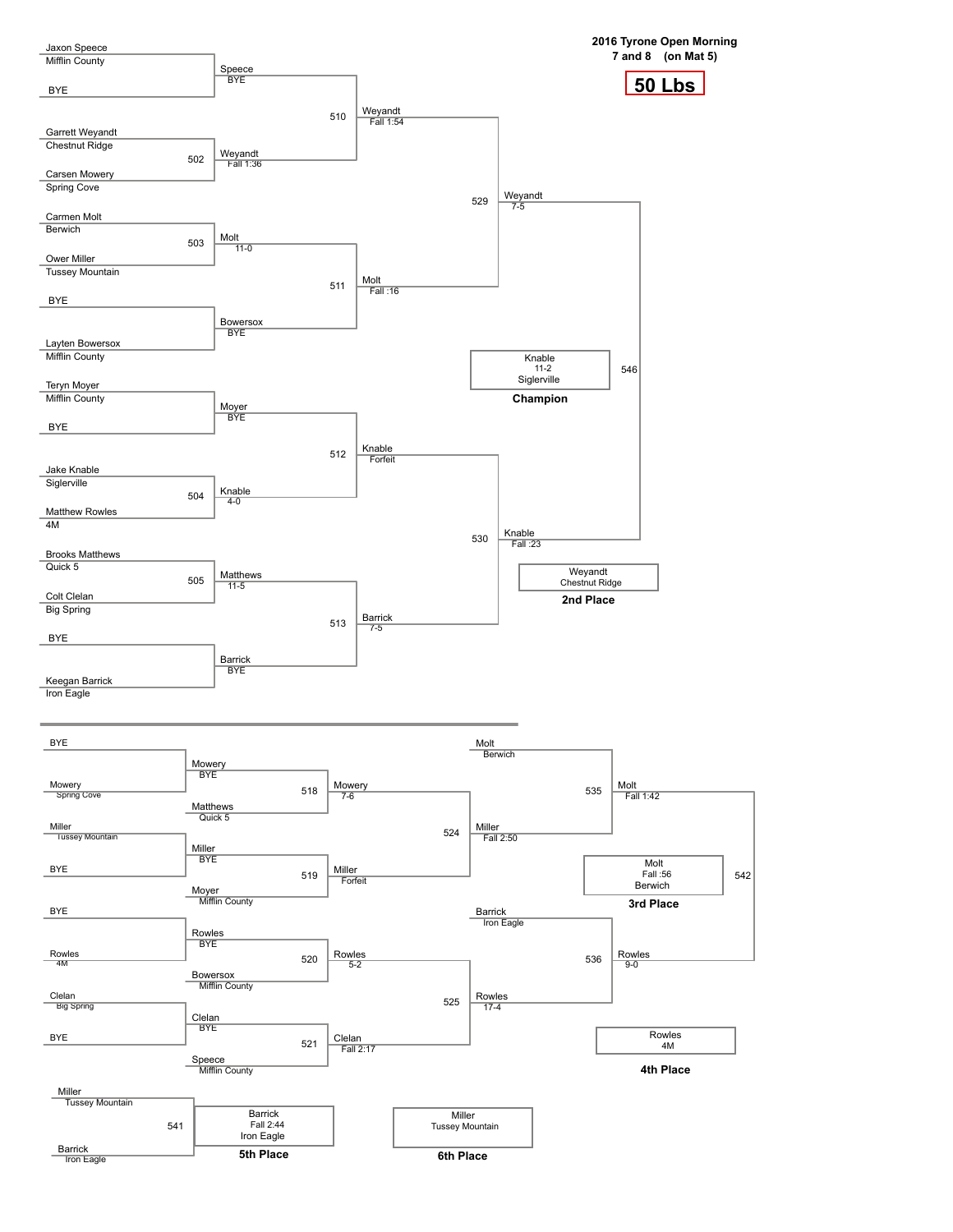# 2016 Tyrone Open Morning
**7 and 8 (on Mat 5)**

**50 Lbs**

## Championship Bracket

### First Round

| Bout | Wrestler 1 | Wrestler 2 | Winner | Result |
| --- | --- | --- | --- | --- |
| | Jaxon Speece (Mifflin County) | BYE | Speece | BYE |
| 502 | Garrett Weyandt (Chestnut Ridge) | Carsen Mowery (Spring Cove) | Weyandt | Fall 1:36 |
| 503 | Carmen Molt (Berwich) | Ower Miller (Tussey Mountain) | Molt | 11-0 |
| | BYE | Layten Bowersox (Mifflin County) | Bowersox | BYE |
| | Teryn Moyer (Mifflin County) | BYE | Moyer | BYE |
| 504 | Jake Knable (Siglerville) | Matthew Rowles (4M) | Knable | 4-0 |
| 505 | Brooks Matthews (Quick 5) | Colt Clelan (Big Spring) | Matthews | 11-5 |
| | BYE | Keegan Barrick (Iron Eagle) | Barrick | BYE |

### Quarterfinals

| Bout | Winner | Result |
| --- | --- | --- |
| 510 | Weyandt | Fall 1:54 |
| 511 | Molt | Fall :16 |
| 512 | Knable | Forfeit |
| 513 | Barrick | 7-5 |

### Semifinals

| Bout | Winner | Result |
| --- | --- | --- |
| 529 | Weyandt | 7-5 |
| 530 | Knable | Fall :23 |

### Final (546)

**Champion:** Knable, 11-2, Siglerville

**2nd Place:** Weyandt, Chestnut Ridge

## Consolation Bracket

| Bout | Wrestler 1 | Wrestler 2 | Winner | Result |
| --- | --- | --- | --- | --- |
| | BYE | Mowery (Spring Cove) | Mowery | BYE |
| | Miller (Tussey Mountain) | BYE | Miller | BYE |
| | BYE | Rowles (4M) | Rowles | BYE |
| | Clelan (Big Spring) | BYE | Clelan | BYE |
| 518 | Mowery | Matthews (Quick 5) | Mowery | 7-6 |
| 519 | Miller | Moyer (Mifflin County) | Miller | Forfeit |
| 520 | Rowles | Bowersox (Mifflin County) | Rowles | 5-2 |
| 521 | Clelan | Speece (Mifflin County) | Clelan | Fall 2:17 |
| 524 | Mowery | Miller | Miller | Fall 2:50 |
| 525 | Rowles | Clelan | Rowles | 17-4 |
| 535 | Molt (Berwich) | Miller | Molt | Fall 1:42 |
| 536 | Barrick (Iron Eagle) | Rowles | Rowles | 9-0 |
| 542 | Molt | Rowles | Molt | Fall :56 |
| 541 | Miller (Tussey Mountain) | Barrick (Iron Eagle) | Barrick | Fall 2:44 |

**3rd Place:** Molt, Fall :56, Berwich

**4th Place:** Rowles, 4M

**5th Place:** Barrick, Fall 2:44, Iron Eagle

**6th Place:** Miller, Tussey Mountain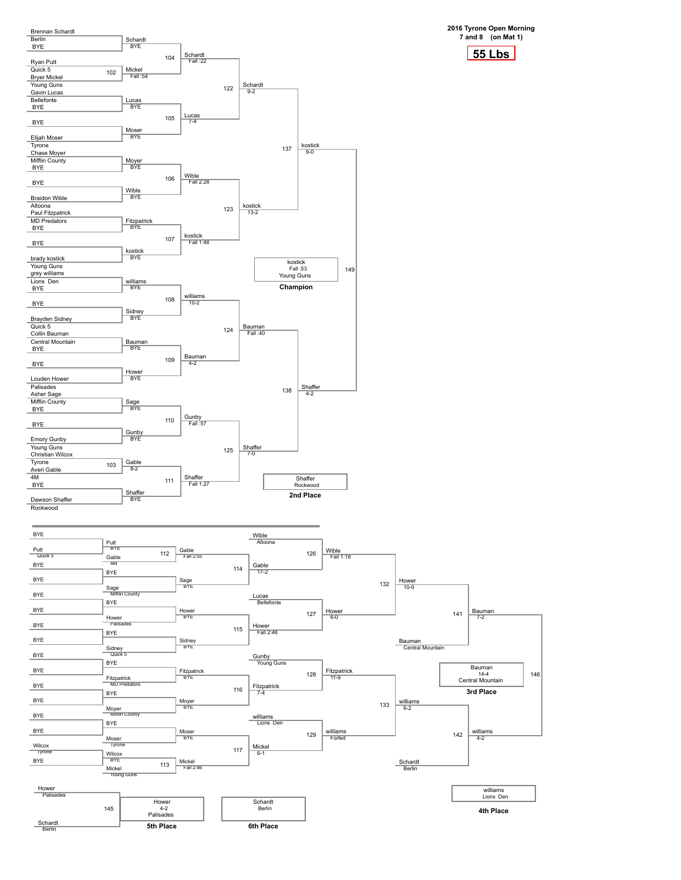# 2016 Tyrone Open Morning

7 and 8 (on Mat 1)

**55 Lbs**

## Championship Bracket

### First Round

| Bout | Wrestler 1 | Wrestler 2 | Winner | Result |
|---|---|---|---|---|
| | Brennan Schardt (Berlin) | BYE | Schardt | BYE |
| 102 | Ryan Putt (Quick 5) | Bryer Mickel (Young Guns) | Mickel | Fall :54 |
| | Gavin Lucas (Bellefonte) | BYE | Lucas | BYE |
| | BYE | Elijah Moser (Tyrone) | Moser | BYE |
| | Chase Moyer (Mifflin County) | BYE | Moyer | BYE |
| | BYE | Braidon Wible (Altoona) | Wible | BYE |
| | Paul Fitzpatrick (MD Predators) | BYE | Fitzpatrick | BYE |
| | BYE | brady kostick (Young Guns) | kostick | BYE |
| | grey williams (Lions Den) | BYE | williams | BYE |
| | BYE | Brayden Sidney (Quick 5) | Sidney | BYE |
| | Collin Bauman (Central Mountain) | BYE | Bauman | BYE |
| | BYE | Louden Hower (Palisades) | Hower | BYE |
| | Asher Sage (Mifflin County) | BYE | Sage | BYE |
| | BYE | Emory Gunby (Young Guns) | Gunby | BYE |
| 103 | Christian Wilcox (Tyrone) | Averi Gable (4M) | Gable | 8-2 |
| | BYE | Dawson Shaffer (Rockwood) | Shaffer | BYE |

### Second Round

| Bout | Winner | Result |
|---|---|---|
| 104 | Schardt | Fall :22 |
| 105 | Lucas | 7-4 |
| 106 | Wible | Fall 2:28 |
| 107 | kostick | Fall 1:48 |
| 108 | williams | 10-2 |
| 109 | Bauman | 4-2 |
| 110 | Gunby | Fall :57 |
| 111 | Shaffer | Fall 1:27 |

### Quarterfinals

| Bout | Winner | Result |
|---|---|---|
| 122 | Schardt | 9-2 |
| 123 | kostick | 13-2 |
| 124 | Bauman | Fall :40 |
| 125 | Shaffer | 7-0 |

### Semifinals

| Bout | Winner | Result |
|---|---|---|
| 137 | kostick | 9-0 |
| 138 | Shaffer | 4-2 |

### Final (Bout 149)

**Champion:** kostick, Young Guns — Fall :53

**2nd Place:** Shaffer, Rockwood

## Consolation Bracket

| Bout | Wrestlers | Winner | Result |
|---|---|---|---|
| 112 | Putt (Quick 5) vs Gable (4M) | Gable | Fall 2:55 |
| | Sage (Mifflin County) vs BYE | Sage | BYE |
| | Hower (Palisades) vs BYE | Hower | BYE |
| | Sidney (Quick 5) vs BYE | Sidney | BYE |
| | Fitzpatrick (MD Predators) vs BYE | Fitzpatrick | BYE |
| | Moyer (Mifflin County) vs BYE | Moyer | BYE |
| | Moser (Tyrone) vs BYE | Moser | BYE |
| 113 | Wilcox (Tyrone) vs Mickel (Young Guns) | Mickel | Fall 2:46 |
| 114 | Gable vs Sage | Gable | 17-2 |
| 115 | Hower vs Sidney | Hower | Fall 2:48 |
| 116 | Fitzpatrick vs Moyer | Fitzpatrick | 7-4 |
| 117 | Moser vs Mickel | Mickel | 6-1 |
| 126 | Wible (Altoona) vs Gable | Wible | Fall 1:18 |
| 127 | Lucas (Bellefonte) vs Hower | Hower | 6-0 |
| 128 | Gunby (Young Guns) vs Fitzpatrick | Fitzpatrick | 11-9 |
| 129 | williams (Lions Den) vs Mickel | williams | Forfeit |
| 132 | Wible vs Hower | Hower | 10-0 |
| 133 | Fitzpatrick vs williams | williams | 6-2 |
| 141 | Hower vs Bauman (Central Mountain) | Bauman | 7-2 |
| 142 | williams vs Schardt (Berlin) | williams | 4-2 |
| 146 | Bauman vs williams | Bauman | 14-4 |
| 145 | Hower (Palisades) vs Schardt (Berlin) | Hower | 4-2 |

**3rd Place:** Bauman, Central Mountain — 14-4

**4th Place:** williams, Lions Den

**5th Place:** Hower, Palisades — 4-2

**6th Place:** Schardt, Berlin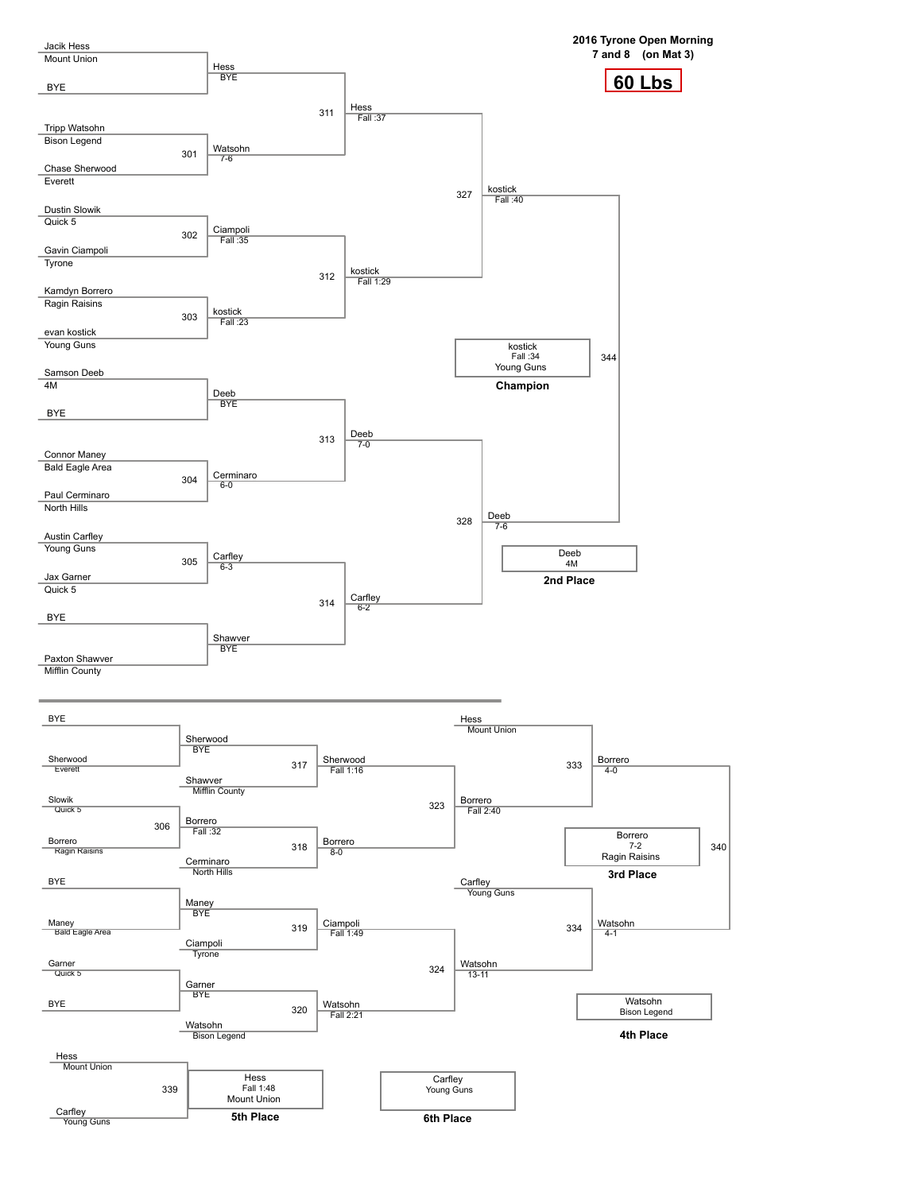**2016 Tyrone Open Morning**
**7 and 8 (on Mat 3)**

## 60 Lbs

### Championship Bracket

**First Round**

| Bout | Wrestler 1 | Wrestler 2 | Winner | Result |
|---|---|---|---|---|
| | Jacik Hess (Mount Union) | BYE | Hess | BYE |
| 301 | Tripp Watsohn (Bison Legend) | Chase Sherwood (Everett) | Watsohn | 7-6 |
| 302 | Dustin Slowik (Quick 5) | Gavin Ciampoli (Tyrone) | Ciampoli | Fall :35 |
| 303 | Kamdyn Borrero (Ragin Raisins) | evan kostick (Young Guns) | kostick | Fall :23 |
| | Samson Deeb (4M) | BYE | Deeb | BYE |
| 304 | Connor Maney (Bald Eagle Area) | Paul Cerminaro (North Hills) | Cerminaro | 6-0 |
| 305 | Austin Carfley (Young Guns) | Jax Garner (Quick 5) | Carfley | 6-3 |
| | BYE | Paxton Shawver (Mifflin County) | Shawver | BYE |

**Quarterfinals**

| Bout | Wrestler 1 | Wrestler 2 | Winner | Result |
|---|---|---|---|---|
| 311 | Hess | Watsohn | Hess | Fall :37 |
| 312 | Ciampoli | kostick | kostick | Fall 1:29 |
| 313 | Deeb | Cerminaro | Deeb | 7-0 |
| 314 | Carfley | Shawver | Carfley | 6-2 |

**Semifinals**

| Bout | Wrestler 1 | Wrestler 2 | Winner | Result |
|---|---|---|---|---|
| 327 | Hess | kostick | kostick | Fall :40 |
| 328 | Deeb | Carfley | Deeb | 7-6 |

**Final**

| Bout | Wrestler 1 | Wrestler 2 | Winner | Result |
|---|---|---|---|---|
| 344 | kostick | Deeb | kostick | Fall :34 |

**Champion:** kostick (Young Guns) — Fall :34

**2nd Place:** Deeb (4M)

### Consolation Bracket

| Bout | Wrestler 1 | Wrestler 2 | Winner | Result |
|---|---|---|---|---|
| | BYE | Sherwood (Everett) | Sherwood | BYE |
| 306 | Slowik (Quick 5) | Borrero (Ragin Raisins) | Borrero | Fall :32 |
| | BYE | Maney (Bald Eagle Area) | Maney | BYE |
| | Garner (Quick 5) | BYE | Garner | BYE |
| 317 | Sherwood | Shawver (Mifflin County) | Sherwood | Fall 1:16 |
| 318 | Borrero | Cerminaro (North Hills) | Borrero | 8-0 |
| 319 | Maney | Ciampoli (Tyrone) | Ciampoli | Fall 1:49 |
| 320 | Garner | Watsohn (Bison Legend) | Watsohn | Fall 2:21 |
| 323 | Sherwood | Borrero | Borrero | Fall 2:40 |
| 324 | Ciampoli | Watsohn | Watsohn | 13-11 |
| 333 | Hess (Mount Union) | Borrero | Borrero | 4-0 |
| 334 | Carfley (Young Guns) | Watsohn | Watsohn | 4-1 |
| 340 | Borrero | Watsohn | Borrero | 7-2 |
| 339 | Hess (Mount Union) | Carfley (Young Guns) | Hess | Fall 1:48 |

**3rd Place:** Borrero (Ragin Raisins) — 7-2

**4th Place:** Watsohn (Bison Legend)

**5th Place:** Hess (Mount Union) — Fall 1:48

**6th Place:** Carfley (Young Guns)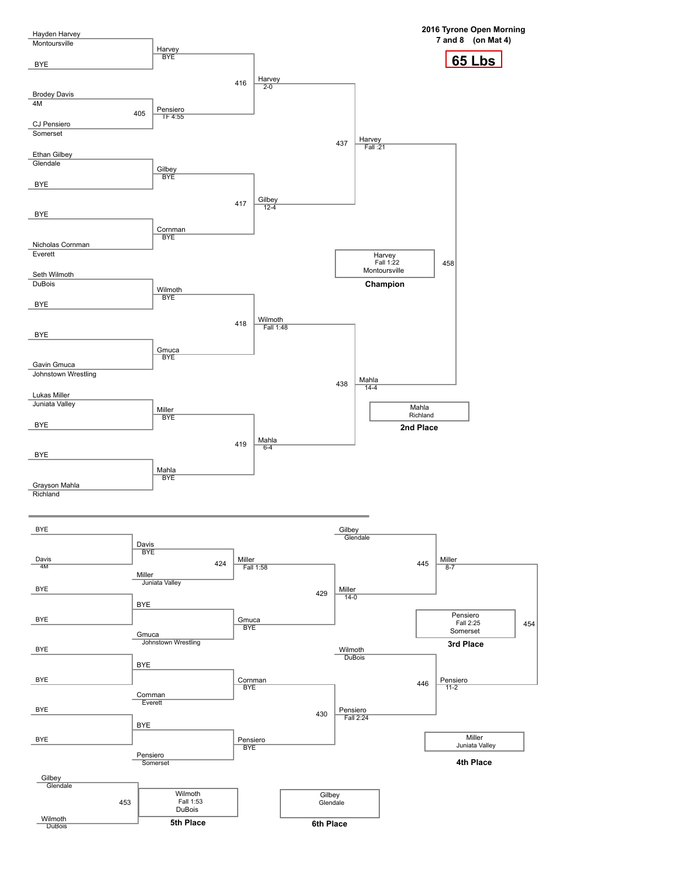# 2016 Tyrone Open Morning

**7 and 8 (on Mat 4)**

## 65 Lbs

### Championship Bracket

**First Round**

| Wrestler | Team | Result |
|---|---|---|
| Hayden Harvey | Montoursville | Harvey – BYE |
| BYE | | |
| Brodey Davis | 4M | Bout 405: Pensiero – TF 4:55 |
| CJ Pensiero | Somerset | |
| Ethan Gilbey | Glendale | Gilbey – BYE |
| BYE | | |
| BYE | | Cornman – BYE |
| Nicholas Cornman | Everett | |
| Seth Wilmoth | DuBois | Wilmoth – BYE |
| BYE | | |
| BYE | | Gmuca – BYE |
| Gavin Gmuca | Johnstown Wrestling | |
| Lukas Miller | Juniata Valley | Miller – BYE |
| BYE | | |
| BYE | | Mahla – BYE |
| Grayson Mahla | Richland | |

**Quarterfinals**

- Bout 416: Harvey – 2-0
- Bout 417: Gilbey – 12-4
- Bout 418: Wilmoth – Fall 1:48
- Bout 419: Mahla – 6-4

**Semifinals**

- Bout 437: Harvey – Fall :21
- Bout 438: Mahla – 14-4

**Final**

- Bout 458: Harvey – Fall 1:22 – Montoursville

**Champion:** Harvey, Montoursville (Fall 1:22)

**2nd Place:** Mahla, Richland

### Consolation Bracket

**First Round**

| Wrestler | Team | Result |
|---|---|---|
| BYE | | Davis – BYE |
| Davis | 4M | |
| BYE | | BYE |
| BYE | | |
| BYE | | BYE |
| BYE | | |
| BYE | | BYE |
| BYE | | |

**Second Round**

- Bout 424: Davis vs. Miller (Juniata Valley) – Miller – Fall 1:58
- BYE vs. Gmuca (Johnstown Wrestling) – Gmuca – BYE
- BYE vs. Cornman (Everett) – Cornman – BYE
- BYE vs. Pensiero (Somerset) – Pensiero – BYE

**Third Round**

- Bout 429: Miller – 14-0
- Bout 430: Pensiero – Fall 2:24

**Consolation Semifinals**

- Bout 445: Gilbey (Glendale) vs. Miller – Miller – 8-7
- Bout 446: Wilmoth (DuBois) vs. Pensiero – Pensiero – 11-2

**3rd Place Match**

- Bout 454: Pensiero – Fall 2:25 – Somerset

**3rd Place:** Pensiero, Somerset (Fall 2:25)

**4th Place:** Miller, Juniata Valley

**5th Place Match**

- Bout 453: Gilbey (Glendale) vs. Wilmoth (DuBois) – Wilmoth – Fall 1:53 – DuBois

**5th Place:** Wilmoth, DuBois (Fall 1:53)

**6th Place:** Gilbey, Glendale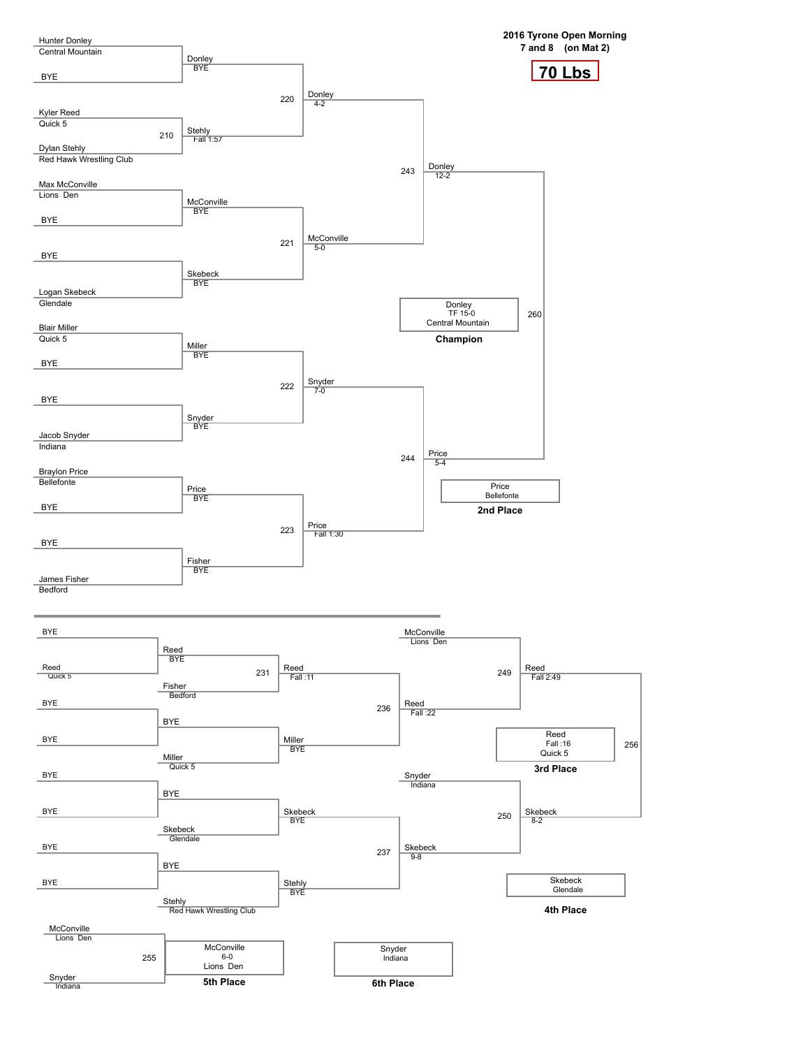**2016 Tyrone Open Morning**
**7 and 8 (on Mat 2)**

## 70 Lbs

### Championship Bracket

**First Round**

| Wrestler | Team |
|---|---|
| Hunter Donley | Central Mountain |
| BYE | |
| Kyler Reed | Quick 5 |
| Dylan Stehly | Red Hawk Wrestling Club |
| Max McConville | Lions Den |
| BYE | |
| BYE | |
| Logan Skebeck | Glendale |
| Blair Miller | Quick 5 |
| BYE | |
| BYE | |
| Jacob Snyder | Indiana |
| Braylon Price | Bellefonte |
| BYE | |
| BYE | |
| James Fisher | Bedford |

**Second Round**

| Match | Winner | Result |
|---|---|---|
| | Donley | BYE |
| 210 | Stehly | Fall 1:57 |
| | McConville | BYE |
| | Skebeck | BYE |
| | Miller | BYE |
| | Snyder | BYE |
| | Price | BYE |
| | Fisher | BYE |

**Quarterfinals**

| Match | Winner | Result |
|---|---|---|
| 220 | Donley | 4-2 |
| 221 | McConville | 5-0 |
| 222 | Snyder | 7-0 |
| 223 | Price | Fall 1:30 |

**Semifinals**

| Match | Winner | Result |
|---|---|---|
| 243 | Donley | 12-2 |
| 244 | Price | 5-4 |

**Final (260)**

- **Champion:** Donley, TF 15-0, Central Mountain
- **2nd Place:** Price, Bellefonte

### Consolation Bracket

**First Round**

| Wrestler | Team |
|---|---|
| BYE | |
| Reed | Quick 5 |
| BYE | |
| BYE | |
| BYE | |
| BYE | |
| BYE | |
| BYE | |

**Second Round**

| Match | Wrestlers | Winner | Result |
|---|---|---|---|
| | Reed (BYE) vs Fisher (Bedford) | | |
| | BYE vs Miller (Quick 5) | | |
| | BYE vs Skebeck (Glendale) | | |
| | BYE vs Stehly (Red Hawk Wrestling Club) | | |
| 231 | | Reed | Fall :11 |
| | | Miller | BYE |
| | | Skebeck | BYE |
| | | Stehly | BYE |

**Third Round**

| Match | Winner | Result |
|---|---|---|
| 236 | Reed | Fall :22 |
| 237 | Skebeck | 9-8 |

**Consolation Semifinals**

| Match | Wrestlers | Winner | Result |
|---|---|---|---|
| 249 | McConville (Lions Den) vs Reed | Reed | Fall 2:49 |
| 250 | Snyder (Indiana) vs Skebeck | Skebeck | 8-2 |

**3rd Place Match (256)**

- **3rd Place:** Reed, Fall :16, Quick 5
- **4th Place:** Skebeck, Glendale

**5th Place Match (255)**

McConville (Lions Den) vs Snyder (Indiana)

- **5th Place:** McConville, 6-0, Lions Den
- **6th Place:** Snyder, Indiana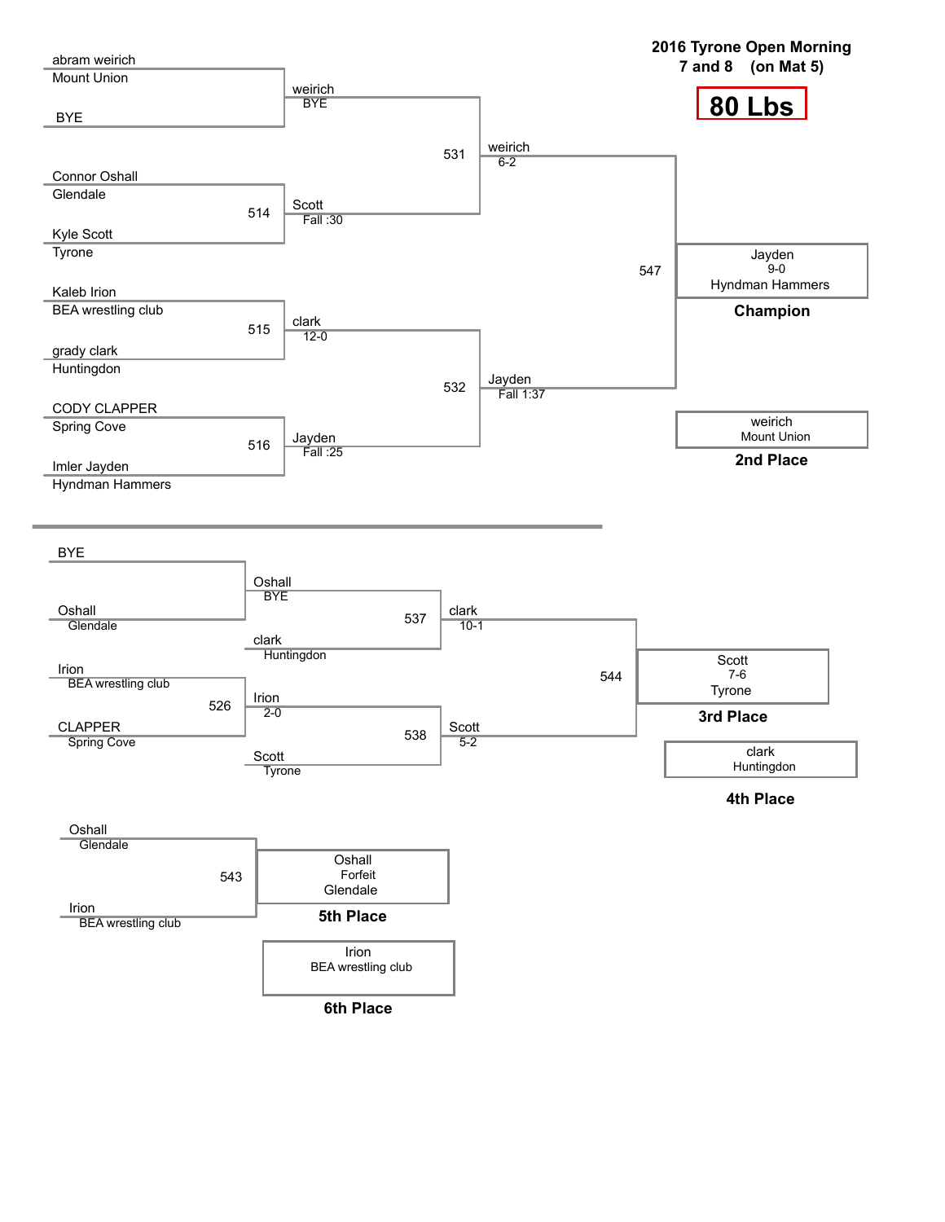# 2016 Tyrone Open Morning
## 7 and 8 (on Mat 5)

**80 Lbs**

### Championship Bracket

| Wrestler | Team | Bout | Winner | Result |
|---|---|---|---|---|
| abram weirich | Mount Union | | weirich | BYE |
| BYE | | | | |
| Connor Oshall | Glendale | 514 | Scott | Fall :30 |
| Kyle Scott | Tyrone | | | |
| Kaleb Irion | BEA wrestling club | 515 | clark | 12-0 |
| grady clark | Huntingdon | | | |
| CODY CLAPPER | Spring Cove | 516 | Jayden | Fall :25 |
| Imler Jayden | Hyndman Hammers | | | |

Bout 531: weirich 6-2

Bout 532: Jayden Fall 1:37

Bout 547: Jayden 9-0, Hyndman Hammers — **Champion**

weirich, Mount Union — **2nd Place**

### Consolation Bracket

| Wrestler | Team | Bout | Winner | Result |
|---|---|---|---|---|
| BYE | | | Oshall | BYE |
| Oshall | Glendale | | | |
| Irion | BEA wrestling club | 526 | Irion | 2-0 |
| CLAPPER | Spring Cove | | | |

Bout 537: Oshall vs. clark (Huntingdon) — clark 10-1

Bout 538: Irion vs. Scott (Tyrone) — Scott 5-2

Bout 544: Scott 7-6, Tyrone — **3rd Place**

clark, Huntingdon — **4th Place**

Bout 543: Oshall (Glendale) vs. Irion (BEA wrestling club) — Oshall Forfeit, Glendale — **5th Place**

Irion, BEA wrestling club — **6th Place**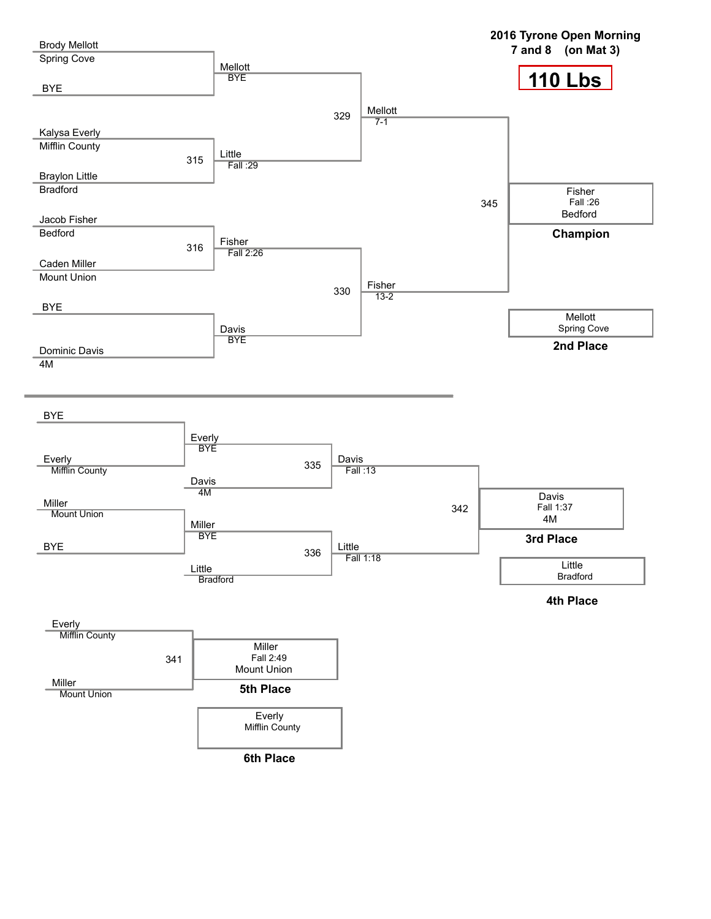# 2016 Tyrone Open Morning

7 and 8 (on Mat 3)

## 110 Lbs

### Championship Bracket

**Round 1**

- Brody Mellott, Spring Cove vs. BYE → Mellott (BYE)
- Bout 315: Kalysa Everly, Mifflin County vs. Braylon Little, Bradford → Little (Fall :29)
- Bout 316: Jacob Fisher, Bedford vs. Caden Miller, Mount Union → Fisher (Fall 2:26)
- BYE vs. Dominic Davis, 4M → Davis (BYE)

**Semifinals**

- Bout 329: Mellott vs. Little → Mellott (7-1)
- Bout 330: Fisher vs. Davis → Fisher (13-2)

**Final**

- Bout 345: Mellott vs. Fisher → Fisher (Fall :26), Bedford

**Champion:** Fisher, Bedford (Fall :26)

**2nd Place:** Mellott, Spring Cove

### Consolation Bracket

- BYE vs. Everly, Mifflin County → Everly (BYE)
- Miller, Mount Union vs. BYE → Miller (BYE)
- Bout 335: Everly vs. Davis, 4M → Davis (Fall :13)
- Bout 336: Miller vs. Little, Bradford → Little (Fall 1:18)
- Bout 342: Davis vs. Little → Davis (Fall 1:37), 4M

**3rd Place:** Davis, 4M (Fall 1:37)

**4th Place:** Little, Bradford

### 5th Place Match

- Bout 341: Everly, Mifflin County vs. Miller, Mount Union → Miller (Fall 2:49), Mount Union

**5th Place:** Miller, Mount Union (Fall 2:49)

**6th Place:** Everly, Mifflin County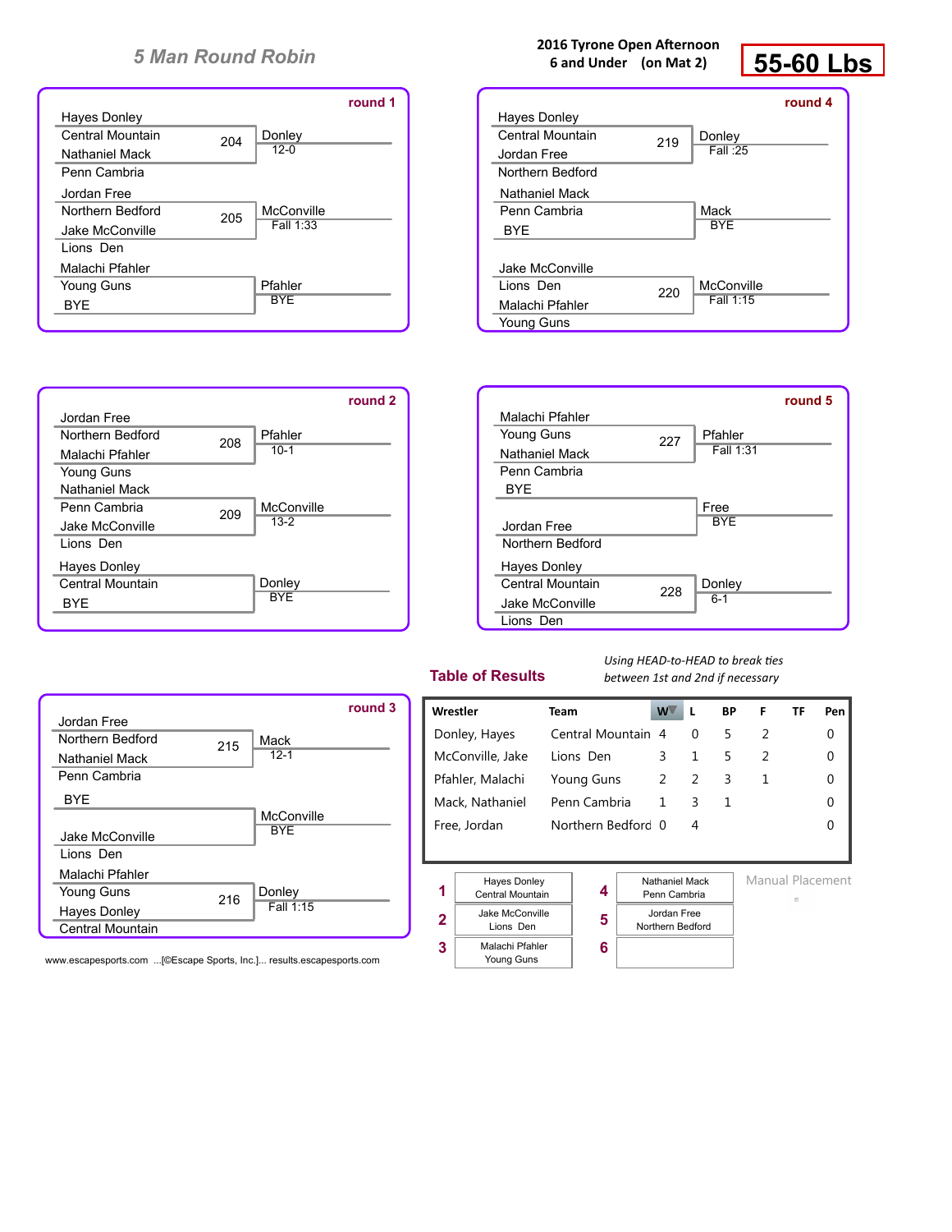# 5 Man Round Robin

**2016 Tyrone Open Afternoon**
**6 and Under (on Mat 2)**

## 55-60 Lbs

### round 1

| Wrestler | Team | Bout | Winner | Result |
|---|---|---|---|---|
| Hayes Donley | Central Mountain | 204 | Donley | 12-0 |
| Nathaniel Mack | Penn Cambria | | | |
| Jordan Free | Northern Bedford | 205 | McConville | Fall 1:33 |
| Jake McConville | Lions Den | | | |
| Malachi Pfahler | Young Guns | | Pfahler | BYE |
| BYE | | | | |

### round 2

| Wrestler | Team | Bout | Winner | Result |
|---|---|---|---|---|
| Jordan Free | Northern Bedford | 208 | Pfahler | 10-1 |
| Malachi Pfahler | Young Guns | | | |
| Nathaniel Mack | Penn Cambria | 209 | McConville | 13-2 |
| Jake McConville | Lions Den | | | |
| Hayes Donley | Central Mountain | | Donley | BYE |
| BYE | | | | |

### round 3

| Wrestler | Team | Bout | Winner | Result |
|---|---|---|---|---|
| Jordan Free | Northern Bedford | 215 | Mack | 12-1 |
| Nathaniel Mack | Penn Cambria | | | |
| BYE | | | McConville | BYE |
| Jake McConville | Lions Den | | | |
| Malachi Pfahler | Young Guns | 216 | Donley | Fall 1:15 |
| Hayes Donley | Central Mountain | | | |

### round 4

| Wrestler | Team | Bout | Winner | Result |
|---|---|---|---|---|
| Hayes Donley | Central Mountain | 219 | Donley | Fall :25 |
| Jordan Free | Northern Bedford | | | |
| Nathaniel Mack | Penn Cambria | | Mack | BYE |
| BYE | | | | |
| Jake McConville | Lions Den | 220 | McConville | Fall 1:15 |
| Malachi Pfahler | Young Guns | | | |

### round 5

| Wrestler | Team | Bout | Winner | Result |
|---|---|---|---|---|
| Malachi Pfahler | Young Guns | 227 | Pfahler | Fall 1:31 |
| Nathaniel Mack | Penn Cambria | | | |
| BYE | | | Free | BYE |
| Jordan Free | Northern Bedford | | | |
| Hayes Donley | Central Mountain | 228 | Donley | 6-1 |
| Jake McConville | Lions Den | | | |

### Table of Results

*Using HEAD-to-HEAD to break ties between 1st and 2nd if necessary*

| Wrestler | Team | W | L | BP | F | TF | Pen |
|---|---|---|---|---|---|---|---|
| Donley, Hayes | Central Mountain | 4 | 0 | 5 | 2 | | 0 |
| McConville, Jake | Lions Den | 3 | 1 | 5 | 2 | | 0 |
| Pfahler, Malachi | Young Guns | 2 | 2 | 3 | 1 | | 0 |
| Mack, Nathaniel | Penn Cambria | 1 | 3 | 1 | | | 0 |
| Free, Jordan | Northern Bedford | 0 | 4 | | | | 0 |

| Place | Wrestler | Place | Wrestler |
|---|---|---|---|
| 1 | Hayes Donley, Central Mountain | 4 | Nathaniel Mack, Penn Cambria |
| 2 | Jake McConville, Lions Den | 5 | Jordan Free, Northern Bedford |
| 3 | Malachi Pfahler, Young Guns | 6 | |

Manual Placement

www.escapesports.com ...[©Escape Sports, Inc.]... results.escapesports.com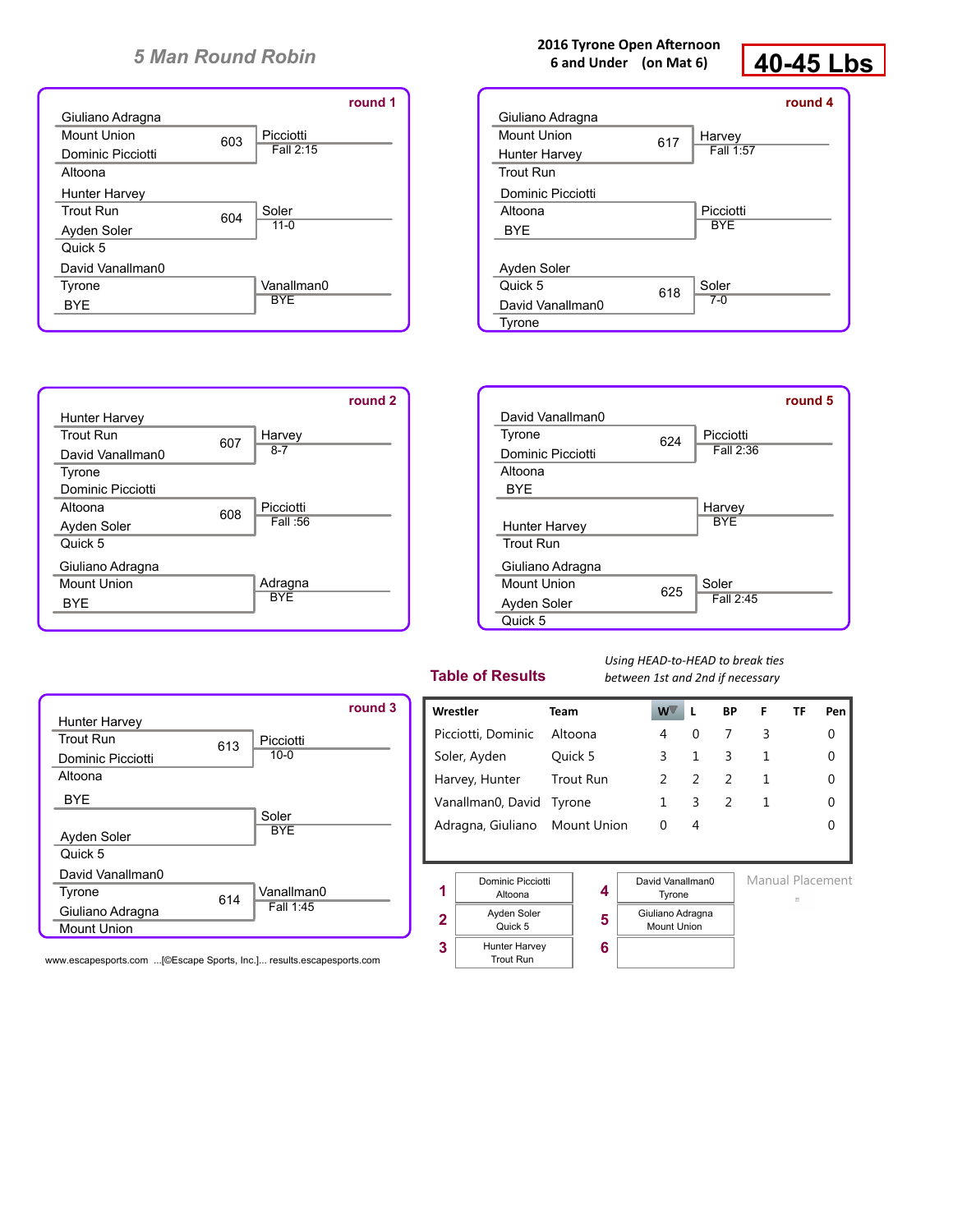## 5 Man Round Robin

**2016 Tyrone Open Afternoon**
**6 and Under (on Mat 6)**

# 40-45 Lbs

### round 1

| Wrestler 1 | Wrestler 2 | Bout | Winner | Result |
|---|---|---|---|---|
| Giuliano Adragna (Mount Union) | Dominic Picciotti (Altoona) | 603 | Picciotti | Fall 2:15 |
| Hunter Harvey (Trout Run) | Ayden Soler (Quick 5) | 604 | Soler | 11-0 |
| David Vanallman0 (Tyrone) | BYE | | Vanallman0 | BYE |

### round 2

| Wrestler 1 | Wrestler 2 | Bout | Winner | Result |
|---|---|---|---|---|
| Hunter Harvey (Trout Run) | David Vanallman0 (Tyrone) | 607 | Harvey | 8-7 |
| Dominic Picciotti (Altoona) | Ayden Soler (Quick 5) | 608 | Picciotti | Fall :56 |
| Giuliano Adragna (Mount Union) | BYE | | Adragna | BYE |

### round 3

| Wrestler 1 | Wrestler 2 | Bout | Winner | Result |
|---|---|---|---|---|
| Hunter Harvey (Trout Run) | Dominic Picciotti (Altoona) | 613 | Picciotti | 10-0 |
| BYE | Ayden Soler (Quick 5) | | Soler | BYE |
| David Vanallman0 (Tyrone) | Giuliano Adragna (Mount Union) | 614 | Vanallman0 | Fall 1:45 |

### round 4

| Wrestler 1 | Wrestler 2 | Bout | Winner | Result |
|---|---|---|---|---|
| Giuliano Adragna (Mount Union) | Hunter Harvey (Trout Run) | 617 | Harvey | Fall 1:57 |
| Dominic Picciotti (Altoona) | BYE | | Picciotti | BYE |
| Ayden Soler (Quick 5) | David Vanallman0 (Tyrone) | 618 | Soler | 7-0 |

### round 5

| Wrestler 1 | Wrestler 2 | Bout | Winner | Result |
|---|---|---|---|---|
| David Vanallman0 (Tyrone) | Dominic Picciotti (Altoona) | 624 | Picciotti | Fall 2:36 |
| BYE | Hunter Harvey (Trout Run) | | Harvey | BYE |
| Giuliano Adragna (Mount Union) | Ayden Soler (Quick 5) | 625 | Soler | Fall 2:45 |

### Table of Results

*Using HEAD-to-HEAD to break ties between 1st and 2nd if necessary*

| Wrestler | Team | W | L | BP | F | TF | Pen |
|---|---|---|---|---|---|---|---|
| Picciotti, Dominic | Altoona | 4 | 0 | 7 | 3 | | 0 |
| Soler, Ayden | Quick 5 | 3 | 1 | 3 | 1 | | 0 |
| Harvey, Hunter | Trout Run | 2 | 2 | 2 | 1 | | 0 |
| Vanallman0, David | Tyrone | 1 | 3 | 2 | 1 | | 0 |
| Adragna, Giuliano | Mount Union | 0 | 4 | | | | 0 |

| Place | Wrestler | Place | Wrestler |
|---|---|---|---|
| 1 | Dominic Picciotti, Altoona | 4 | David Vanallman0, Tyrone |
| 2 | Ayden Soler, Quick 5 | 5 | Giuliano Adragna, Mount Union |
| 3 | Hunter Harvey, Trout Run | 6 | |

Manual Placement

www.escapesports.com ...[©Escape Sports, Inc.]... results.escapesports.com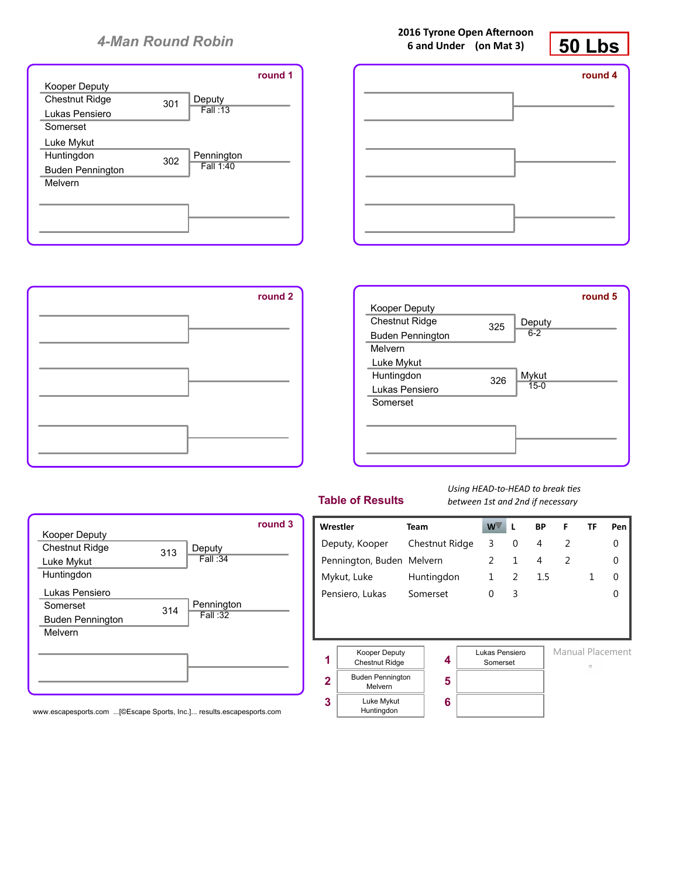## 4-Man Round Robin

**2016 Tyrone Open Afternoon**
**6 and Under (on Mat 3)**

**50 Lbs**

### round 1

| Wrestler 1 | Team 1 | Wrestler 2 | Team 2 | Bout | Winner | Result |
|---|---|---|---|---|---|---|
| Kooper Deputy | Chestnut Ridge | Lukas Pensiero | Somerset | 301 | Deputy | Fall :13 |
| Luke Mykut | Huntingdon | Buden Pennington | Melvern | 302 | Pennington | Fall 1:40 |

### round 4

### round 2

### round 5

| Wrestler 1 | Team 1 | Wrestler 2 | Team 2 | Bout | Winner | Result |
|---|---|---|---|---|---|---|
| Kooper Deputy | Chestnut Ridge | Buden Pennington | Melvern | 325 | Deputy | 6-2 |
| Luke Mykut | Huntingdon | Lukas Pensiero | Somerset | 326 | Mykut | 15-0 |

### round 3

| Wrestler 1 | Team 1 | Wrestler 2 | Team 2 | Bout | Winner | Result |
|---|---|---|---|---|---|---|
| Kooper Deputy | Chestnut Ridge | Luke Mykut | Huntingdon | 313 | Deputy | Fall :34 |
| Lukas Pensiero | Somerset | Buden Pennington | Melvern | 314 | Pennington | Fall :32 |

## Table of Results

*Using HEAD-to-HEAD to break ties between 1st and 2nd if necessary*

| Wrestler | Team | W | L | BP | F | TF | Pen |
|---|---|---|---|---|---|---|---|
| Deputy, Kooper | Chestnut Ridge | 3 | 0 | 4 | 2 | | 0 |
| Pennington, Buden | Melvern | 2 | 1 | 4 | 2 | | 0 |
| Mykut, Luke | Huntingdon | 1 | 2 | 1.5 | | 1 | 0 |
| Pensiero, Lukas | Somerset | 0 | 3 | | | | 0 |

| Place | Wrestler | Place | Wrestler |
|---|---|---|---|
| 1 | Kooper Deputy, Chestnut Ridge | 4 | Lukas Pensiero, Somerset |
| 2 | Buden Pennington, Melvern | 5 | |
| 3 | Luke Mykut, Huntingdon | 6 | |

Manual Placement

www.escapesports.com ...[©Escape Sports, Inc.]... results.escapesports.com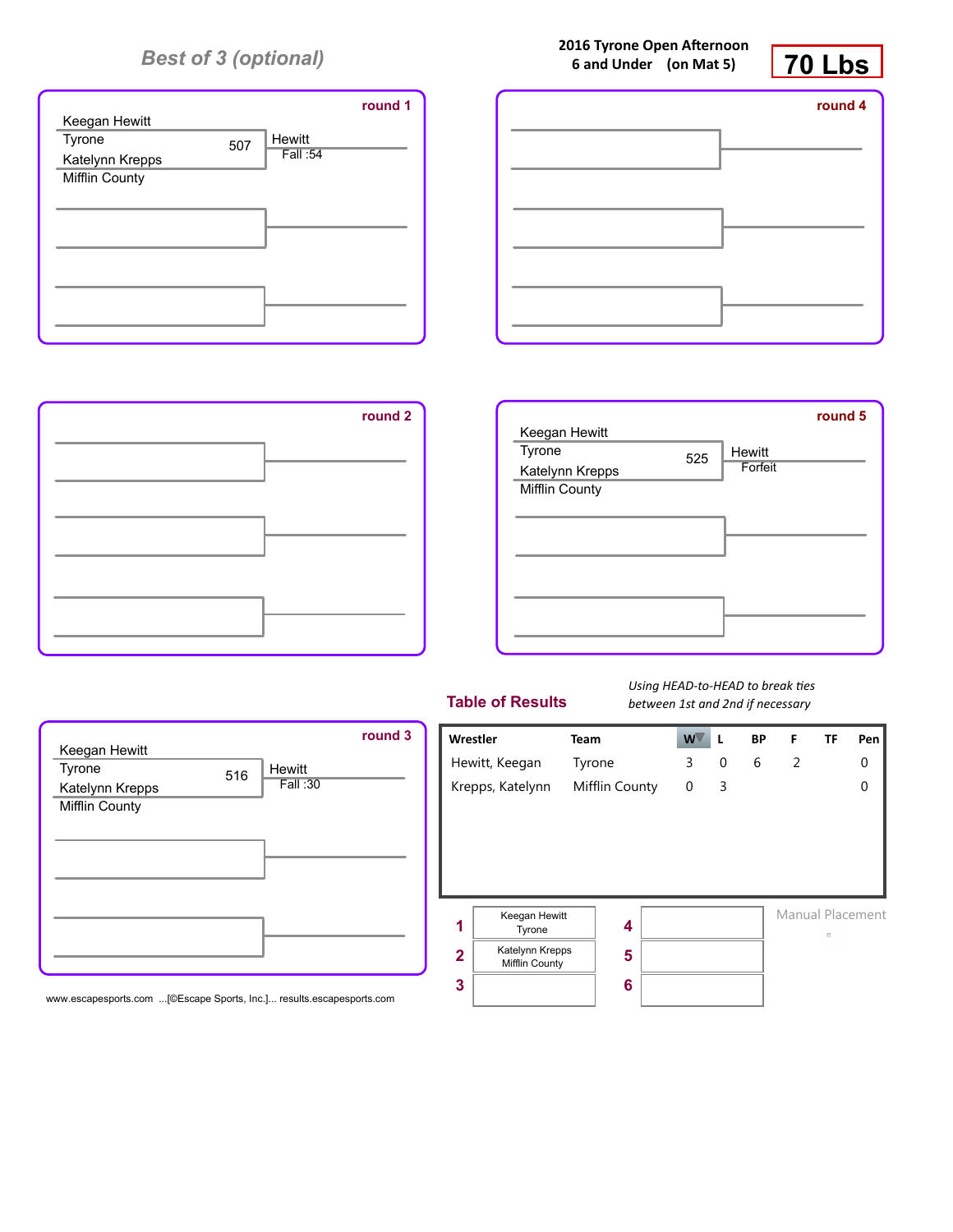*Best of 3 (optional)*

**2016 Tyrone Open Afternoon**
**6 and Under (on Mat 5)**

**70 Lbs**

**round 1**

Keegan Hewitt
Tyrone
507
Katelynn Krepps
Mifflin County

Hewitt
Fall :54

**round 4**

**round 2**

**round 5**

Keegan Hewitt
Tyrone
525
Katelynn Krepps
Mifflin County

Hewitt
Forfeit

**round 3**

Keegan Hewitt
Tyrone
516
Katelynn Krepps
Mifflin County

Hewitt
Fall :30

## Table of Results

*Using HEAD-to-HEAD to break ties between 1st and 2nd if necessary*

| Wrestler | Team | W | L | BP | F | TF | Pen |
|---|---|---|---|---|---|---|---|
| Hewitt, Keegan | Tyrone | 3 | 0 | 6 | 2 | | 0 |
| Krepps, Katelynn | Mifflin County | 0 | 3 | | | | 0 |

| | | | |
|---|---|---|---|
| 1 | Keegan Hewitt Tyrone | 4 | |
| 2 | Katelynn Krepps Mifflin County | 5 | |
| 3 | | 6 | |

Manual Placement

www.escapesports.com ...[©Escape Sports, Inc.]... results.escapesports.com